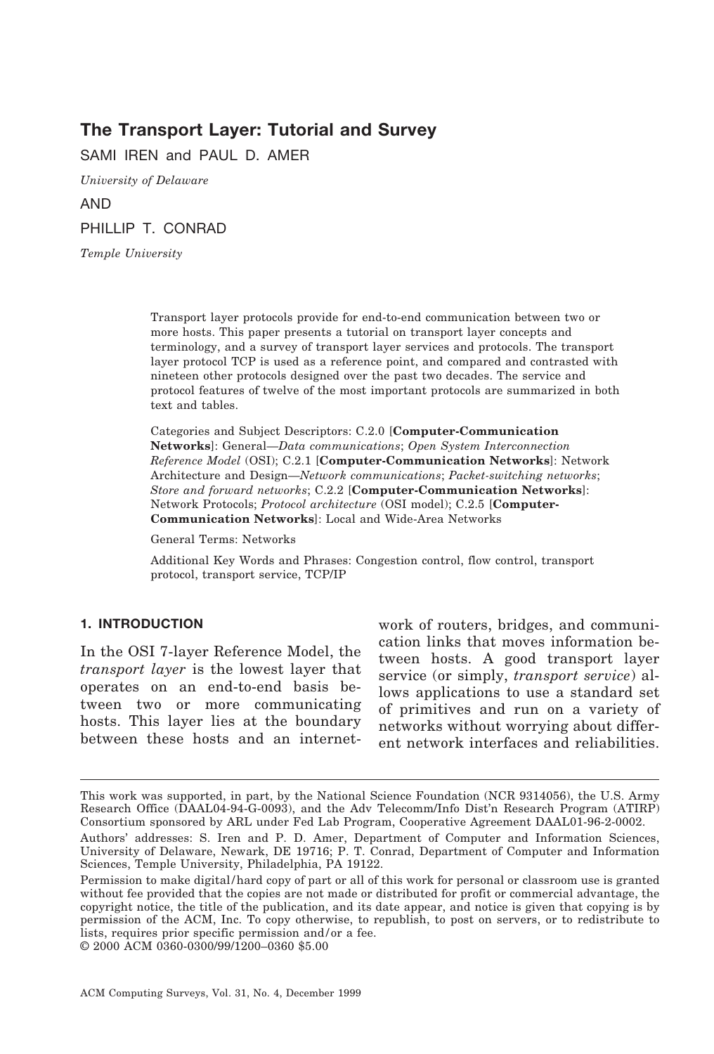# The Transport Layer: Tutorial and Survey

SAMI IREN and PAUL D. AMER

*University of Delaware*

AND

PHILLIP T. CONRAD

*Temple University*

Transport layer protocols provide for end-to-end communication between two or more hosts. This paper presents a tutorial on transport layer concepts and terminology, and a survey of transport layer services and protocols. The transport layer protocol TCP is used as a reference point, and compared and contrasted with nineteen other protocols designed over the past two decades. The service and protocol features of twelve of the most important protocols are summarized in both text and tables.

Categories and Subject Descriptors: C.2.0 [**Computer-Communication Networks**]: General—*Data communications*; *Open System Interconnection Reference Model* (OSI); C.2.1 [**Computer-Communication Networks**]: Network Architecture and Design—*Network communications*; *Packet-switching networks*; *Store and forward networks*; C.2.2 [**Computer-Communication Networks**]: Network Protocols; *Protocol architecture* (OSI model); C.2.5 [**Computer-Communication Networks**]: Local and Wide-Area Networks

General Terms: Networks

Additional Key Words and Phrases: Congestion control, flow control, transport protocol, transport service, TCP/IP

## 1. INTRODUCTION

In the OSI 7-layer Reference Model, the *transport layer* is the lowest layer that operates on an end-to-end basis between two or more communicating hosts. This layer lies at the boundary between these hosts and an internetwork of routers, bridges, and communication links that moves information between hosts. A good transport layer service (or simply, *transport service*) allows applications to use a standard set of primitives and run on a variety of networks without worrying about different network interfaces and reliabilities.

---

This work was supported, in part, by the National Science Foundation (NCR 9314056), the U.S. Army Research Office (DAAL04-94-G-0093), and the Adv Telecomm/Info Dist'n Research Program (ATIRP) Consortium sponsored by ARL under Fed Lab Program, Cooperative Agreement DAAL01-96-2-0002.

Authors' addresses: S. Iren and P. D. Amer, Department of Computer and Information Sciences, University of Delaware, Newark, DE 19716; P. T. Conrad, Department of Computer and Information Sciences, Temple University, Philadelphia, PA 19122.

Permission to make digital/hard copy of part or all of this work for personal or classroom use is granted without fee provided that the copies are not made or distributed for profit or commercial advantage, the copyright notice, the title of the publication, and its date appear, and notice is given that copying is by permission of the ACM, Inc. To copy otherwise, to republish, to post on servers, or to redistribute to lists, requires prior specific permission and/or a fee.

© 2000 ACM 0360-0300/99/1200–0360 $5.00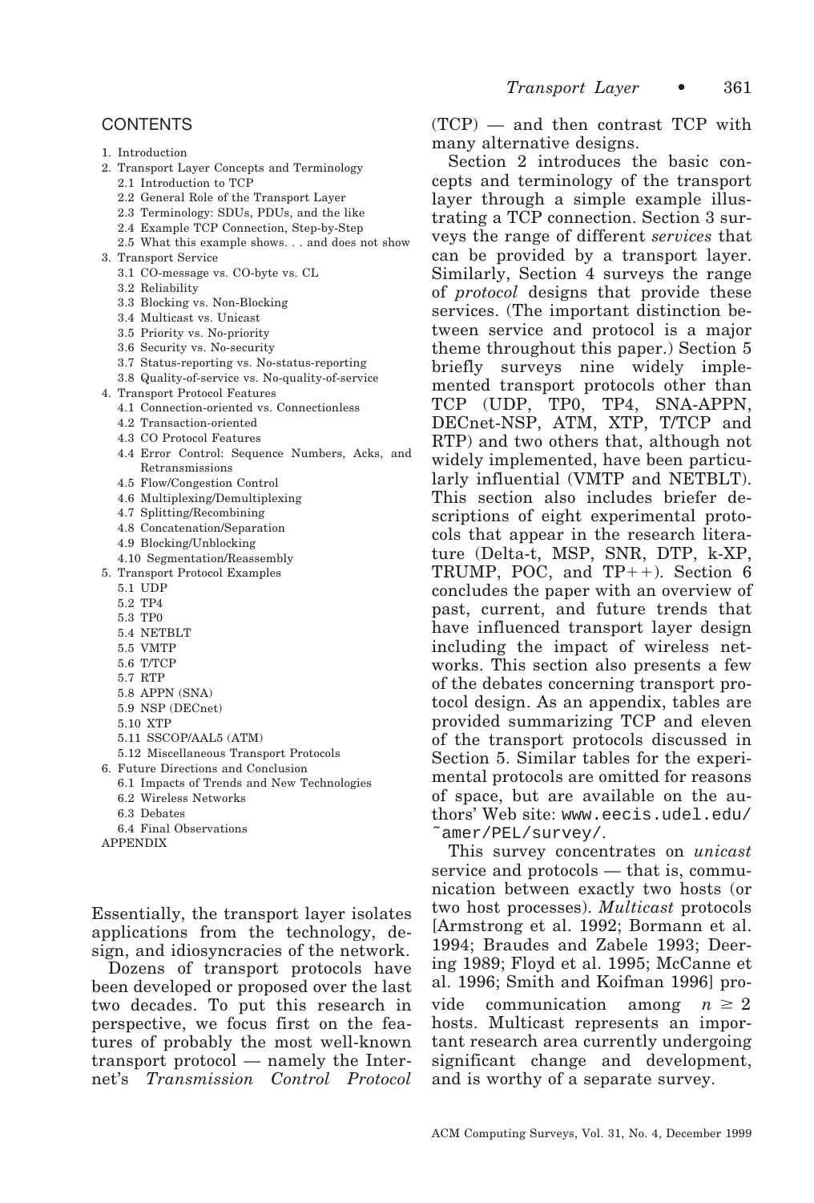CONTENTS

1. Introduction
2. Transport Layer Concepts and Terminology
   - 2.1 Introduction to TCP
   - 2.2 General Role of the Transport Layer
   - 2.3 Terminology: SDUs, PDUs, and the like
   - 2.4 Example TCP Connection, Step-by-Step
   - 2.5 What this example shows. . . and does not show
3. Transport Service
   - 3.1 CO-message vs. CO-byte vs. CL
   - 3.2 Reliability
   - 3.3 Blocking vs. Non-Blocking
   - 3.4 Multicast vs. Unicast
   - 3.5 Priority vs. No-priority
   - 3.6 Security vs. No-security
   - 3.7 Status-reporting vs. No-status-reporting
   - 3.8 Quality-of-service vs. No-quality-of-service
4. Transport Protocol Features
   - 4.1 Connection-oriented vs. Connectionless
   - 4.2 Transaction-oriented
   - 4.3 CO Protocol Features
   - 4.4 Error Control: Sequence Numbers, Acks, and Retransmissions
   - 4.5 Flow/Congestion Control
   - 4.6 Multiplexing/Demultiplexing
   - 4.7 Splitting/Recombining
   - 4.8 Concatenation/Separation
   - 4.9 Blocking/Unblocking
   - 4.10 Segmentation/Reassembly
5. Transport Protocol Examples
   - 5.1 UDP
   - 5.2 TP4
   - 5.3 TP0
   - 5.4 NETBLT
   - 5.5 VMTP
   - 5.6 T/TCP
   - 5.7 RTP
   - 5.8 APPN (SNA)
   - 5.9 NSP (DECnet)
   - 5.10 XTP
   - 5.11 SSCOP/AAL5 (ATM)
   - 5.12 Miscellaneous Transport Protocols
6. Future Directions and Conclusion
   - 6.1 Impacts of Trends and New Technologies
   - 6.2 Wireless Networks
   - 6.3 Debates
   - 6.4 Final Observations

APPENDIX

Essentially, the transport layer isolates applications from the technology, design, and idiosyncracies of the network.

Dozens of transport protocols have been developed or proposed over the last two decades. To put this research in perspective, we focus first on the features of probably the most well-known transport protocol — namely the Internet's *Transmission Control Protocol* (TCP) — and then contrast TCP with many alternative designs.

Section 2 introduces the basic concepts and terminology of the transport layer through a simple example illustrating a TCP connection. Section 3 surveys the range of different *services* that can be provided by a transport layer. Similarly, Section 4 surveys the range of *protocol* designs that provide these services. (The important distinction between service and protocol is a major theme throughout this paper.) Section 5 briefly surveys nine widely implemented transport protocols other than TCP (UDP, TP0, TP4, SNA-APPN, DECnet-NSP, ATM, XTP, T/TCP and RTP) and two others that, although not widely implemented, have been particularly influential (VMTP and NETBLT). This section also includes briefer descriptions of eight experimental protocols that appear in the research literature (Delta-t, MSP, SNR, DTP, k-XP, TRUMP, POC, and TP++). Section 6 concludes the paper with an overview of past, current, and future trends that have influenced transport layer design including the impact of wireless networks. This section also presents a few of the debates concerning transport protocol design. As an appendix, tables are provided summarizing TCP and eleven of the transport protocols discussed in Section 5. Similar tables for the experimental protocols are omitted for reasons of space, but are available on the authors' Web site: `www.eecis.udel.edu/~amer/PEL/survey/`.

This survey concentrates on *unicast* service and protocols — that is, communication between exactly two hosts (or two host processes). *Multicast* protocols [Armstrong et al. 1992; Bormann et al. 1994; Braudes and Zabele 1993; Deering 1989; Floyd et al. 1995; McCanne et al. 1996; Smith and Koifman 1996] provide communication among $n \geq 2$ hosts. Multicast represents an important research area currently undergoing significant change and development, and is worthy of a separate survey.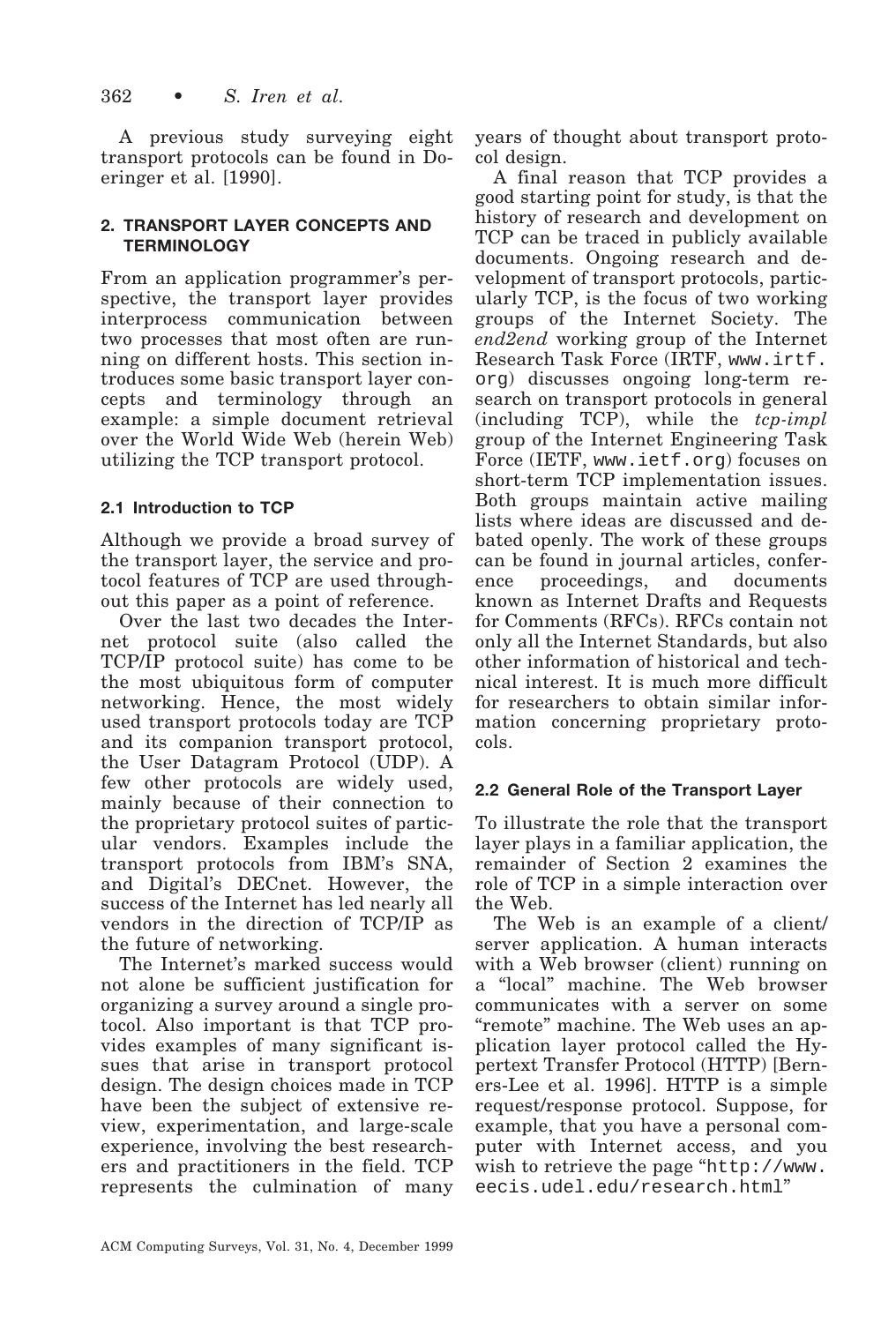A previous study surveying eight transport protocols can be found in Doeringer et al. [1990].

## 2. TRANSPORT LAYER CONCEPTS AND TERMINOLOGY

From an application programmer's perspective, the transport layer provides interprocess communication between two processes that most often are running on different hosts. This section introduces some basic transport layer concepts and terminology through an example: a simple document retrieval over the World Wide Web (herein Web) utilizing the TCP transport protocol.

### 2.1 Introduction to TCP

Although we provide a broad survey of the transport layer, the service and protocol features of TCP are used throughout this paper as a point of reference.

Over the last two decades the Internet protocol suite (also called the TCP/IP protocol suite) has come to be the most ubiquitous form of computer networking. Hence, the most widely used transport protocols today are TCP and its companion transport protocol, the User Datagram Protocol (UDP). A few other protocols are widely used, mainly because of their connection to the proprietary protocol suites of particular vendors. Examples include the transport protocols from IBM's SNA, and Digital's DECnet. However, the success of the Internet has led nearly all vendors in the direction of TCP/IP as the future of networking.

The Internet's marked success would not alone be sufficient justification for organizing a survey around a single protocol. Also important is that TCP provides examples of many significant issues that arise in transport protocol design. The design choices made in TCP have been the subject of extensive review, experimentation, and large-scale experience, involving the best researchers and practitioners in the field. TCP represents the culmination of many years of thought about transport protocol design.

A final reason that TCP provides a good starting point for study, is that the history of research and development on TCP can be traced in publicly available documents. Ongoing research and development of transport protocols, particularly TCP, is the focus of two working groups of the Internet Society. The *end2end* working group of the Internet Research Task Force (IRTF, `www.irtf.org`) discusses ongoing long-term research on transport protocols in general (including TCP), while the *tcp-impl* group of the Internet Engineering Task Force (IETF, `www.ietf.org`) focuses on short-term TCP implementation issues. Both groups maintain active mailing lists where ideas are discussed and debated openly. The work of these groups can be found in journal articles, conference proceedings, and documents known as Internet Drafts and Requests for Comments (RFCs). RFCs contain not only all the Internet Standards, but also other information of historical and technical interest. It is much more difficult for researchers to obtain similar information concerning proprietary protocols.

### 2.2 General Role of the Transport Layer

To illustrate the role that the transport layer plays in a familiar application, the remainder of Section 2 examines the role of TCP in a simple interaction over the Web.

The Web is an example of a client/server application. A human interacts with a Web browser (client) running on a "local" machine. The Web browser communicates with a server on some "remote" machine. The Web uses an application layer protocol called the Hypertext Transfer Protocol (HTTP) [Berners-Lee et al. 1996]. HTTP is a simple request/response protocol. Suppose, for example, that you have a personal computer with Internet access, and you wish to retrieve the page "`http://www.eecis.udel.edu/research.html`"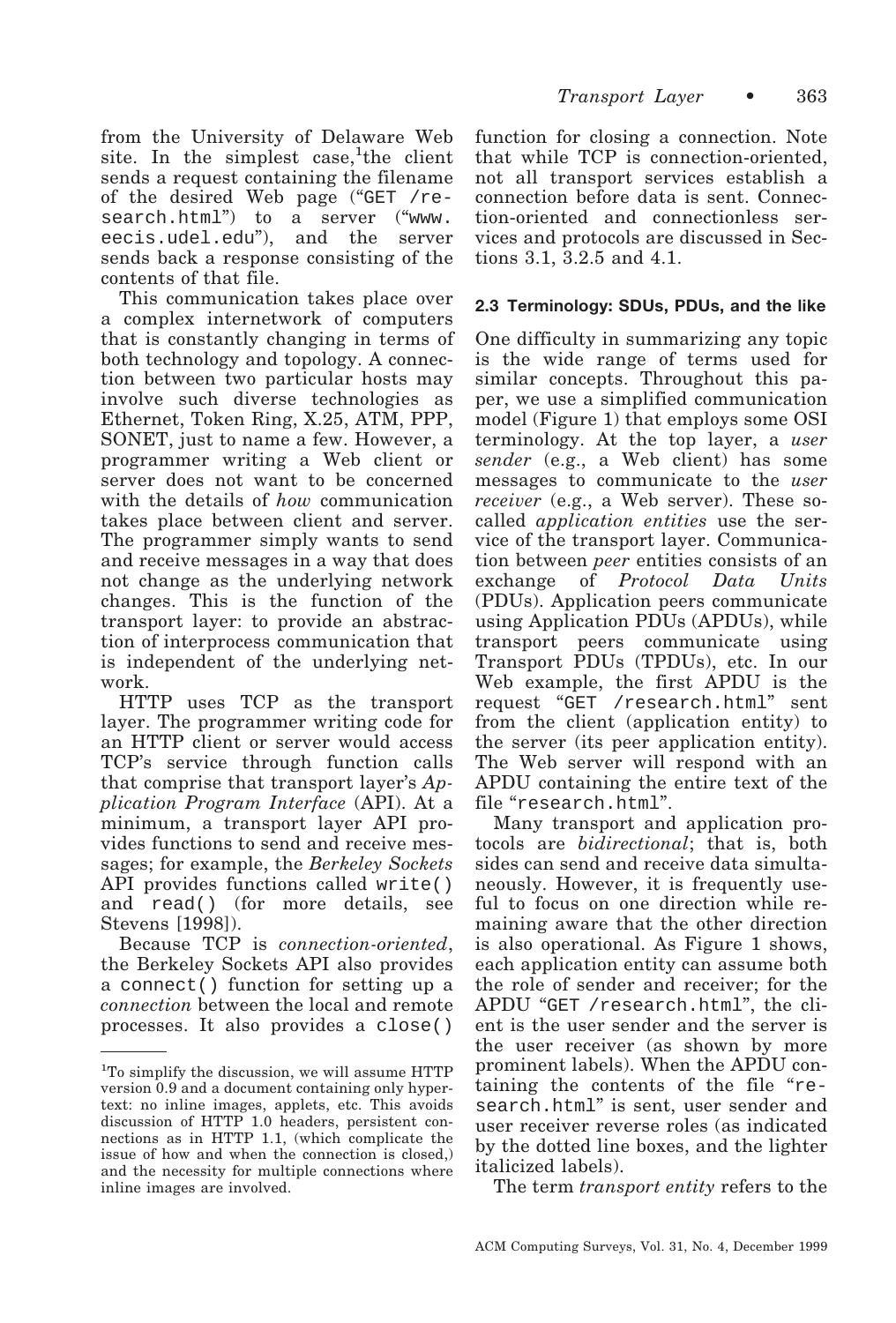from the University of Delaware Web site. In the simplest case,[1] the client sends a request containing the filename of the desired Web page ("GET /research.html") to a server ("www.eecis.udel.edu"), and the server sends back a response consisting of the contents of that file.

This communication takes place over a complex internetwork of computers that is constantly changing in terms of both technology and topology. A connection between two particular hosts may involve such diverse technologies as Ethernet, Token Ring, X.25, ATM, PPP, SONET, just to name a few. However, a programmer writing a Web client or server does not want to be concerned with the details of *how* communication takes place between client and server. The programmer simply wants to send and receive messages in a way that does not change as the underlying network changes. This is the function of the transport layer: to provide an abstraction of interprocess communication that is independent of the underlying network.

HTTP uses TCP as the transport layer. The programmer writing code for an HTTP client or server would access TCP's service through function calls that comprise that transport layer's *Application Program Interface* (API). At a minimum, a transport layer API provides functions to send and receive messages; for example, the *Berkeley Sockets* API provides functions called `write()` and `read()` (for more details, see Stevens [1998]).

Because TCP is *connection-oriented*, the Berkeley Sockets API also provides a `connect()` function for setting up a *connection* between the local and remote processes. It also provides a `close()` function for closing a connection. Note that while TCP is connection-oriented, not all transport services establish a connection before data is sent. Connection-oriented and connectionless services and protocols are discussed in Sections 3.1, 3.2.5 and 4.1.

[1] To simplify the discussion, we will assume HTTP version 0.9 and a document containing only hypertext: no inline images, applets, etc. This avoids discussion of HTTP 1.0 headers, persistent connections as in HTTP 1.1, (which complicate the issue of how and when the connection is closed,) and the necessity for multiple connections where inline images are involved.

### 2.3 Terminology: SDUs, PDUs, and the like

One difficulty in summarizing any topic is the wide range of terms used for similar concepts. Throughout this paper, we use a simplified communication model (Figure 1) that employs some OSI terminology. At the top layer, a *user sender* (e.g., a Web client) has some messages to communicate to the *user receiver* (e.g., a Web server). These so-called *application entities* use the service of the transport layer. Communication between *peer* entities consists of an exchange of *Protocol Data Units* (PDUs). Application peers communicate using Application PDUs (APDUs), while transport peers communicate using Transport PDUs (TPDUs), etc. In our Web example, the first APDU is the request "GET /research.html" sent from the client (application entity) to the server (its peer application entity). The Web server will respond with an APDU containing the entire text of the file "research.html".

Many transport and application protocols are *bidirectional*; that is, both sides can send and receive data simultaneously. However, it is frequently useful to focus on one direction while remaining aware that the other direction is also operational. As Figure 1 shows, each application entity can assume both the role of sender and receiver; for the APDU "GET /research.html", the client is the user sender and the server is the user receiver (as shown by more prominent labels). When the APDU containing the contents of the file "research.html" is sent, user sender and user receiver reverse roles (as indicated by the dotted line boxes, and the lighter italicized labels).

The term *transport entity* refers to the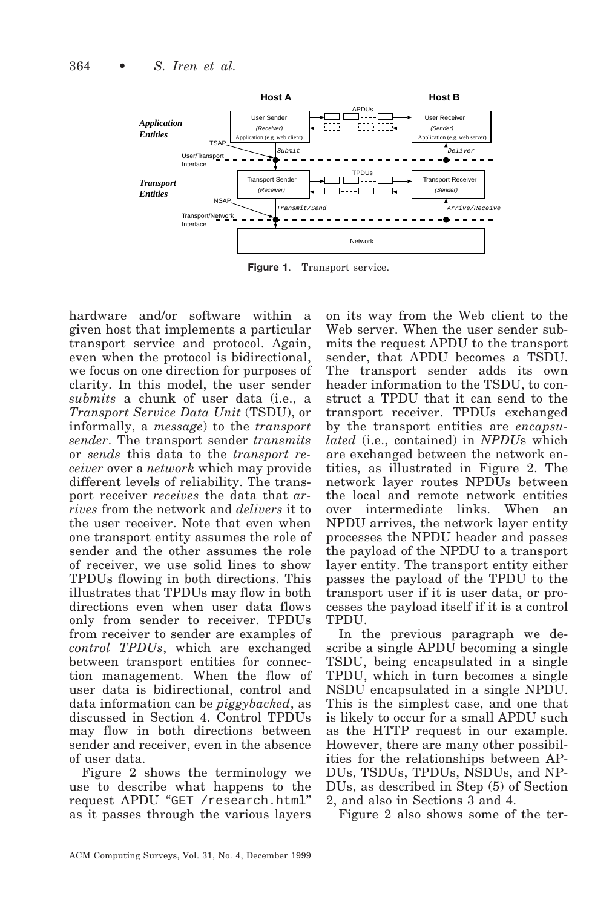**Figure 1**. Transport service.

hardware and/or software within a given host that implements a particular transport service and protocol. Again, even when the protocol is bidirectional, we focus on one direction for purposes of clarity. In this model, the user sender *submits* a chunk of user data (i.e., a *Transport Service Data Unit* (TSDU), or informally, a *message*) to the *transport sender*. The transport sender *transmits* or *sends* this data to the *transport receiver* over a *network* which may provide different levels of reliability. The transport receiver *receives* the data that *arrives* from the network and *delivers* it to the user receiver. Note that even when one transport entity assumes the role of sender and the other assumes the role of receiver, we use solid lines to show TPDUs flowing in both directions. This illustrates that TPDUs may flow in both directions even when user data flows only from sender to receiver. TPDUs from receiver to sender are examples of *control TPDUs*, which are exchanged between transport entities for connection management. When the flow of user data is bidirectional, control and data information can be *piggybacked*, as discussed in Section 4. Control TPDUs may flow in both directions between sender and receiver, even in the absence of user data.

Figure 2 shows the terminology we use to describe what happens to the request APDU "GET /research.html" as it passes through the various layers on its way from the Web client to the Web server. When the user sender submits the request APDU to the transport sender, that APDU becomes a TSDU. The transport sender adds its own header information to the TSDU, to construct a TPDU that it can send to the transport receiver. TPDUs exchanged by the transport entities are *encapsulated* (i.e., contained) in *NPDU*s which are exchanged between the network entities, as illustrated in Figure 2. The network layer routes NPDUs between the local and remote network entities over intermediate links. When an NPDU arrives, the network layer entity processes the NPDU header and passes the payload of the NPDU to a transport layer entity. The transport entity either passes the payload of the TPDU to the transport user if it is user data, or processes the payload itself if it is a control TPDU.

In the previous paragraph we describe a single APDU becoming a single TSDU, being encapsulated in a single TPDU, which in turn becomes a single NSDU encapsulated in a single NPDU. This is the simplest case, and one that is likely to occur for a small APDU such as the HTTP request in our example. However, there are many other possibilities for the relationships between APDUs, TSDUs, TPDUs, NSDUs, and NPDUs, as described in Step (5) of Section 2, and also in Sections 3 and 4.

Figure 2 also shows some of the ter-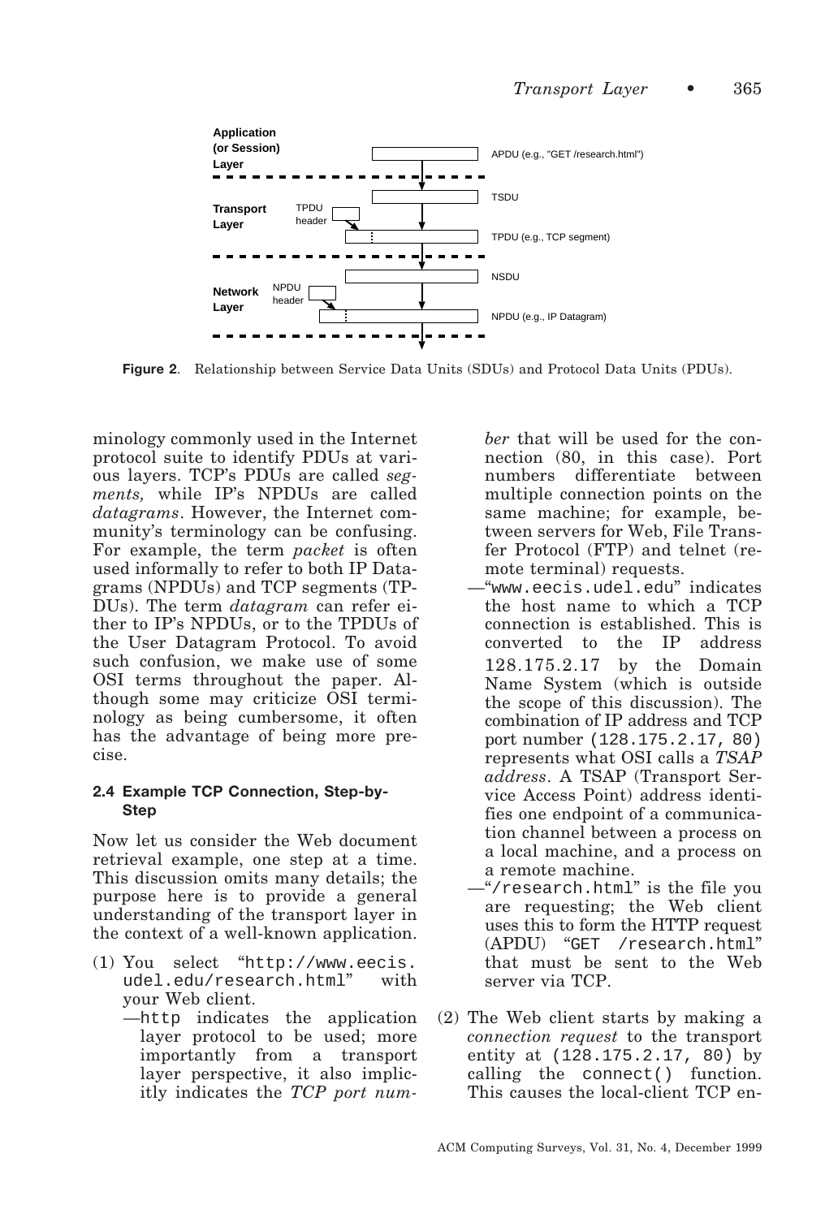**Figure 2**. Relationship between Service Data Units (SDUs) and Protocol Data Units (PDUs).

minology commonly used in the Internet protocol suite to identify PDUs at various layers. TCP's PDUs are called *segments,* while IP's NPDUs are called *datagrams*. However, the Internet community's terminology can be confusing. For example, the term *packet* is often used informally to refer to both IP Datagrams (NPDUs) and TCP segments (TPDUs). The term *datagram* can refer either to IP's NPDUs, or to the TPDUs of the User Datagram Protocol. To avoid such confusion, we make use of some OSI terms throughout the paper. Although some may criticize OSI terminology as being cumbersome, it often has the advantage of being more precise.

### 2.4 Example TCP Connection, Step-by-Step

Now let us consider the Web document retrieval example, one step at a time. This discussion omits many details; the purpose here is to provide a general understanding of the transport layer in the context of a well-known application.

(1) You select "`http://www.eecis.udel.edu/research.html`" with your Web client.
  - —`http` indicates the application layer protocol to be used; more importantly from a transport layer perspective, it also implicitly indicates the *TCP port number* that will be used for the connection (80, in this case). Port numbers differentiate between multiple connection points on the same machine; for example, between servers for Web, File Transfer Protocol (FTP) and telnet (remote terminal) requests.
  - —"`www.eecis.udel.edu`" indicates the host name to which a TCP connection is established. This is converted to the IP address `128.175.2.17` by the Domain Name System (which is outside the scope of this discussion). The combination of IP address and TCP port number `(128.175.2.17, 80)` represents what OSI calls a *TSAP address*. A TSAP (Transport Service Access Point) address identifies one endpoint of a communication channel between a process on a local machine, and a process on a remote machine.
  - —"`/research.html`" is the file you are requesting; the Web client uses this to form the HTTP request (APDU) "`GET /research.html`" that must be sent to the Web server via TCP.

(2) The Web client starts by making a *connection request* to the transport entity at `(128.175.2.17, 80)` by calling the `connect()` function. This causes the local-client TCP en-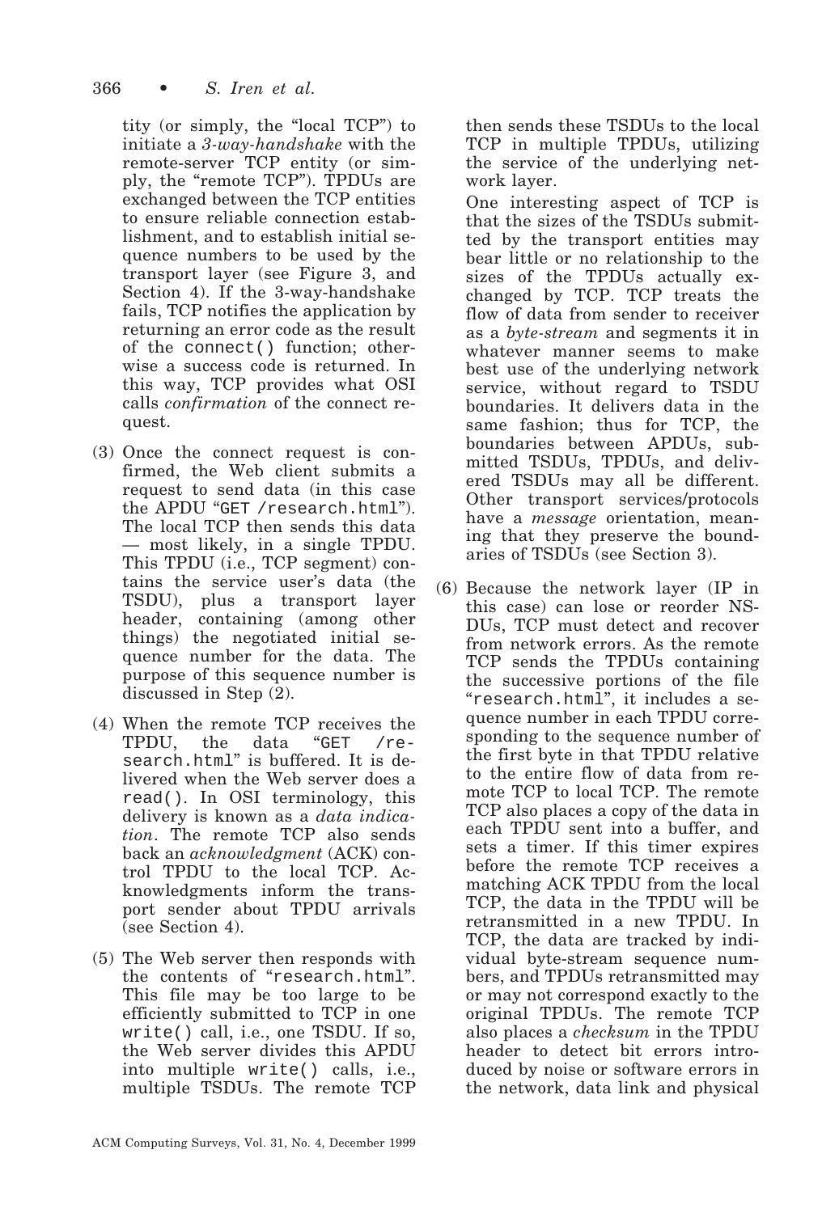tity (or simply, the "local TCP") to initiate a *3-way-handshake* with the remote-server TCP entity (or simply, the "remote TCP"). TPDUs are exchanged between the TCP entities to ensure reliable connection establishment, and to establish initial sequence numbers to be used by the transport layer (see Figure 3, and Section 4). If the 3-way-handshake fails, TCP notifies the application by returning an error code as the result of the `connect()` function; otherwise a success code is returned. In this way, TCP provides what OSI calls *confirmation* of the connect request.

(3) Once the connect request is confirmed, the Web client submits a request to send data (in this case the APDU "`GET /research.html`"). The local TCP then sends this data — most likely, in a single TPDU. This TPDU (i.e., TCP segment) contains the service user's data (the TSDU), plus a transport layer header, containing (among other things) the negotiated initial sequence number for the data. The purpose of this sequence number is discussed in Step (2).

(4) When the remote TCP receives the TPDU, the data "`GET /research.html`" is buffered. It is delivered when the Web server does a `read()`. In OSI terminology, this delivery is known as a *data indication*. The remote TCP also sends back an *acknowledgment* (ACK) control TPDU to the local TCP. Acknowledgments inform the transport sender about TPDU arrivals (see Section 4).

(5) The Web server then responds with the contents of "`research.html`". This file may be too large to be efficiently submitted to TCP in one `write()` call, i.e., one TSDU. If so, the Web server divides this APDU into multiple `write()` calls, i.e., multiple TSDUs. The remote TCP then sends these TSDUs to the local TCP in multiple TPDUs, utilizing the service of the underlying network layer.

One interesting aspect of TCP is that the sizes of the TSDUs submitted by the transport entities may bear little or no relationship to the sizes of the TPDUs actually exchanged by TCP. TCP treats the flow of data from sender to receiver as a *byte-stream* and segments it in whatever manner seems to make best use of the underlying network service, without regard to TSDU boundaries. It delivers data in the same fashion; thus for TCP, the boundaries between APDUs, submitted TSDUs, TPDUs, and delivered TSDUs may all be different. Other transport services/protocols have a *message* orientation, meaning that they preserve the boundaries of TSDUs (see Section 3).

(6) Because the network layer (IP in this case) can lose or reorder NSDUs, TCP must detect and recover from network errors. As the remote TCP sends the TPDUs containing the successive portions of the file "`research.html`", it includes a sequence number in each TPDU corresponding to the sequence number of the first byte in that TPDU relative to the entire flow of data from remote TCP to local TCP. The remote TCP also places a copy of the data in each TPDU sent into a buffer, and sets a timer. If this timer expires before the remote TCP receives a matching ACK TPDU from the local TCP, the data in the TPDU will be retransmitted in a new TPDU. In TCP, the data are tracked by individual byte-stream sequence numbers, and TPDUs retransmitted may or may not correspond exactly to the original TPDUs. The remote TCP also places a *checksum* in the TPDU header to detect bit errors introduced by noise or software errors in the network, data link and physical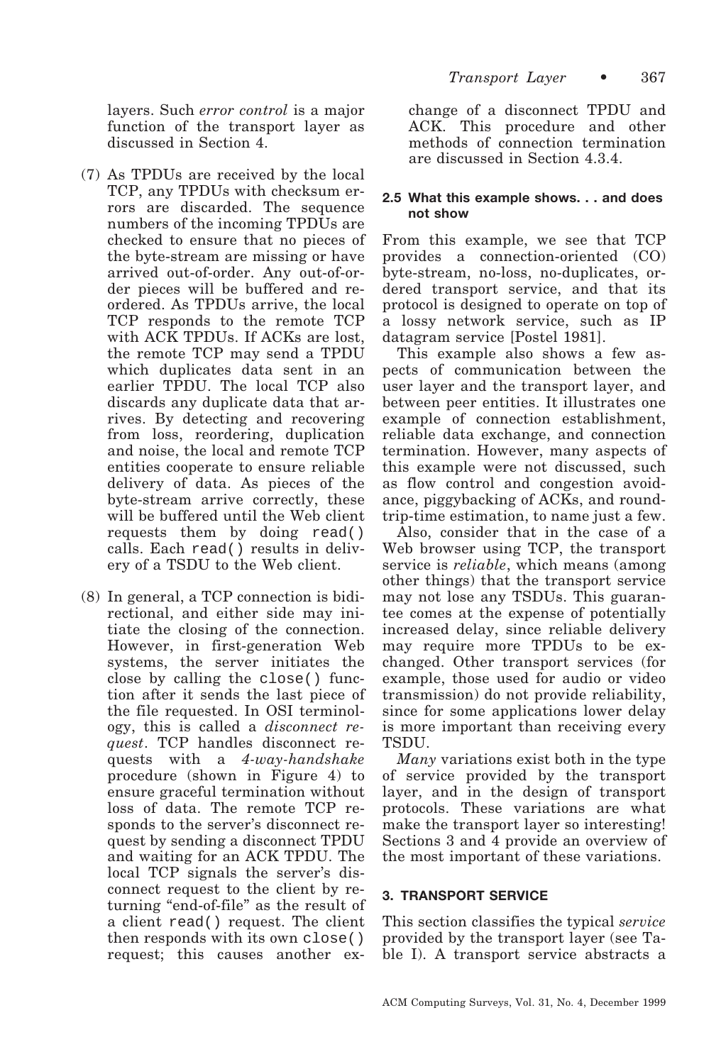layers. Such *error control* is a major function of the transport layer as discussed in Section 4.

(7) As TPDUs are received by the local TCP, any TPDUs with checksum errors are discarded. The sequence numbers of the incoming TPDUs are checked to ensure that no pieces of the byte-stream are missing or have arrived out-of-order. Any out-of-order pieces will be buffered and reordered. As TPDUs arrive, the local TCP responds to the remote TCP with ACK TPDUs. If ACKs are lost, the remote TCP may send a TPDU which duplicates data sent in an earlier TPDU. The local TCP also discards any duplicate data that arrives. By detecting and recovering from loss, reordering, duplication and noise, the local and remote TCP entities cooperate to ensure reliable delivery of data. As pieces of the byte-stream arrive correctly, these will be buffered until the Web client requests them by doing `read()` calls. Each `read()` results in delivery of a TSDU to the Web client.

(8) In general, a TCP connection is bidirectional, and either side may initiate the closing of the connection. However, in first-generation Web systems, the server initiates the close by calling the `close()` function after it sends the last piece of the file requested. In OSI terminology, this is called a *disconnect request*. TCP handles disconnect requests with a *4-way-handshake* procedure (shown in Figure 4) to ensure graceful termination without loss of data. The remote TCP responds to the server's disconnect request by sending a disconnect TPDU and waiting for an ACK TPDU. The local TCP signals the server's disconnect request to the client by returning "end-of-file" as the result of a client `read()` request. The client then responds with its own `close()` request; this causes another exchange of a disconnect TPDU and ACK. This procedure and other methods of connection termination are discussed in Section 4.3.4.

### 2.5 What this example shows. . . and does not show

From this example, we see that TCP provides a connection-oriented (CO) byte-stream, no-loss, no-duplicates, ordered transport service, and that its protocol is designed to operate on top of a lossy network service, such as IP datagram service [Postel 1981].

This example also shows a few aspects of communication between the user layer and the transport layer, and between peer entities. It illustrates one example of connection establishment, reliable data exchange, and connection termination. However, many aspects of this example were not discussed, such as flow control and congestion avoidance, piggybacking of ACKs, and round-trip-time estimation, to name just a few.

Also, consider that in the case of a Web browser using TCP, the transport service is *reliable*, which means (among other things) that the transport service may not lose any TSDUs. This guarantee comes at the expense of potentially increased delay, since reliable delivery may require more TPDUs to be exchanged. Other transport services (for example, those used for audio or video transmission) do not provide reliability, since for some applications lower delay is more important than receiving every TSDU.

*Many* variations exist both in the type of service provided by the transport layer, and in the design of transport protocols. These variations are what make the transport layer so interesting! Sections 3 and 4 provide an overview of the most important of these variations.

## 3. TRANSPORT SERVICE

This section classifies the typical *service* provided by the transport layer (see Table I). A transport service abstracts a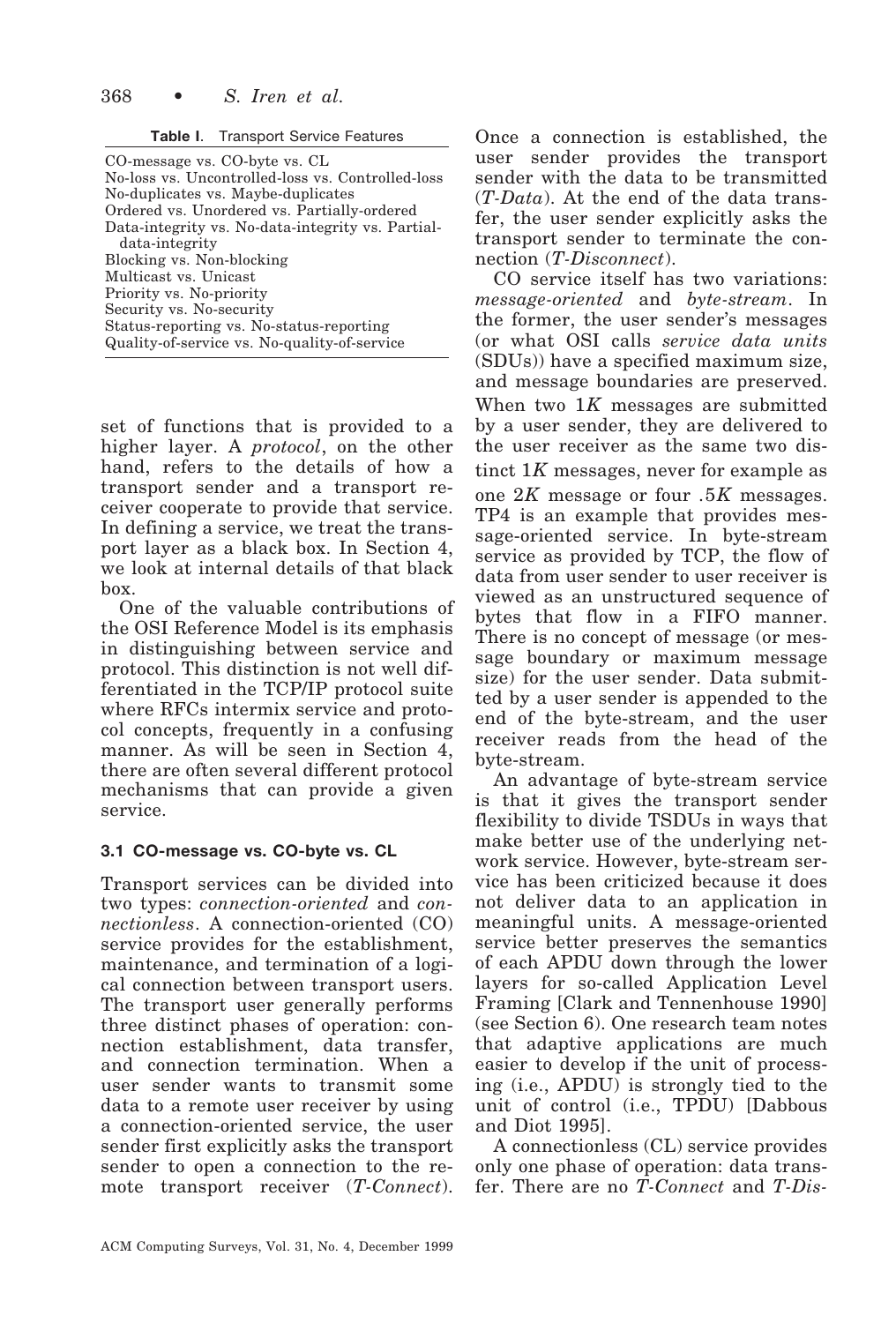**Table I.** Transport Service Features

| |
|---|
| CO-message vs. CO-byte vs. CL |
| No-loss vs. Uncontrolled-loss vs. Controlled-loss |
| No-duplicates vs. Maybe-duplicates |
| Ordered vs. Unordered vs. Partially-ordered |
| Data-integrity vs. No-data-integrity vs. Partial-data-integrity |
| Blocking vs. Non-blocking |
| Multicast vs. Unicast |
| Priority vs. No-priority |
| Security vs. No-security |
| Status-reporting vs. No-status-reporting |
| Quality-of-service vs. No-quality-of-service |

set of functions that is provided to a higher layer. A *protocol*, on the other hand, refers to the details of how a transport sender and a transport receiver cooperate to provide that service. In defining a service, we treat the transport layer as a black box. In Section 4, we look at internal details of that black box.

One of the valuable contributions of the OSI Reference Model is its emphasis in distinguishing between service and protocol. This distinction is not well differentiated in the TCP/IP protocol suite where RFCs intermix service and protocol concepts, frequently in a confusing manner. As will be seen in Section 4, there are often several different protocol mechanisms that can provide a given service.

### 3.1 CO-message vs. CO-byte vs. CL

Transport services can be divided into two types: *connection-oriented* and *connectionless*. A connection-oriented (CO) service provides for the establishment, maintenance, and termination of a logical connection between transport users. The transport user generally performs three distinct phases of operation: connection establishment, data transfer, and connection termination. When a user sender wants to transmit some data to a remote user receiver by using a connection-oriented service, the user sender first explicitly asks the transport sender to open a connection to the remote transport receiver (*T-Connect*). Once a connection is established, the user sender provides the transport sender with the data to be transmitted (*T-Data*). At the end of the data transfer, the user sender explicitly asks the transport sender to terminate the connection (*T-Disconnect*).

CO service itself has two variations: *message-oriented* and *byte-stream*. In the former, the user sender's messages (or what OSI calls *service data units* (SDUs)) have a specified maximum size, and message boundaries are preserved. When two $1K$ messages are submitted by a user sender, they are delivered to the user receiver as the same two distinct $1K$ messages, never for example as one $2K$ message or four $.5K$ messages. TP4 is an example that provides message-oriented service. In byte-stream service as provided by TCP, the flow of data from user sender to user receiver is viewed as an unstructured sequence of bytes that flow in a FIFO manner. There is no concept of message (or message boundary or maximum message size) for the user sender. Data submitted by a user sender is appended to the end of the byte-stream, and the user receiver reads from the head of the byte-stream.

An advantage of byte-stream service is that it gives the transport sender flexibility to divide TSDUs in ways that make better use of the underlying network service. However, byte-stream service has been criticized because it does not deliver data to an application in meaningful units. A message-oriented service better preserves the semantics of each APDU down through the lower layers for so-called Application Level Framing [Clark and Tennenhouse 1990] (see Section 6). One research team notes that adaptive applications are much easier to develop if the unit of processing (i.e., APDU) is strongly tied to the unit of control (i.e., TPDU) [Dabbous and Diot 1995].

A connectionless (CL) service provides only one phase of operation: data transfer. There are no *T-Connect* and *T-Dis-*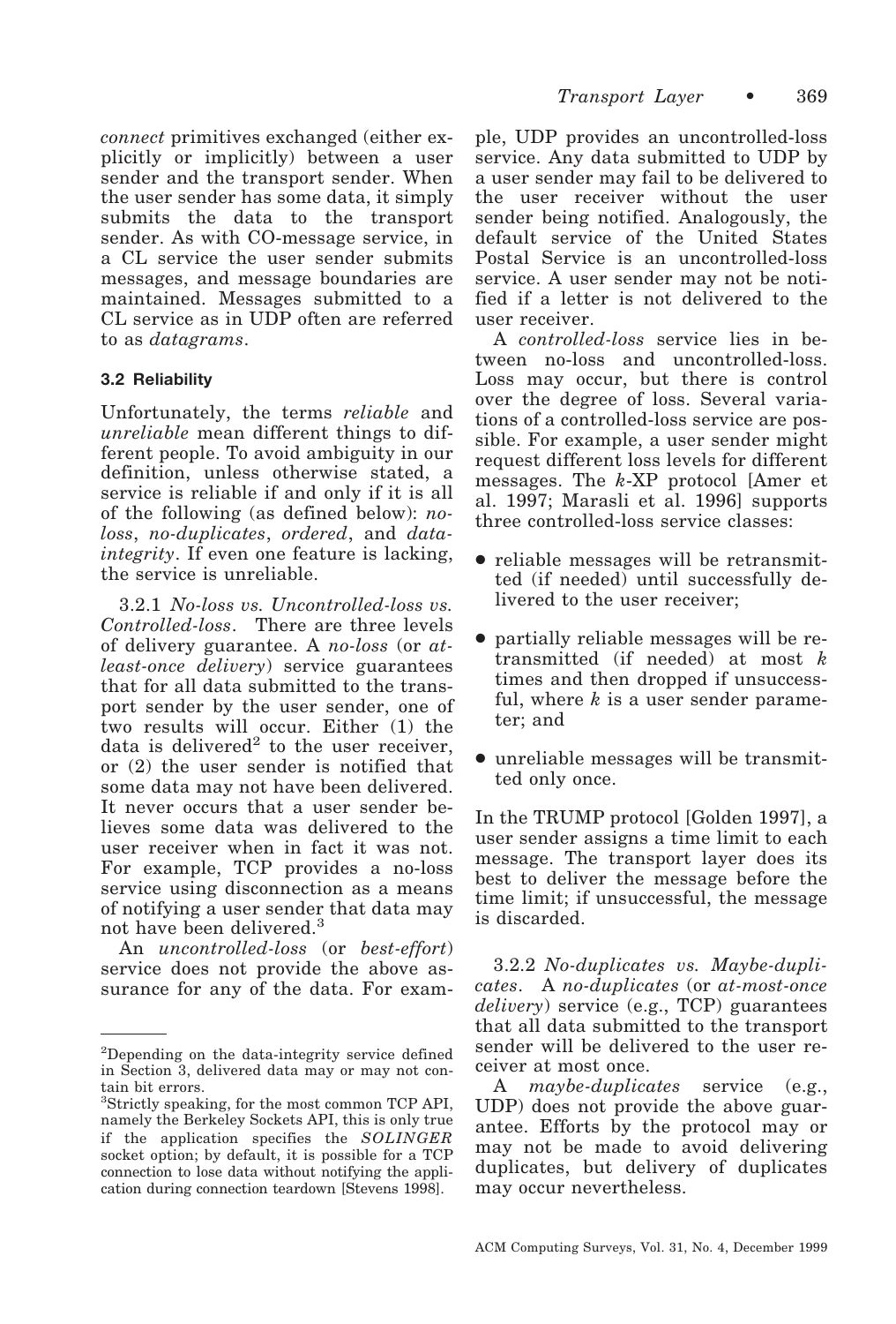*connect* primitives exchanged (either explicitly or implicitly) between a user sender and the transport sender. When the user sender has some data, it simply submits the data to the transport sender. As with CO-message service, in a CL service the user sender submits messages, and message boundaries are maintained. Messages submitted to a CL service as in UDP often are referred to as *datagrams*.

### 3.2 Reliability

Unfortunately, the terms *reliable* and *unreliable* mean different things to different people. To avoid ambiguity in our definition, unless otherwise stated, a service is reliable if and only if it is all of the following (as defined below): *no-loss*, *no-duplicates*, *ordered*, and *data-integrity*. If even one feature is lacking, the service is unreliable.

3.2.1 *No-loss vs. Uncontrolled-loss vs. Controlled-loss*. There are three levels of delivery guarantee. A *no-loss* (or *at-least-once delivery*) service guarantees that for all data submitted to the transport sender by the user sender, one of two results will occur. Either (1) the data is delivered[2] to the user receiver, or (2) the user sender is notified that some data may not have been delivered. It never occurs that a user sender believes some data was delivered to the user receiver when in fact it was not. For example, TCP provides a no-loss service using disconnection as a means of notifying a user sender that data may not have been delivered.[3]

An *uncontrolled-loss* (or *best-effort*) service does not provide the above assurance for any of the data. For example, UDP provides an uncontrolled-loss service. Any data submitted to UDP by a user sender may fail to be delivered to the user receiver without the user sender being notified. Analogously, the default service of the United States Postal Service is an uncontrolled-loss service. A user sender may not be notified if a letter is not delivered to the user receiver.

A *controlled-loss* service lies in between no-loss and uncontrolled-loss. Loss may occur, but there is control over the degree of loss. Several variations of a controlled-loss service are possible. For example, a user sender might request different loss levels for different messages. The *k*-XP protocol [Amer et al. 1997; Marasli et al. 1996] supports three controlled-loss service classes:

- reliable messages will be retransmitted (if needed) until successfully delivered to the user receiver;
- partially reliable messages will be retransmitted (if needed) at most *k* times and then dropped if unsuccessful, where *k* is a user sender parameter; and
- unreliable messages will be transmitted only once.

In the TRUMP protocol [Golden 1997], a user sender assigns a time limit to each message. The transport layer does its best to deliver the message before the time limit; if unsuccessful, the message is discarded.

3.2.2 *No-duplicates vs. Maybe-duplicates*. A *no-duplicates* (or *at-most-once delivery*) service (e.g., TCP) guarantees that all data submitted to the transport sender will be delivered to the user receiver at most once.

A *maybe-duplicates* service (e.g., UDP) does not provide the above guarantee. Efforts by the protocol may or may not be made to avoid delivering duplicates, but delivery of duplicates may occur nevertheless.

---

[2] Depending on the data-integrity service defined in Section 3, delivered data may or may not contain bit errors.

[3] Strictly speaking, for the most common TCP API, namely the Berkeley Sockets API, this is only true if the application specifies the *SOLINGER* socket option; by default, it is possible for a TCP connection to lose data without notifying the application during connection teardown [Stevens 1998].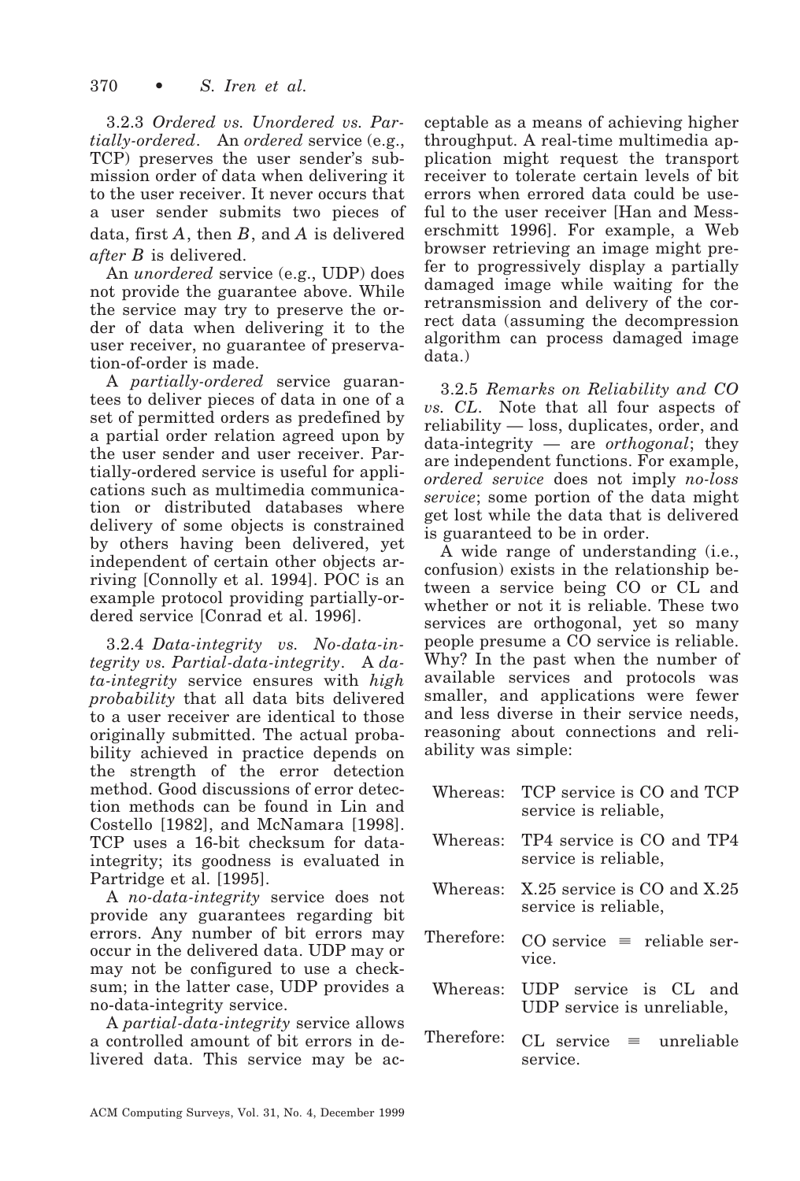#### 3.2.3 *Ordered vs. Unordered vs. Partially-ordered*.

An *ordered* service (e.g., TCP) preserves the user sender's submission order of data when delivering it to the user receiver. It never occurs that a user sender submits two pieces of data, first $A$, then $B$, and $A$ is delivered *after* $B$ is delivered.

An *unordered* service (e.g., UDP) does not provide the guarantee above. While the service may try to preserve the order of data when delivering it to the user receiver, no guarantee of preservation-of-order is made.

A *partially-ordered* service guarantees to deliver pieces of data in one of a set of permitted orders as predefined by a partial order relation agreed upon by the user sender and user receiver. Partially-ordered service is useful for applications such as multimedia communication or distributed databases where delivery of some objects is constrained by others having been delivered, yet independent of certain other objects arriving [Connolly et al. 1994]. POC is an example protocol providing partially-ordered service [Conrad et al. 1996].

#### 3.2.4 *Data-integrity vs. No-data-integrity vs. Partial-data-integrity*.

A *data-integrity* service ensures with *high probability* that all data bits delivered to a user receiver are identical to those originally submitted. The actual probability achieved in practice depends on the strength of the error detection method. Good discussions of error detection methods can be found in Lin and Costello [1982], and McNamara [1998]. TCP uses a 16-bit checksum for data-integrity; its goodness is evaluated in Partridge et al. [1995].

A *no-data-integrity* service does not provide any guarantees regarding bit errors. Any number of bit errors may occur in the delivered data. UDP may or may not be configured to use a checksum; in the latter case, UDP provides a no-data-integrity service.

A *partial-data-integrity* service allows a controlled amount of bit errors in delivered data. This service may be acceptable as a means of achieving higher throughput. A real-time multimedia application might request the transport receiver to tolerate certain levels of bit errors when errored data could be useful to the user receiver [Han and Messerschmitt 1996]. For example, a Web browser retrieving an image might prefer to progressively display a partially damaged image while waiting for the retransmission and delivery of the correct data (assuming the decompression algorithm can process damaged image data.)

#### 3.2.5 *Remarks on Reliability and CO vs. CL*.

Note that all four aspects of reliability — loss, duplicates, order, and data-integrity — are *orthogonal*; they are independent functions. For example, *ordered service* does not imply *no-loss service*; some portion of the data might get lost while the data that is delivered is guaranteed to be in order.

A wide range of understanding (i.e., confusion) exists in the relationship between a service being CO or CL and whether or not it is reliable. These two services are orthogonal, yet so many people presume a CO service is reliable. Why? In the past when the number of available services and protocols was smaller, and applications were fewer and less diverse in their service needs, reasoning about connections and reliability was simple:

| | |
|---|---|
| Whereas: | TCP service is CO and TCP service is reliable, |
| Whereas: | TP4 service is CO and TP4 service is reliable, |
| Whereas: | X.25 service is CO and X.25 service is reliable, |
| Therefore: | CO service $\equiv$ reliable service. |
| Whereas: | UDP service is CL and UDP service is unreliable, |
| Therefore: | CL service $\equiv$ unreliable service. |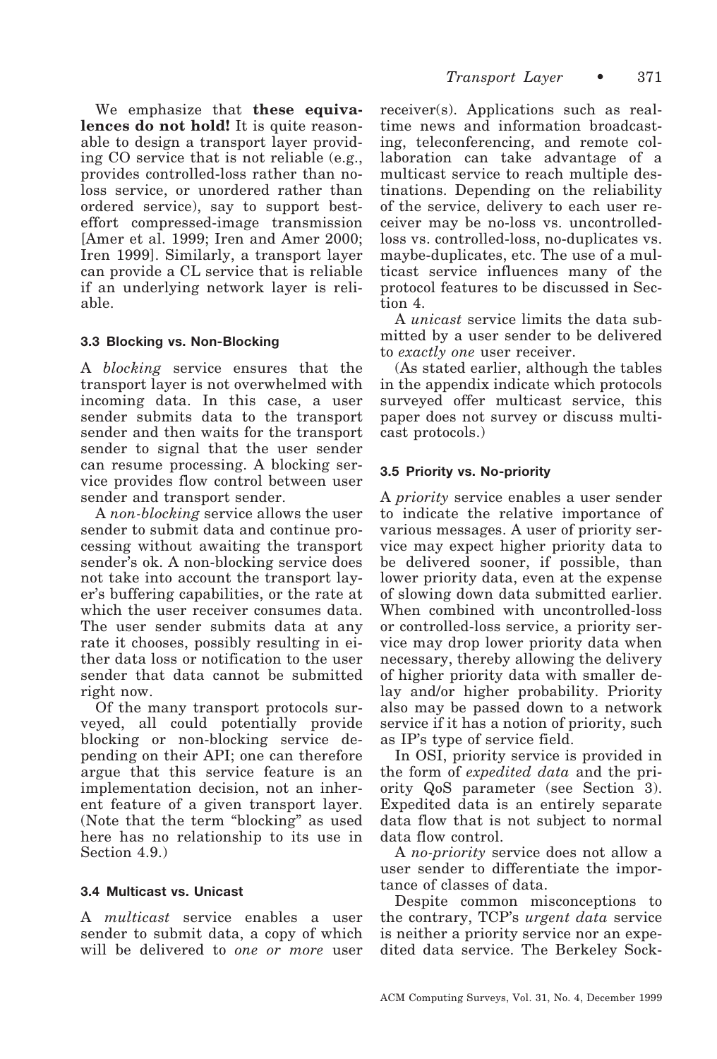We emphasize that **these equivalences do not hold!** It is quite reasonable to design a transport layer providing CO service that is not reliable (e.g., provides controlled-loss rather than no-loss service, or unordered rather than ordered service), say to support best-effort compressed-image transmission [Amer et al. 1999; Iren and Amer 2000; Iren 1999]. Similarly, a transport layer can provide a CL service that is reliable if an underlying network layer is reliable.

### 3.3 Blocking vs. Non-Blocking

A *blocking* service ensures that the transport layer is not overwhelmed with incoming data. In this case, a user sender submits data to the transport sender and then waits for the transport sender to signal that the user sender can resume processing. A blocking service provides flow control between user sender and transport sender.

A *non-blocking* service allows the user sender to submit data and continue processing without awaiting the transport sender's ok. A non-blocking service does not take into account the transport layer's buffering capabilities, or the rate at which the user receiver consumes data. The user sender submits data at any rate it chooses, possibly resulting in either data loss or notification to the user sender that data cannot be submitted right now.

Of the many transport protocols surveyed, all could potentially provide blocking or non-blocking service depending on their API; one can therefore argue that this service feature is an implementation decision, not an inherent feature of a given transport layer. (Note that the term "blocking" as used here has no relationship to its use in Section 4.9.)

### 3.4 Multicast vs. Unicast

A *multicast* service enables a user sender to submit data, a copy of which will be delivered to *one or more* user receiver(s). Applications such as real-time news and information broadcasting, teleconferencing, and remote collaboration can take advantage of a multicast service to reach multiple destinations. Depending on the reliability of the service, delivery to each user receiver may be no-loss vs. uncontrolled-loss vs. controlled-loss, no-duplicates vs. maybe-duplicates, etc. The use of a multicast service influences many of the protocol features to be discussed in Section 4.

A *unicast* service limits the data submitted by a user sender to be delivered to *exactly one* user receiver.

(As stated earlier, although the tables in the appendix indicate which protocols surveyed offer multicast service, this paper does not survey or discuss multicast protocols.)

### 3.5 Priority vs. No-priority

A *priority* service enables a user sender to indicate the relative importance of various messages. A user of priority service may expect higher priority data to be delivered sooner, if possible, than lower priority data, even at the expense of slowing down data submitted earlier. When combined with uncontrolled-loss or controlled-loss service, a priority service may drop lower priority data when necessary, thereby allowing the delivery of higher priority data with smaller delay and/or higher probability. Priority also may be passed down to a network service if it has a notion of priority, such as IP's type of service field.

In OSI, priority service is provided in the form of *expedited data* and the priority QoS parameter (see Section 3). Expedited data is an entirely separate data flow that is not subject to normal data flow control.

A *no-priority* service does not allow a user sender to differentiate the importance of classes of data.

Despite common misconceptions to the contrary, TCP's *urgent data* service is neither a priority service nor an expedited data service. The Berkeley Sock-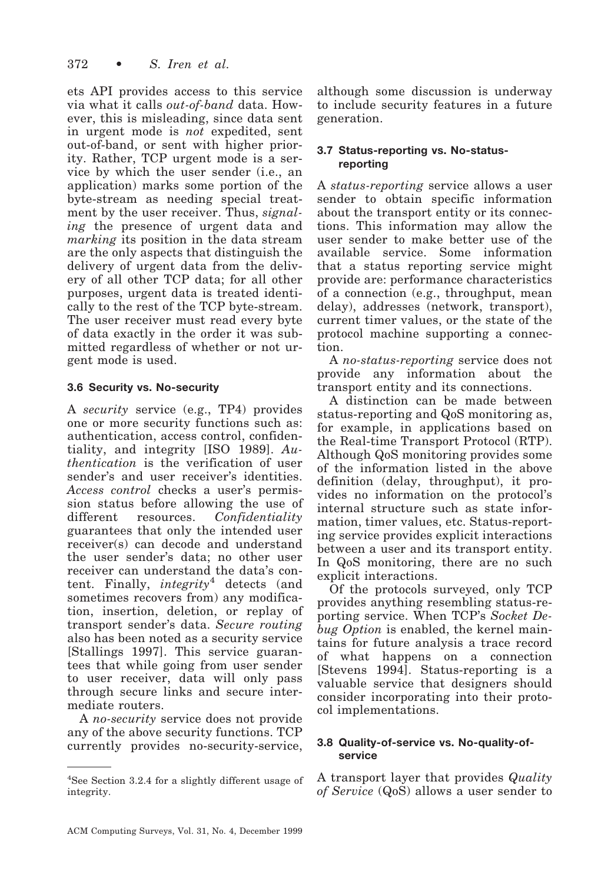ets API provides access to this service via what it calls *out-of-band* data. However, this is misleading, since data sent in urgent mode is *not* expedited, sent out-of-band, or sent with higher priority. Rather, TCP urgent mode is a service by which the user sender (i.e., an application) marks some portion of the byte-stream as needing special treatment by the user receiver. Thus, *signaling* the presence of urgent data and *marking* its position in the data stream are the only aspects that distinguish the delivery of urgent data from the delivery of all other TCP data; for all other purposes, urgent data is treated identically to the rest of the TCP byte-stream. The user receiver must read every byte of data exactly in the order it was submitted regardless of whether or not urgent mode is used.

### 3.6 Security vs. No-security

A *security* service (e.g., TP4) provides one or more security functions such as: authentication, access control, confidentiality, and integrity [ISO 1989]. *Authentication* is the verification of user sender's and user receiver's identities. *Access control* checks a user's permission status before allowing the use of different resources. *Confidentiality* guarantees that only the intended user receiver(s) can decode and understand the user sender's data; no other user receiver can understand the data's content. Finally, *integrity*[4] detects (and sometimes recovers from) any modification, insertion, deletion, or replay of transport sender's data. *Secure routing* also has been noted as a security service [Stallings 1997]. This service guarantees that while going from user sender to user receiver, data will only pass through secure links and secure intermediate routers.

A *no-security* service does not provide any of the above security functions. TCP currently provides no-security-service, although some discussion is underway to include security features in a future generation.

### 3.7 Status-reporting vs. No-status-reporting

A *status-reporting* service allows a user sender to obtain specific information about the transport entity or its connections. This information may allow the user sender to make better use of the available service. Some information that a status reporting service might provide are: performance characteristics of a connection (e.g., throughput, mean delay), addresses (network, transport), current timer values, or the state of the protocol machine supporting a connection.

A *no-status-reporting* service does not provide any information about the transport entity and its connections.

A distinction can be made between status-reporting and QoS monitoring as, for example, in applications based on the Real-time Transport Protocol (RTP). Although QoS monitoring provides some of the information listed in the above definition (delay, throughput), it provides no information on the protocol's internal structure such as state information, timer values, etc. Status-reporting service provides explicit interactions between a user and its transport entity. In QoS monitoring, there are no such explicit interactions.

Of the protocols surveyed, only TCP provides anything resembling status-reporting service. When TCP's *Socket Debug Option* is enabled, the kernel maintains for future analysis a trace record of what happens on a connection [Stevens 1994]. Status-reporting is a valuable service that designers should consider incorporating into their protocol implementations.

### 3.8 Quality-of-service vs. No-quality-of-service

A transport layer that provides *Quality of Service* (QoS) allows a user sender to

---

[4] See Section 3.2.4 for a slightly different usage of integrity.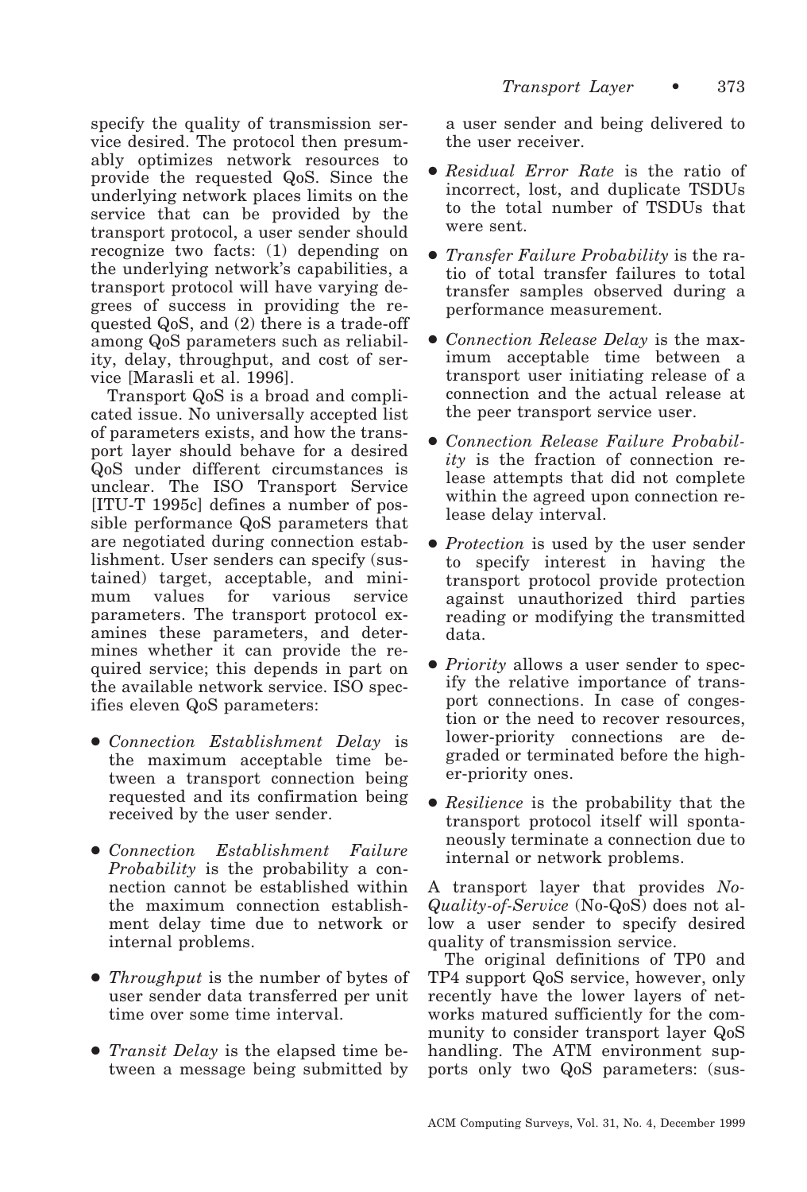specify the quality of transmission service desired. The protocol then presumably optimizes network resources to provide the requested QoS. Since the underlying network places limits on the service that can be provided by the transport protocol, a user sender should recognize two facts: (1) depending on the underlying network's capabilities, a transport protocol will have varying degrees of success in providing the requested QoS, and (2) there is a trade-off among QoS parameters such as reliability, delay, throughput, and cost of service [Marasli et al. 1996].

Transport QoS is a broad and complicated issue. No universally accepted list of parameters exists, and how the transport layer should behave for a desired QoS under different circumstances is unclear. The ISO Transport Service [ITU-T 1995c] defines a number of possible performance QoS parameters that are negotiated during connection establishment. User senders can specify (sustained) target, acceptable, and minimum values for various service parameters. The transport protocol examines these parameters, and determines whether it can provide the required service; this depends in part on the available network service. ISO specifies eleven QoS parameters:

- *Connection Establishment Delay* is the maximum acceptable time between a transport connection being requested and its confirmation being received by the user sender.
- *Connection Establishment Failure Probability* is the probability a connection cannot be established within the maximum connection establishment delay time due to network or internal problems.
- *Throughput* is the number of bytes of user sender data transferred per unit time over some time interval.
- *Transit Delay* is the elapsed time between a message being submitted by a user sender and being delivered to the user receiver.
- *Residual Error Rate* is the ratio of incorrect, lost, and duplicate TSDUs to the total number of TSDUs that were sent.
- *Transfer Failure Probability* is the ratio of total transfer failures to total transfer samples observed during a performance measurement.
- *Connection Release Delay* is the maximum acceptable time between a transport user initiating release of a connection and the actual release at the peer transport service user.
- *Connection Release Failure Probability* is the fraction of connection release attempts that did not complete within the agreed upon connection release delay interval.
- *Protection* is used by the user sender to specify interest in having the transport protocol provide protection against unauthorized third parties reading or modifying the transmitted data.
- *Priority* allows a user sender to specify the relative importance of transport connections. In case of congestion or the need to recover resources, lower-priority connections are degraded or terminated before the higher-priority ones.
- *Resilience* is the probability that the transport protocol itself will spontaneously terminate a connection due to internal or network problems.

A transport layer that provides *No-Quality-of-Service* (No-QoS) does not allow a user sender to specify desired quality of transmission service.

The original definitions of TP0 and TP4 support QoS service, however, only recently have the lower layers of networks matured sufficiently for the community to consider transport layer QoS handling. The ATM environment supports only two QoS parameters: (sus-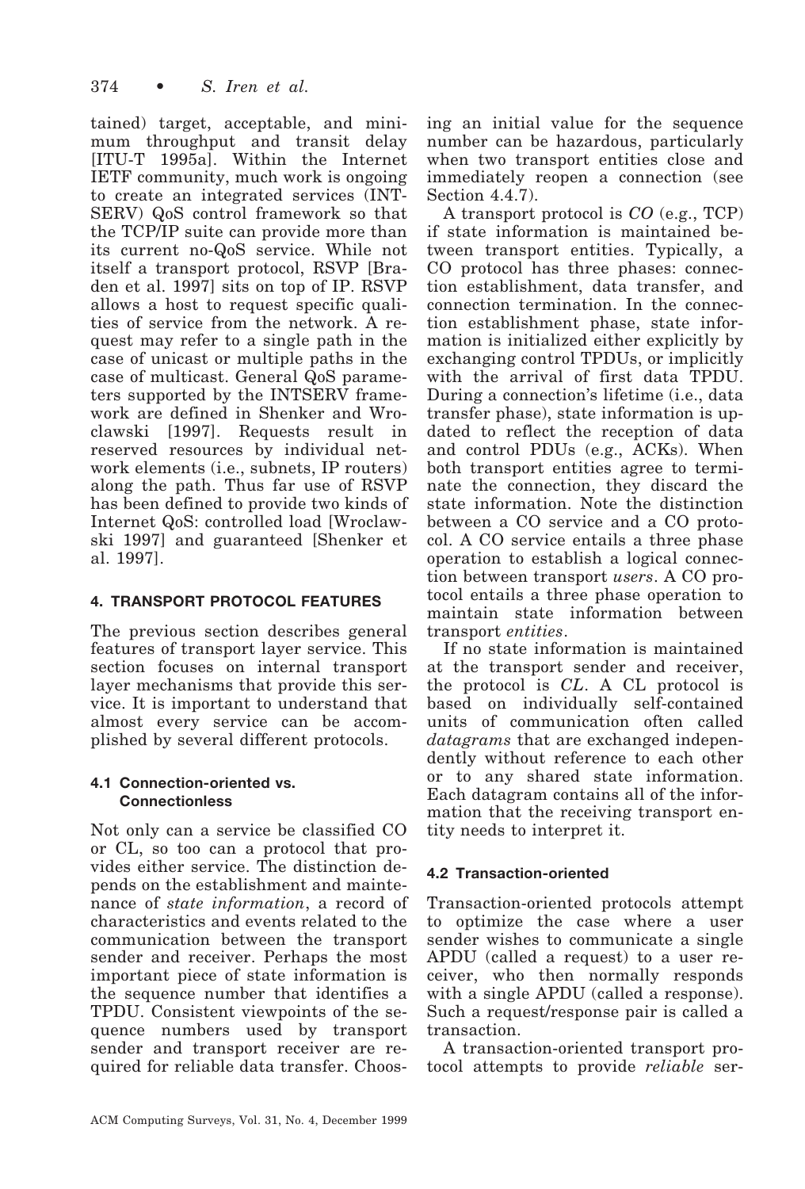tained) target, acceptable, and minimum throughput and transit delay [ITU-T 1995a]. Within the Internet IETF community, much work is ongoing to create an integrated services (INTSERV) QoS control framework so that the TCP/IP suite can provide more than its current no-QoS service. While not itself a transport protocol, RSVP [Braden et al. 1997] sits on top of IP. RSVP allows a host to request specific qualities of service from the network. A request may refer to a single path in the case of unicast or multiple paths in the case of multicast. General QoS parameters supported by the INTSERV framework are defined in Shenker and Wroclawski [1997]. Requests result in reserved resources by individual network elements (i.e., subnets, IP routers) along the path. Thus far use of RSVP has been defined to provide two kinds of Internet QoS: controlled load [Wroclawski 1997] and guaranteed [Shenker et al. 1997].

## 4. TRANSPORT PROTOCOL FEATURES

The previous section describes general features of transport layer service. This section focuses on internal transport layer mechanisms that provide this service. It is important to understand that almost every service can be accomplished by several different protocols.

### 4.1 Connection-oriented vs. Connectionless

Not only can a service be classified CO or CL, so too can a protocol that provides either service. The distinction depends on the establishment and maintenance of *state information*, a record of characteristics and events related to the communication between the transport sender and receiver. Perhaps the most important piece of state information is the sequence number that identifies a TPDU. Consistent viewpoints of the sequence numbers used by transport sender and transport receiver are required for reliable data transfer. Choosing an initial value for the sequence number can be hazardous, particularly when two transport entities close and immediately reopen a connection (see Section 4.4.7).

A transport protocol is *CO* (e.g., TCP) if state information is maintained between transport entities. Typically, a CO protocol has three phases: connection establishment, data transfer, and connection termination. In the connection establishment phase, state information is initialized either explicitly by exchanging control TPDUs, or implicitly with the arrival of first data TPDU. During a connection's lifetime (i.e., data transfer phase), state information is updated to reflect the reception of data and control PDUs (e.g., ACKs). When both transport entities agree to terminate the connection, they discard the state information. Note the distinction between a CO service and a CO protocol. A CO service entails a three phase operation to establish a logical connection between transport *users*. A CO protocol entails a three phase operation to maintain state information between transport *entities*.

If no state information is maintained at the transport sender and receiver, the protocol is *CL*. A CL protocol is based on individually self-contained units of communication often called *datagrams* that are exchanged independently without reference to each other or to any shared state information. Each datagram contains all of the information that the receiving transport entity needs to interpret it.

### 4.2 Transaction-oriented

Transaction-oriented protocols attempt to optimize the case where a user sender wishes to communicate a single APDU (called a request) to a user receiver, who then normally responds with a single APDU (called a response). Such a request/response pair is called a transaction.

A transaction-oriented transport protocol attempts to provide *reliable* ser-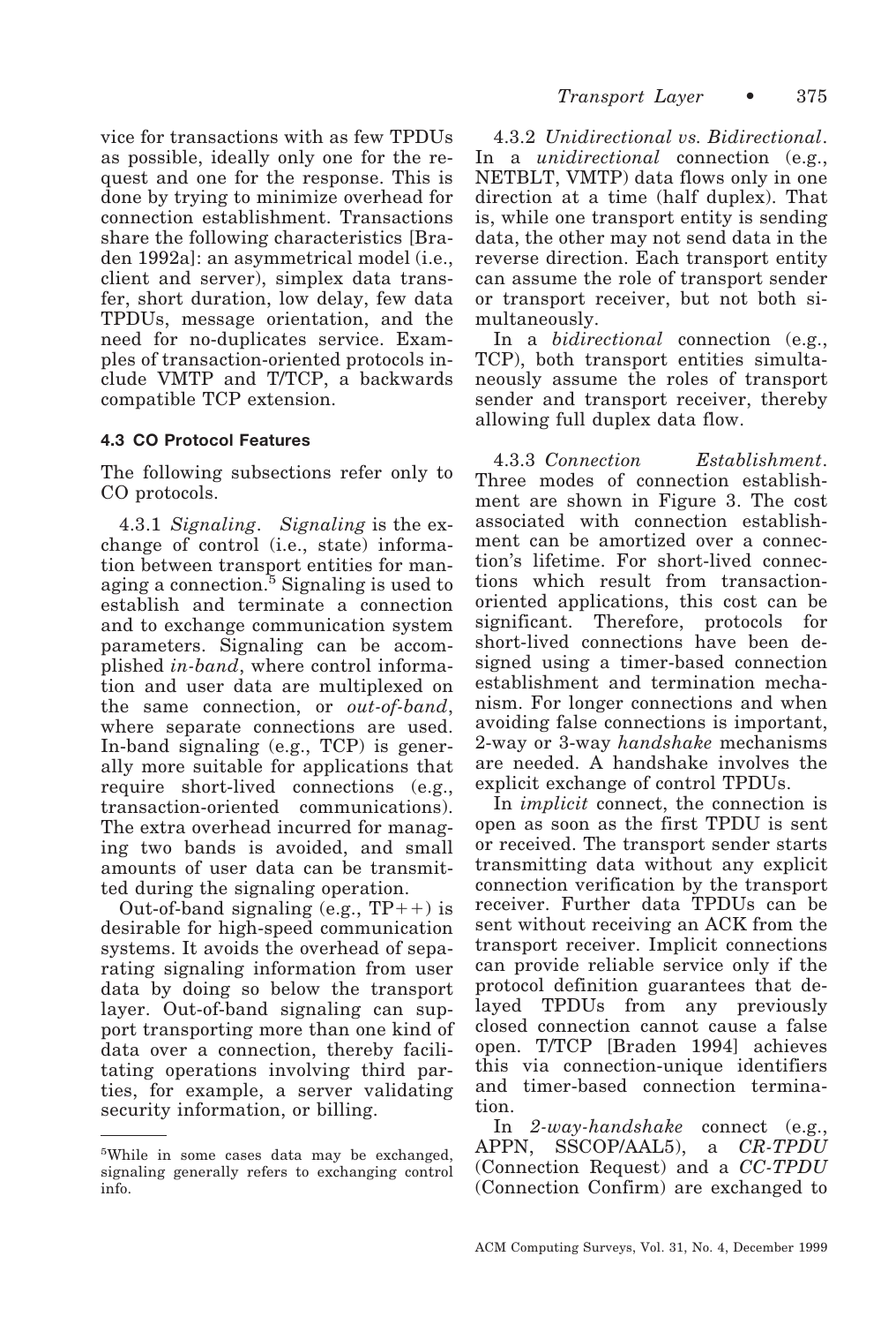vice for transactions with as few TPDUs as possible, ideally only one for the request and one for the response. This is done by trying to minimize overhead for connection establishment. Transactions share the following characteristics [Braden 1992a]: an asymmetrical model (i.e., client and server), simplex data transfer, short duration, low delay, few data TPDUs, message orientation, and the need for no-duplicates service. Examples of transaction-oriented protocols include VMTP and T/TCP, a backwards compatible TCP extension.

### 4.3 CO Protocol Features

The following subsections refer only to CO protocols.

4.3.1 *Signaling*. *Signaling* is the exchange of control (i.e., state) information between transport entities for managing a connection.[5] Signaling is used to establish and terminate a connection and to exchange communication system parameters. Signaling can be accomplished *in-band*, where control information and user data are multiplexed on the same connection, or *out-of-band*, where separate connections are used. In-band signaling (e.g., TCP) is generally more suitable for applications that require short-lived connections (e.g., transaction-oriented communications). The extra overhead incurred for managing two bands is avoided, and small amounts of user data can be transmitted during the signaling operation.

Out-of-band signaling (e.g., TP++) is desirable for high-speed communication systems. It avoids the overhead of separating signaling information from user data by doing so below the transport layer. Out-of-band signaling can support transporting more than one kind of data over a connection, thereby facilitating operations involving third parties, for example, a server validating security information, or billing.

[5] While in some cases data may be exchanged, signaling generally refers to exchanging control info.

4.3.2 *Unidirectional vs. Bidirectional*. In a *unidirectional* connection (e.g., NETBLT, VMTP) data flows only in one direction at a time (half duplex). That is, while one transport entity is sending data, the other may not send data in the reverse direction. Each transport entity can assume the role of transport sender or transport receiver, but not both simultaneously.

In a *bidirectional* connection (e.g., TCP), both transport entities simultaneously assume the roles of transport sender and transport receiver, thereby allowing full duplex data flow.

4.3.3 *Connection Establishment*. Three modes of connection establishment are shown in Figure 3. The cost associated with connection establishment can be amortized over a connection's lifetime. For short-lived connections which result from transaction-oriented applications, this cost can be significant. Therefore, protocols for short-lived connections have been designed using a timer-based connection establishment and termination mechanism. For longer connections and when avoiding false connections is important, 2-way or 3-way *handshake* mechanisms are needed. A handshake involves the explicit exchange of control TPDUs.

In *implicit* connect, the connection is open as soon as the first TPDU is sent or received. The transport sender starts transmitting data without any explicit connection verification by the transport receiver. Further data TPDUs can be sent without receiving an ACK from the transport receiver. Implicit connections can provide reliable service only if the protocol definition guarantees that delayed TPDUs from any previously closed connection cannot cause a false open. T/TCP [Braden 1994] achieves this via connection-unique identifiers and timer-based connection termination.

In *2-way-handshake* connect (e.g., APPN, SSCOP/AAL5), a *CR-TPDU* (Connection Request) and a *CC-TPDU* (Connection Confirm) are exchanged to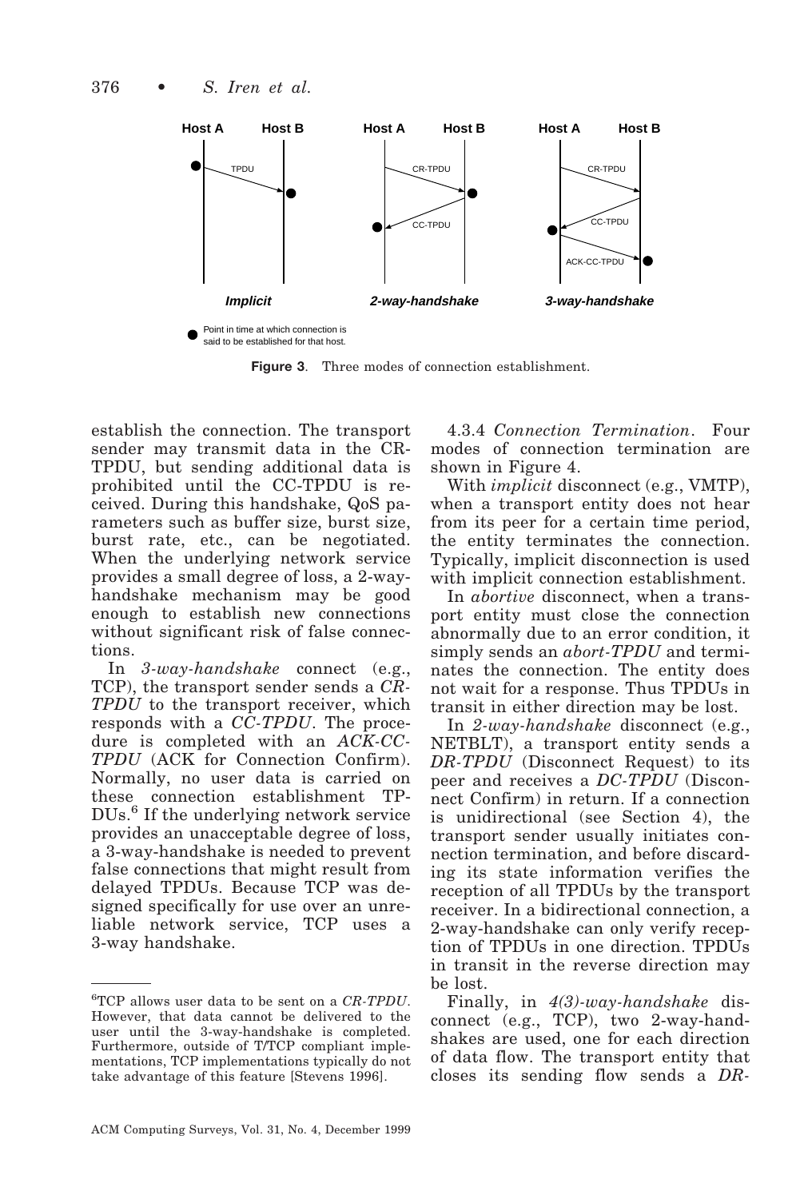**Figure 3**. Three modes of connection establishment.

establish the connection. The transport sender may transmit data in the CR-TPDU, but sending additional data is prohibited until the CC-TPDU is received. During this handshake, QoS parameters such as buffer size, burst size, burst rate, etc., can be negotiated. When the underlying network service provides a small degree of loss, a 2-way-handshake mechanism may be good enough to establish new connections without significant risk of false connections.

In *3-way-handshake* connect (e.g., TCP), the transport sender sends a *CR-TPDU* to the transport receiver, which responds with a *CC-TPDU*. The procedure is completed with an *ACK-CC-TPDU* (ACK for Connection Confirm). Normally, no user data is carried on these connection establishment TPDUs.[6] If the underlying network service provides an unacceptable degree of loss, a 3-way-handshake is needed to prevent false connections that might result from delayed TPDUs. Because TCP was designed specifically for use over an unreliable network service, TCP uses a 3-way handshake.

[6]TCP allows user data to be sent on a *CR-TPDU*. However, that data cannot be delivered to the user until the 3-way-handshake is completed. Furthermore, outside of T/TCP compliant implementations, TCP implementations typically do not take advantage of this feature [Stevens 1996].

4.3.4 *Connection Termination*. Four modes of connection termination are shown in Figure 4.

With *implicit* disconnect (e.g., VMTP), when a transport entity does not hear from its peer for a certain time period, the entity terminates the connection. Typically, implicit disconnection is used with implicit connection establishment.

In *abortive* disconnect, when a transport entity must close the connection abnormally due to an error condition, it simply sends an *abort-TPDU* and terminates the connection. The entity does not wait for a response. Thus TPDUs in transit in either direction may be lost.

In *2-way-handshake* disconnect (e.g., NETBLT), a transport entity sends a *DR-TPDU* (Disconnect Request) to its peer and receives a *DC-TPDU* (Disconnect Confirm) in return. If a connection is unidirectional (see Section 4), the transport sender usually initiates connection termination, and before discarding its state information verifies the reception of all TPDUs by the transport receiver. In a bidirectional connection, a 2-way-handshake can only verify reception of TPDUs in one direction. TPDUs in transit in the reverse direction may be lost.

Finally, in *4(3)-way-handshake* disconnect (e.g., TCP), two 2-way-handshakes are used, one for each direction of data flow. The transport entity that closes its sending flow sends a *DR-*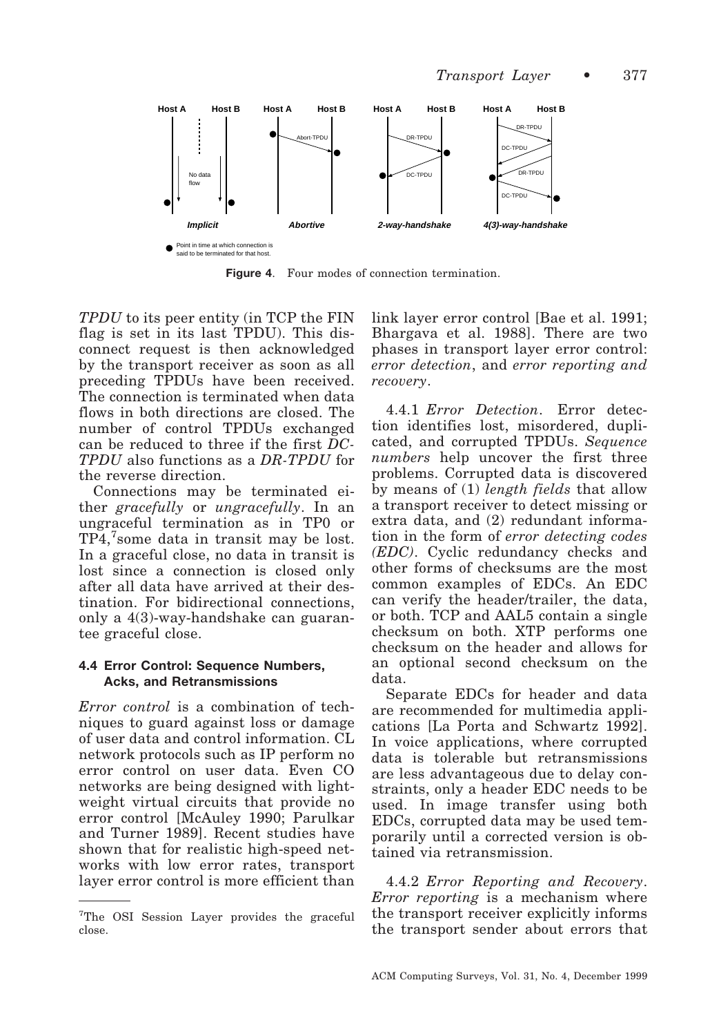**Figure 4**. Four modes of connection termination.

*TPDU* to its peer entity (in TCP the FIN flag is set in its last TPDU). This disconnect request is then acknowledged by the transport receiver as soon as all preceding TPDUs have been received. The connection is terminated when data flows in both directions are closed. The number of control TPDUs exchanged can be reduced to three if the first *DC-TPDU* also functions as a *DR-TPDU* for the reverse direction.

Connections may be terminated either *gracefully* or *ungracefully*. In an ungraceful termination as in TP0 or TP4,[7] some data in transit may be lost. In a graceful close, no data in transit is lost since a connection is closed only after all data have arrived at their destination. For bidirectional connections, only a 4(3)-way-handshake can guarantee graceful close.

### 4.4 Error Control: Sequence Numbers, Acks, and Retransmissions

*Error control* is a combination of techniques to guard against loss or damage of user data and control information. CL network protocols such as IP perform no error control on user data. Even CO networks are being designed with lightweight virtual circuits that provide no error control [McAuley 1990; Parulkar and Turner 1989]. Recent studies have shown that for realistic high-speed networks with low error rates, transport layer error control is more efficient than link layer error control [Bae et al. 1991; Bhargava et al. 1988]. There are two phases in transport layer error control: *error detection*, and *error reporting and recovery*.

4.4.1 *Error Detection*. Error detection identifies lost, misordered, duplicated, and corrupted TPDUs. *Sequence numbers* help uncover the first three problems. Corrupted data is discovered by means of (1) *length fields* that allow a transport receiver to detect missing or extra data, and (2) redundant information in the form of *error detecting codes (EDC)*. Cyclic redundancy checks and other forms of checksums are the most common examples of EDCs. An EDC can verify the header/trailer, the data, or both. TCP and AAL5 contain a single checksum on both. XTP performs one checksum on the header and allows for an optional second checksum on the data.

Separate EDCs for header and data are recommended for multimedia applications [La Porta and Schwartz 1992]. In voice applications, where corrupted data is tolerable but retransmissions are less advantageous due to delay constraints, only a header EDC needs to be used. In image transfer using both EDCs, corrupted data may be used temporarily until a corrected version is obtained via retransmission.

4.4.2 *Error Reporting and Recovery*. *Error reporting* is a mechanism where the transport receiver explicitly informs the transport sender about errors that

[7] The OSI Session Layer provides the graceful close.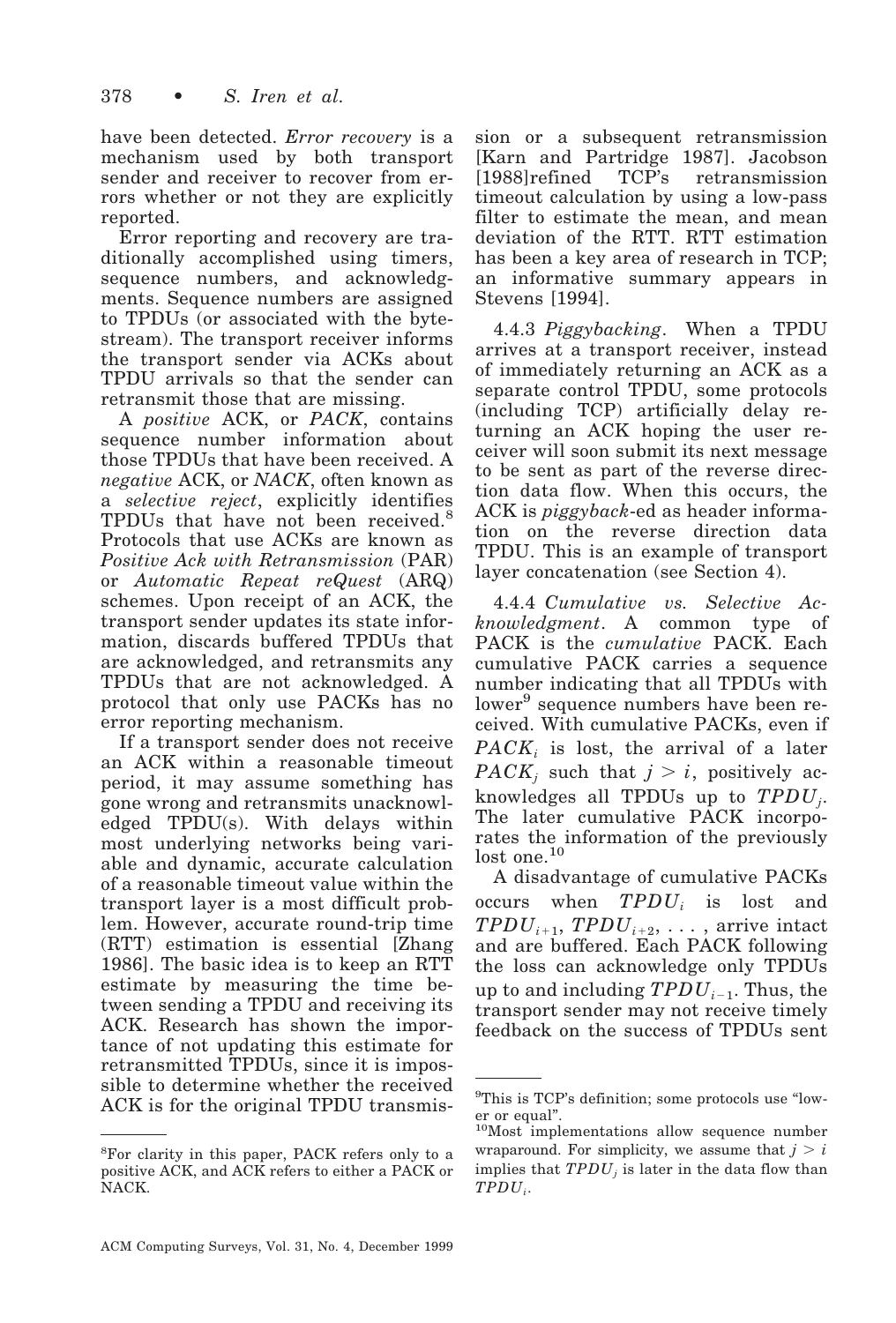have been detected. *Error recovery* is a mechanism used by both transport sender and receiver to recover from errors whether or not they are explicitly reported.

Error reporting and recovery are traditionally accomplished using timers, sequence numbers, and acknowledgments. Sequence numbers are assigned to TPDUs (or associated with the byte-stream). The transport receiver informs the transport sender via ACKs about TPDU arrivals so that the sender can retransmit those that are missing.

A *positive* ACK, or *PACK*, contains sequence number information about those TPDUs that have been received. A *negative* ACK, or *NACK*, often known as a *selective reject*, explicitly identifies TPDUs that have not been received.[8] Protocols that use ACKs are known as *Positive Ack with Retransmission* (PAR) or *Automatic Repeat reQuest* (ARQ) schemes. Upon receipt of an ACK, the transport sender updates its state information, discards buffered TPDUs that are acknowledged, and retransmits any TPDUs that are not acknowledged. A protocol that only use PACKs has no error reporting mechanism.

If a transport sender does not receive an ACK within a reasonable timeout period, it may assume something has gone wrong and retransmits unacknowledged TPDU(s). With delays within most underlying networks being variable and dynamic, accurate calculation of a reasonable timeout value within the transport layer is a most difficult problem. However, accurate round-trip time (RTT) estimation is essential [Zhang 1986]. The basic idea is to keep an RTT estimate by measuring the time between sending a TPDU and receiving its ACK. Research has shown the importance of not updating this estimate for retransmitted TPDUs, since it is impossible to determine whether the received ACK is for the original TPDU transmission or a subsequent retransmission [Karn and Partridge 1987]. Jacobson [1988]refined TCP's retransmission timeout calculation by using a low-pass filter to estimate the mean, and mean deviation of the RTT. RTT estimation has been a key area of research in TCP; an informative summary appears in Stevens [1994].

4.4.3 *Piggybacking*. When a TPDU arrives at a transport receiver, instead of immediately returning an ACK as a separate control TPDU, some protocols (including TCP) artificially delay returning an ACK hoping the user receiver will soon submit its next message to be sent as part of the reverse direction data flow. When this occurs, the ACK is *piggyback*-ed as header information on the reverse direction data TPDU. This is an example of transport layer concatenation (see Section 4).

4.4.4 *Cumulative vs. Selective Acknowledgment*. A common type of PACK is the *cumulative* PACK. Each cumulative PACK carries a sequence number indicating that all TPDUs with lower[9] sequence numbers have been received. With cumulative PACKs, even if $PACK_i$ is lost, the arrival of a later $PACK_j$ such that $j > i$, positively acknowledges all TPDUs up to $TPDU_j$. The later cumulative PACK incorporates the information of the previously lost one.[10]

A disadvantage of cumulative PACKs occurs when $TPDU_i$ is lost and $TPDU_{i+1}$, $TPDU_{i+2}$, . . . , arrive intact and are buffered. Each PACK following the loss can acknowledge only TPDUs up to and including $TPDU_{i-1}$. Thus, the transport sender may not receive timely feedback on the success of TPDUs sent

---

[8] For clarity in this paper, PACK refers only to a positive ACK, and ACK refers to either a PACK or NACK.

[9] This is TCP's definition; some protocols use "lower or equal".

[10] Most implementations allow sequence number wraparound. For simplicity, we assume that $j > i$ implies that $TPDU_j$ is later in the data flow than $TPDU_i$.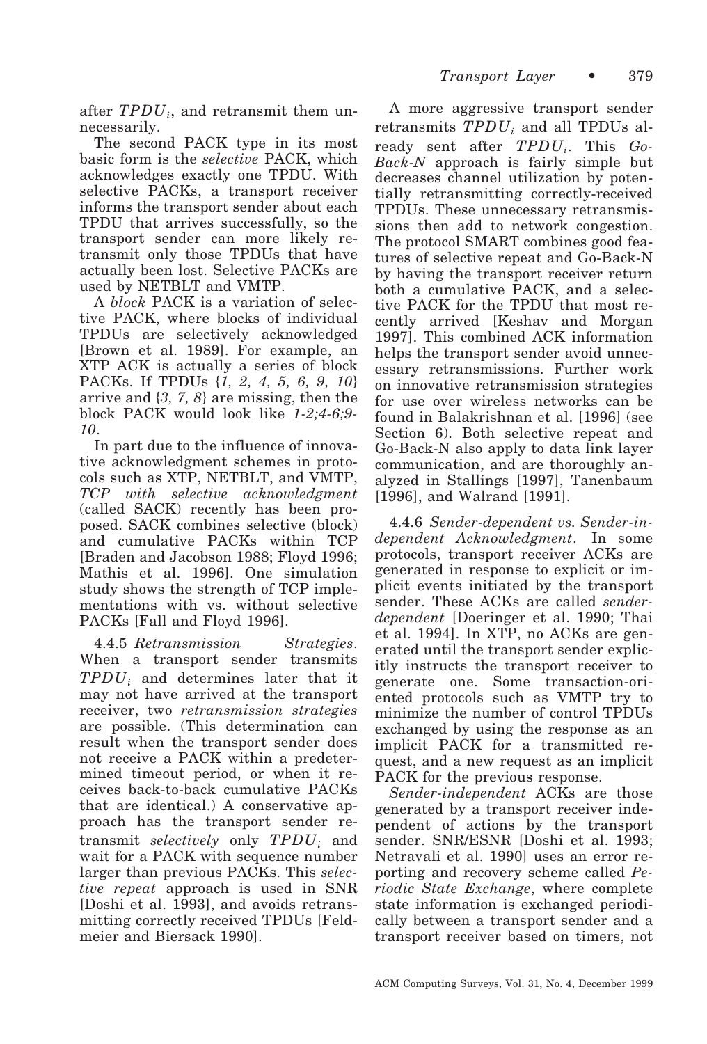after $TPDU_i$, and retransmit them unnecessarily.

The second PACK type in its most basic form is the *selective* PACK, which acknowledges exactly one TPDU. With selective PACKs, a transport receiver informs the transport sender about each TPDU that arrives successfully, so the transport sender can more likely retransmit only those TPDUs that have actually been lost. Selective PACKs are used by NETBLT and VMTP.

A *block* PACK is a variation of selective PACK, where blocks of individual TPDUs are selectively acknowledged [Brown et al. 1989]. For example, an XTP ACK is actually a series of block PACKs. If TPDUs {*1, 2, 4, 5, 6, 9, 10*} arrive and {*3, 7, 8*} are missing, then the block PACK would look like *1-2;4-6;9-10*.

In part due to the influence of innovative acknowledgment schemes in protocols such as XTP, NETBLT, and VMTP, *TCP with selective acknowledgment* (called SACK) recently has been proposed. SACK combines selective (block) and cumulative PACKs within TCP [Braden and Jacobson 1988; Floyd 1996; Mathis et al. 1996]. One simulation study shows the strength of TCP implementations with vs. without selective PACKs [Fall and Floyd 1996].

4.4.5 *Retransmission Strategies*. When a transport sender transmits $TPDU_i$ and determines later that it may not have arrived at the transport receiver, two *retransmission strategies* are possible. (This determination can result when the transport sender does not receive a PACK within a predetermined timeout period, or when it receives back-to-back cumulative PACKs that are identical.) A conservative approach has the transport sender retransmit *selectively* only $TPDU_i$ and wait for a PACK with sequence number larger than previous PACKs. This *selective repeat* approach is used in SNR [Doshi et al. 1993], and avoids retransmitting correctly received TPDUs [Feldmeier and Biersack 1990].

A more aggressive transport sender retransmits $TPDU_i$ and all TPDUs already sent after $TPDU_i$. This *Go-Back-N* approach is fairly simple but decreases channel utilization by potentially retransmitting correctly-received TPDUs. These unnecessary retransmissions then add to network congestion. The protocol SMART combines good features of selective repeat and Go-Back-N by having the transport receiver return both a cumulative PACK, and a selective PACK for the TPDU that most recently arrived [Keshav and Morgan 1997]. This combined ACK information helps the transport sender avoid unnecessary retransmissions. Further work on innovative retransmission strategies for use over wireless networks can be found in Balakrishnan et al. [1996] (see Section 6). Both selective repeat and Go-Back-N also apply to data link layer communication, and are thoroughly analyzed in Stallings [1997], Tanenbaum [1996], and Walrand [1991].

4.4.6 *Sender-dependent vs. Sender-independent Acknowledgment*. In some protocols, transport receiver ACKs are generated in response to explicit or implicit events initiated by the transport sender. These ACKs are called *sender-dependent* [Doeringer et al. 1990; Thai et al. 1994]. In XTP, no ACKs are generated until the transport sender explicitly instructs the transport receiver to generate one. Some transaction-oriented protocols such as VMTP try to minimize the number of control TPDUs exchanged by using the response as an implicit PACK for a transmitted request, and a new request as an implicit PACK for the previous response.

*Sender-independent* ACKs are those generated by a transport receiver independent of actions by the transport sender. SNR/ESNR [Doshi et al. 1993; Netravali et al. 1990] uses an error reporting and recovery scheme called *Periodic State Exchange*, where complete state information is exchanged periodically between a transport sender and a transport receiver based on timers, not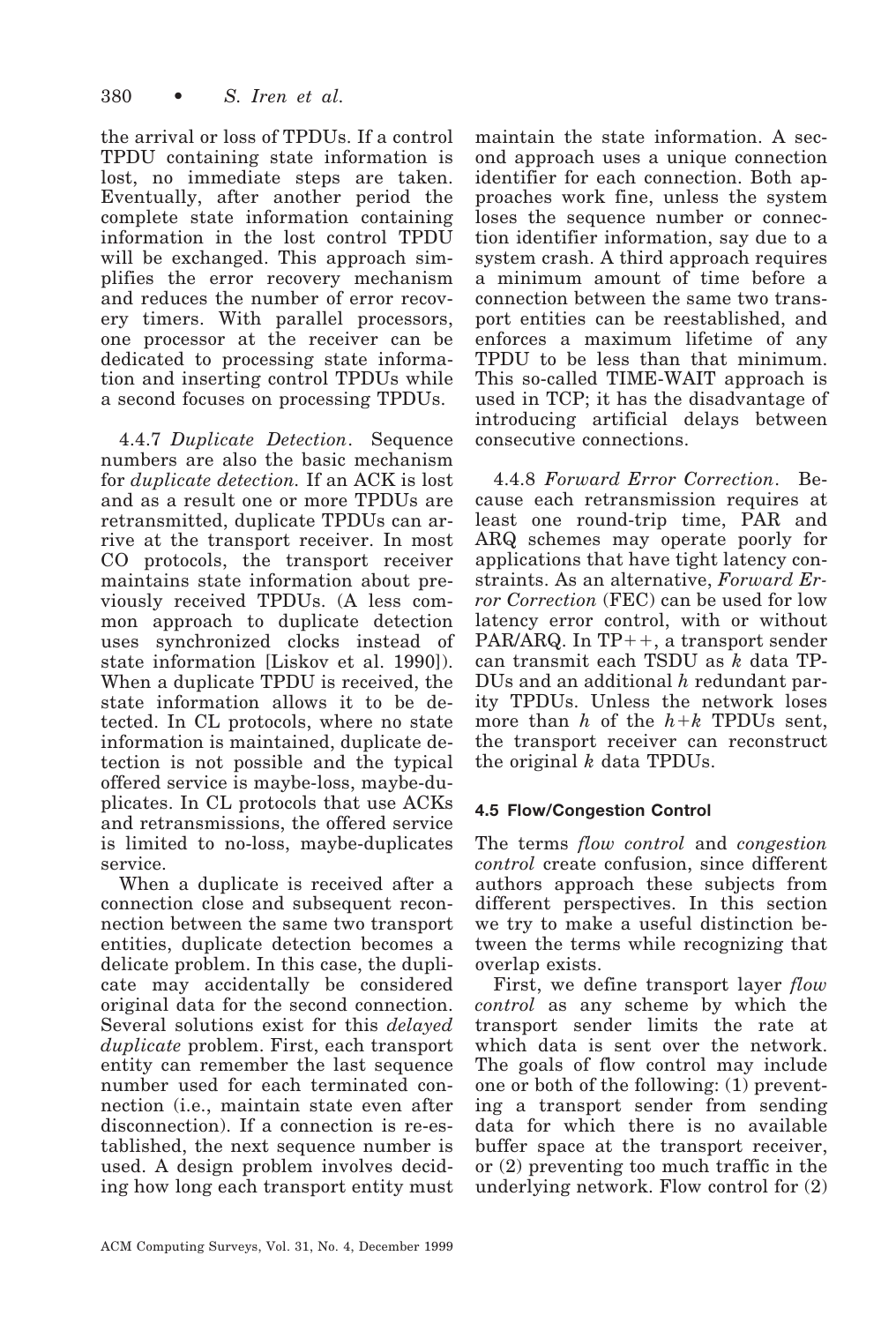the arrival or loss of TPDUs. If a control TPDU containing state information is lost, no immediate steps are taken. Eventually, after another period the complete state information containing information in the lost control TPDU will be exchanged. This approach simplifies the error recovery mechanism and reduces the number of error recovery timers. With parallel processors, one processor at the receiver can be dedicated to processing state information and inserting control TPDUs while a second focuses on processing TPDUs.

4.4.7 *Duplicate Detection*. Sequence numbers are also the basic mechanism for *duplicate detection.* If an ACK is lost and as a result one or more TPDUs are retransmitted, duplicate TPDUs can arrive at the transport receiver. In most CO protocols, the transport receiver maintains state information about previously received TPDUs. (A less common approach to duplicate detection uses synchronized clocks instead of state information [Liskov et al. 1990]). When a duplicate TPDU is received, the state information allows it to be detected. In CL protocols, where no state information is maintained, duplicate detection is not possible and the typical offered service is maybe-loss, maybe-duplicates. In CL protocols that use ACKs and retransmissions, the offered service is limited to no-loss, maybe-duplicates service.

When a duplicate is received after a connection close and subsequent reconnection between the same two transport entities, duplicate detection becomes a delicate problem. In this case, the duplicate may accidentally be considered original data for the second connection. Several solutions exist for this *delayed duplicate* problem. First, each transport entity can remember the last sequence number used for each terminated connection (i.e., maintain state even after disconnection). If a connection is re-established, the next sequence number is used. A design problem involves deciding how long each transport entity must maintain the state information. A second approach uses a unique connection identifier for each connection. Both approaches work fine, unless the system loses the sequence number or connection identifier information, say due to a system crash. A third approach requires a minimum amount of time before a connection between the same two transport entities can be reestablished, and enforces a maximum lifetime of any TPDU to be less than that minimum. This so-called TIME-WAIT approach is used in TCP; it has the disadvantage of introducing artificial delays between consecutive connections.

4.4.8 *Forward Error Correction*. Because each retransmission requires at least one round-trip time, PAR and ARQ schemes may operate poorly for applications that have tight latency constraints. As an alternative, *Forward Error Correction* (FEC) can be used for low latency error control, with or without PAR/ARQ. In TP++, a transport sender can transmit each TSDU as $k$ data TPDUs and an additional $h$ redundant parity TPDUs. Unless the network loses more than $h$ of the $h+k$ TPDUs sent, the transport receiver can reconstruct the original $k$ data TPDUs.

### 4.5 Flow/Congestion Control

The terms *flow control* and *congestion control* create confusion, since different authors approach these subjects from different perspectives. In this section we try to make a useful distinction between the terms while recognizing that overlap exists.

First, we define transport layer *flow control* as any scheme by which the transport sender limits the rate at which data is sent over the network. The goals of flow control may include one or both of the following: (1) preventing a transport sender from sending data for which there is no available buffer space at the transport receiver, or (2) preventing too much traffic in the underlying network. Flow control for (2)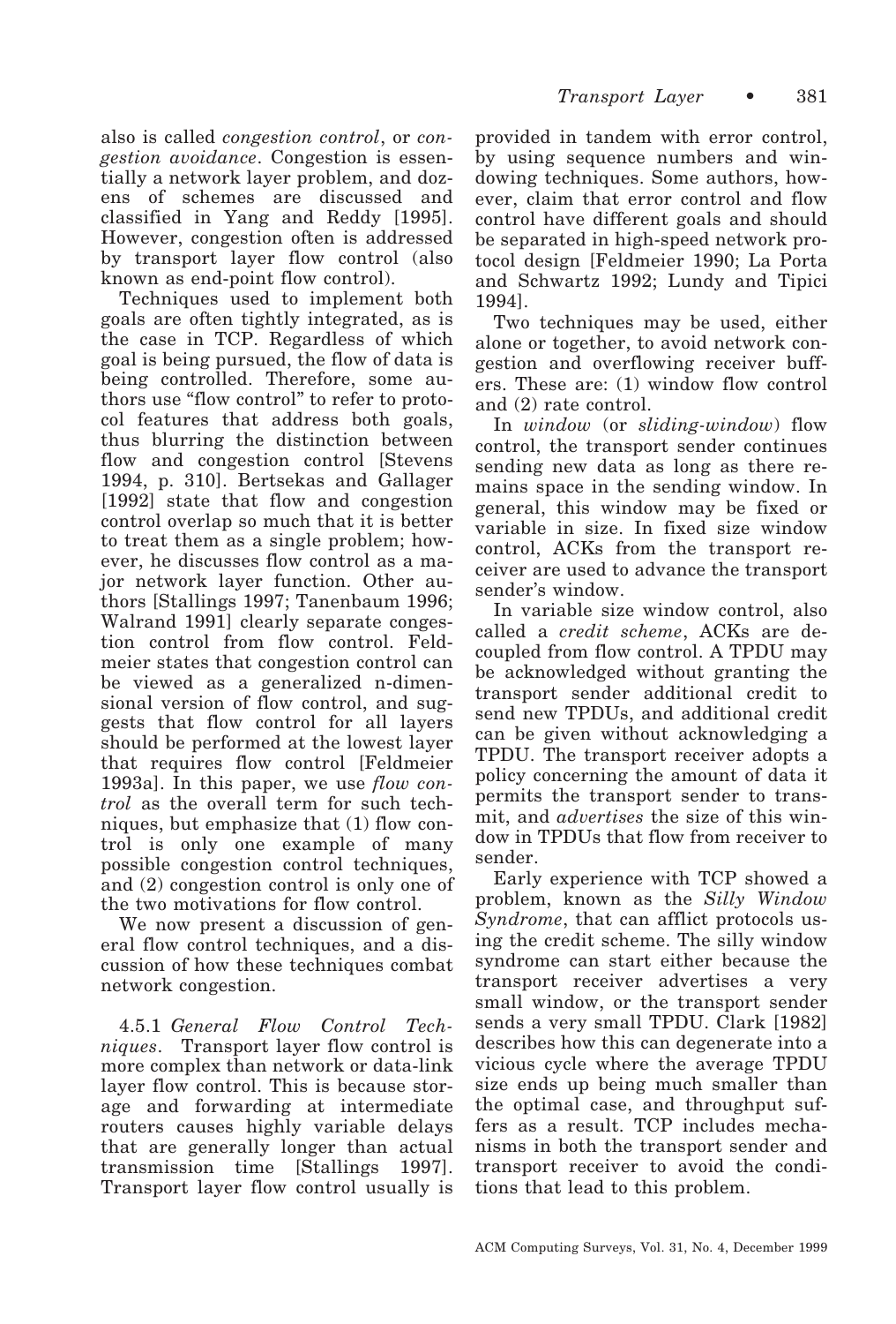also is called *congestion control*, or *congestion avoidance*. Congestion is essentially a network layer problem, and dozens of schemes are discussed and classified in Yang and Reddy [1995]. However, congestion often is addressed by transport layer flow control (also known as end-point flow control).

Techniques used to implement both goals are often tightly integrated, as is the case in TCP. Regardless of which goal is being pursued, the flow of data is being controlled. Therefore, some authors use "flow control" to refer to protocol features that address both goals, thus blurring the distinction between flow and congestion control [Stevens 1994, p. 310]. Bertsekas and Gallager [1992] state that flow and congestion control overlap so much that it is better to treat them as a single problem; however, he discusses flow control as a major network layer function. Other authors [Stallings 1997; Tanenbaum 1996; Walrand 1991] clearly separate congestion control from flow control. Feldmeier states that congestion control can be viewed as a generalized n-dimensional version of flow control, and suggests that flow control for all layers should be performed at the lowest layer that requires flow control [Feldmeier 1993a]. In this paper, we use *flow control* as the overall term for such techniques, but emphasize that (1) flow control is only one example of many possible congestion control techniques, and (2) congestion control is only one of the two motivations for flow control.

We now present a discussion of general flow control techniques, and a discussion of how these techniques combat network congestion.

4.5.1 *General Flow Control Techniques*. Transport layer flow control is more complex than network or data-link layer flow control. This is because storage and forwarding at intermediate routers causes highly variable delays that are generally longer than actual transmission time [Stallings 1997]. Transport layer flow control usually is provided in tandem with error control, by using sequence numbers and windowing techniques. Some authors, however, claim that error control and flow control have different goals and should be separated in high-speed network protocol design [Feldmeier 1990; La Porta and Schwartz 1992; Lundy and Tipici 1994].

Two techniques may be used, either alone or together, to avoid network congestion and overflowing receiver buffers. These are: (1) window flow control and (2) rate control.

In *window* (or *sliding-window*) flow control, the transport sender continues sending new data as long as there remains space in the sending window. In general, this window may be fixed or variable in size. In fixed size window control, ACKs from the transport receiver are used to advance the transport sender's window.

In variable size window control, also called a *credit scheme*, ACKs are decoupled from flow control. A TPDU may be acknowledged without granting the transport sender additional credit to send new TPDUs, and additional credit can be given without acknowledging a TPDU. The transport receiver adopts a policy concerning the amount of data it permits the transport sender to transmit, and *advertises* the size of this window in TPDUs that flow from receiver to sender.

Early experience with TCP showed a problem, known as the *Silly Window Syndrome*, that can afflict protocols using the credit scheme. The silly window syndrome can start either because the transport receiver advertises a very small window, or the transport sender sends a very small TPDU. Clark [1982] describes how this can degenerate into a vicious cycle where the average TPDU size ends up being much smaller than the optimal case, and throughput suffers as a result. TCP includes mechanisms in both the transport sender and transport receiver to avoid the conditions that lead to this problem.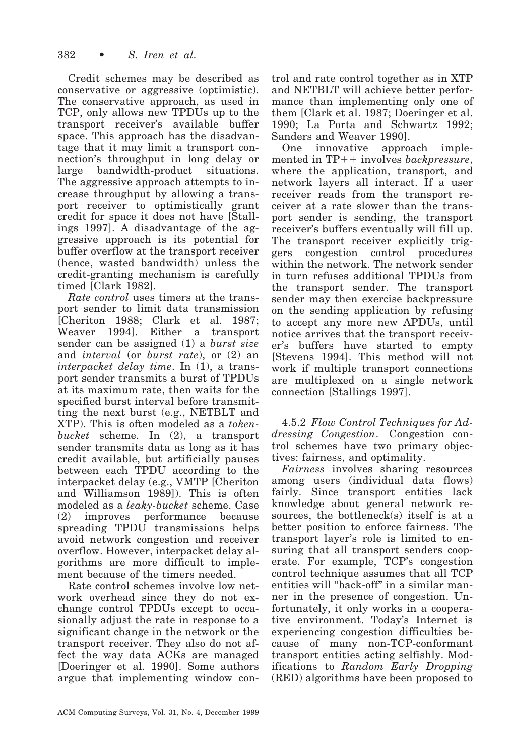Credit schemes may be described as conservative or aggressive (optimistic). The conservative approach, as used in TCP, only allows new TPDUs up to the transport receiver's available buffer space. This approach has the disadvantage that it may limit a transport connection's throughput in long delay or large bandwidth-product situations. The aggressive approach attempts to increase throughput by allowing a transport receiver to optimistically grant credit for space it does not have [Stallings 1997]. A disadvantage of the aggressive approach is its potential for buffer overflow at the transport receiver (hence, wasted bandwidth) unless the credit-granting mechanism is carefully timed [Clark 1982].

*Rate control* uses timers at the transport sender to limit data transmission [Cheriton 1988; Clark et al. 1987; Weaver 1994]. Either a transport sender can be assigned (1) a *burst size* and *interval* (or *burst rate*), or (2) an *interpacket delay time*. In (1), a transport sender transmits a burst of TPDUs at its maximum rate, then waits for the specified burst interval before transmitting the next burst (e.g., NETBLT and XTP). This is often modeled as a *token-bucket* scheme. In (2), a transport sender transmits data as long as it has credit available, but artificially pauses between each TPDU according to the interpacket delay (e.g., VMTP [Cheriton and Williamson 1989]). This is often modeled as a *leaky-bucket* scheme. Case (2) improves performance because spreading TPDU transmissions helps avoid network congestion and receiver overflow. However, interpacket delay algorithms are more difficult to implement because of the timers needed.

Rate control schemes involve low network overhead since they do not exchange control TPDUs except to occasionally adjust the rate in response to a significant change in the network or the transport receiver. They also do not affect the way data ACKs are managed [Doeringer et al. 1990]. Some authors argue that implementing window control and rate control together as in XTP and NETBLT will achieve better performance than implementing only one of them [Clark et al. 1987; Doeringer et al. 1990; La Porta and Schwartz 1992; Sanders and Weaver 1990].

One innovative approach implemented in TP++ involves *backpressure*, where the application, transport, and network layers all interact. If a user receiver reads from the transport receiver at a rate slower than the transport sender is sending, the transport receiver's buffers eventually will fill up. The transport receiver explicitly triggers congestion control procedures within the network. The network sender in turn refuses additional TPDUs from the transport sender. The transport sender may then exercise backpressure on the sending application by refusing to accept any more new APDUs, until notice arrives that the transport receiver's buffers have started to empty [Stevens 1994]. This method will not work if multiple transport connections are multiplexed on a single network connection [Stallings 1997].

4.5.2 *Flow Control Techniques for Addressing Congestion*. Congestion control schemes have two primary objectives: fairness, and optimality.

*Fairness* involves sharing resources among users (individual data flows) fairly. Since transport entities lack knowledge about general network resources, the bottleneck(s) itself is at a better position to enforce fairness. The transport layer's role is limited to ensuring that all transport senders cooperate. For example, TCP's congestion control technique assumes that all TCP entities will "back-off" in a similar manner in the presence of congestion. Unfortunately, it only works in a cooperative environment. Today's Internet is experiencing congestion difficulties because of many non-TCP-conformant transport entities acting selfishly. Modifications to *Random Early Dropping* (RED) algorithms have been proposed to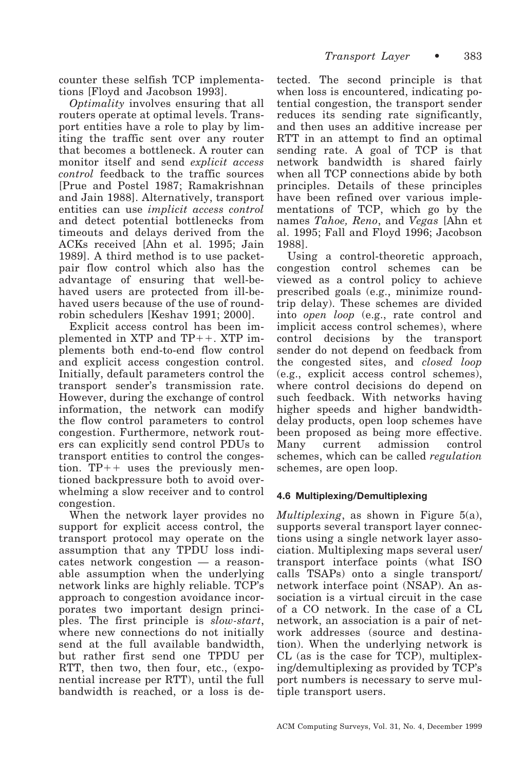counter these selfish TCP implementations [Floyd and Jacobson 1993].

*Optimality* involves ensuring that all routers operate at optimal levels. Transport entities have a role to play by limiting the traffic sent over any router that becomes a bottleneck. A router can monitor itself and send *explicit access control* feedback to the traffic sources [Prue and Postel 1987; Ramakrishnan and Jain 1988]. Alternatively, transport entities can use *implicit access control* and detect potential bottlenecks from timeouts and delays derived from the ACKs received [Ahn et al. 1995; Jain 1989]. A third method is to use packet-pair flow control which also has the advantage of ensuring that well-behaved users are protected from ill-behaved users because of the use of round-robin schedulers [Keshav 1991; 2000].

Explicit access control has been implemented in XTP and TP++. XTP implements both end-to-end flow control and explicit access congestion control. Initially, default parameters control the transport sender's transmission rate. However, during the exchange of control information, the network can modify the flow control parameters to control congestion. Furthermore, network routers can explicitly send control PDUs to transport entities to control the congestion. TP++ uses the previously mentioned backpressure both to avoid overwhelming a slow receiver and to control congestion.

When the network layer provides no support for explicit access control, the transport protocol may operate on the assumption that any TPDU loss indicates network congestion — a reasonable assumption when the underlying network links are highly reliable. TCP's approach to congestion avoidance incorporates two important design principles. The first principle is *slow-start*, where new connections do not initially send at the full available bandwidth, but rather first send one TPDU per RTT, then two, then four, etc., (exponential increase per RTT), until the full bandwidth is reached, or a loss is detected. The second principle is that when loss is encountered, indicating potential congestion, the transport sender reduces its sending rate significantly, and then uses an additive increase per RTT in an attempt to find an optimal sending rate. A goal of TCP is that network bandwidth is shared fairly when all TCP connections abide by both principles. Details of these principles have been refined over various implementations of TCP, which go by the names *Tahoe, Reno*, and *Vegas* [Ahn et al. 1995; Fall and Floyd 1996; Jacobson 1988].

Using a control-theoretic approach, congestion control schemes can be viewed as a control policy to achieve prescribed goals (e.g., minimize round-trip delay). These schemes are divided into *open loop* (e.g., rate control and implicit access control schemes), where control decisions by the transport sender do not depend on feedback from the congested sites, and *closed loop* (e.g., explicit access control schemes), where control decisions do depend on such feedback. With networks having higher speeds and higher bandwidth-delay products, open loop schemes have been proposed as being more effective. Many current admission control schemes, which can be called *regulation* schemes, are open loop.

### 4.6 Multiplexing/Demultiplexing

*Multiplexing*, as shown in Figure 5(a), supports several transport layer connections using a single network layer association. Multiplexing maps several user/transport interface points (what ISO calls TSAPs) onto a single transport/network interface point (NSAP). An association is a virtual circuit in the case of a CO network. In the case of a CL network, an association is a pair of network addresses (source and destination). When the underlying network is CL (as is the case for TCP), multiplexing/demultiplexing as provided by TCP's port numbers is necessary to serve multiple transport users.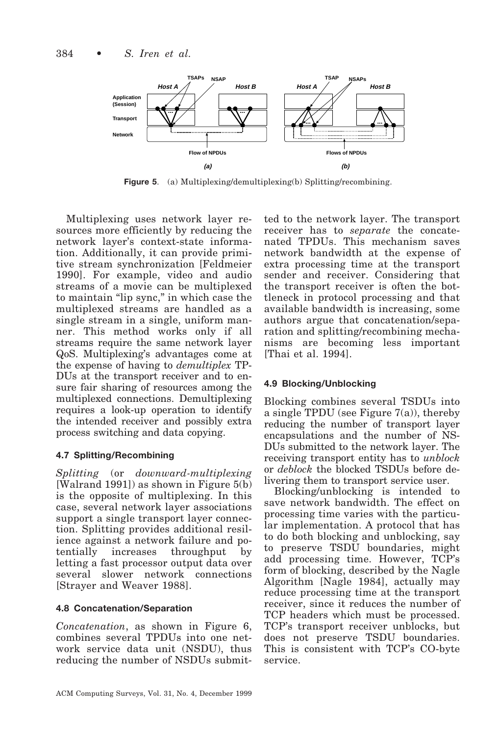**Figure 5**. (a) Multiplexing/demultiplexing(b) Splitting/recombining.

Multiplexing uses network layer resources more efficiently by reducing the network layer's context-state information. Additionally, it can provide primitive stream synchronization [Feldmeier 1990]. For example, video and audio streams of a movie can be multiplexed to maintain "lip sync," in which case the multiplexed streams are handled as a single stream in a single, uniform manner. This method works only if all streams require the same network layer QoS. Multiplexing's advantages come at the expense of having to *demultiplex* TPDUs at the transport receiver and to ensure fair sharing of resources among the multiplexed connections. Demultiplexing requires a look-up operation to identify the intended receiver and possibly extra process switching and data copying.

### 4.7 Splitting/Recombining

*Splitting* (or *downward-multiplexing* [Walrand 1991]) as shown in Figure 5(b) is the opposite of multiplexing. In this case, several network layer associations support a single transport layer connection. Splitting provides additional resilience against a network failure and potentially increases throughput by letting a fast processor output data over several slower network connections [Strayer and Weaver 1988].

### 4.8 Concatenation/Separation

*Concatenation*, as shown in Figure 6, combines several TPDUs into one network service data unit (NSDU), thus reducing the number of NSDUs submitted to the network layer. The transport receiver has to *separate* the concatenated TPDUs. This mechanism saves network bandwidth at the expense of extra processing time at the transport sender and receiver. Considering that the transport receiver is often the bottleneck in protocol processing and that available bandwidth is increasing, some authors argue that concatenation/separation and splitting/recombining mechanisms are becoming less important [Thai et al. 1994].

### 4.9 Blocking/Unblocking

Blocking combines several TSDUs into a single TPDU (see Figure 7(a)), thereby reducing the number of transport layer encapsulations and the number of NSDUs submitted to the network layer. The receiving transport entity has to *unblock* or *deblock* the blocked TSDUs before delivering them to transport service user.

Blocking/unblocking is intended to save network bandwidth. The effect on processing time varies with the particular implementation. A protocol that has to do both blocking and unblocking, say to preserve TSDU boundaries, might add processing time. However, TCP's form of blocking, described by the Nagle Algorithm [Nagle 1984], actually may reduce processing time at the transport receiver, since it reduces the number of TCP headers which must be processed. TCP's transport receiver unblocks, but does not preserve TSDU boundaries. This is consistent with TCP's CO-byte service.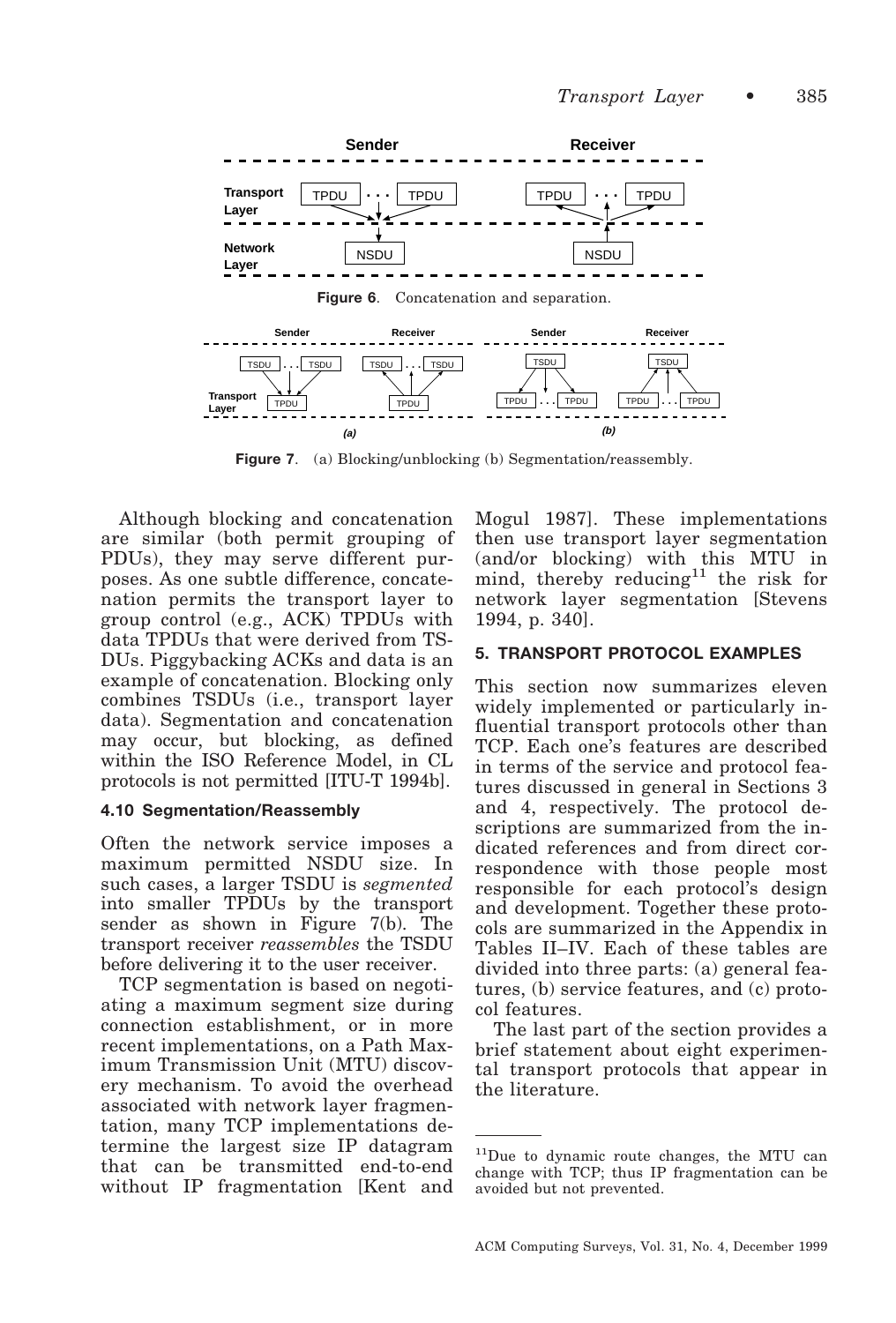Figure 6. Concatenation and separation.

Figure 7. (a) Blocking/unblocking (b) Segmentation/reassembly.

Although blocking and concatenation are similar (both permit grouping of PDUs), they may serve different purposes. As one subtle difference, concatenation permits the transport layer to group control (e.g., ACK) TPDUs with data TPDUs that were derived from TSDUs. Piggybacking ACKs and data is an example of concatenation. Blocking only combines TSDUs (i.e., transport layer data). Segmentation and concatenation may occur, but blocking, as defined within the ISO Reference Model, in CL protocols is not permitted [ITU-T 1994b].

### 4.10 Segmentation/Reassembly

Often the network service imposes a maximum permitted NSDU size. In such cases, a larger TSDU is *segmented* into smaller TPDUs by the transport sender as shown in Figure 7(b). The transport receiver *reassembles* the TSDU before delivering it to the user receiver.

TCP segmentation is based on negotiating a maximum segment size during connection establishment, or in more recent implementations, on a Path Maximum Transmission Unit (MTU) discovery mechanism. To avoid the overhead associated with network layer fragmentation, many TCP implementations determine the largest size IP datagram that can be transmitted end-to-end without IP fragmentation [Kent and Mogul 1987]. These implementations then use transport layer segmentation (and/or blocking) with this MTU in mind, thereby reducing[11] the risk for network layer segmentation [Stevens 1994, p. 340].

## 5. TRANSPORT PROTOCOL EXAMPLES

This section now summarizes eleven widely implemented or particularly influential transport protocols other than TCP. Each one's features are described in terms of the service and protocol features discussed in general in Sections 3 and 4, respectively. The protocol descriptions are summarized from the indicated references and from direct correspondence with those people most responsible for each protocol's design and development. Together these protocols are summarized in the Appendix in Tables II–IV. Each of these tables are divided into three parts: (a) general features, (b) service features, and (c) protocol features.

The last part of the section provides a brief statement about eight experimental transport protocols that appear in the literature.

[11] Due to dynamic route changes, the MTU can change with TCP; thus IP fragmentation can be avoided but not prevented.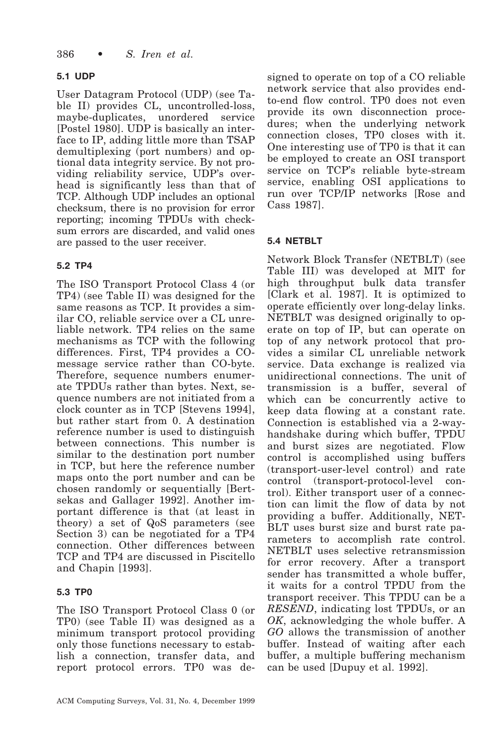### 5.1 UDP

User Datagram Protocol (UDP) (see Table II) provides CL, uncontrolled-loss, maybe-duplicates, unordered service [Postel 1980]. UDP is basically an interface to IP, adding little more than TSAP demultiplexing (port numbers) and optional data integrity service. By not providing reliability service, UDP's overhead is significantly less than that of TCP. Although UDP includes an optional checksum, there is no provision for error reporting; incoming TPDUs with checksum errors are discarded, and valid ones are passed to the user receiver.

### 5.2 TP4

The ISO Transport Protocol Class 4 (or TP4) (see Table II) was designed for the same reasons as TCP. It provides a similar CO, reliable service over a CL unreliable network. TP4 relies on the same mechanisms as TCP with the following differences. First, TP4 provides a CO-message service rather than CO-byte. Therefore, sequence numbers enumerate TPDUs rather than bytes. Next, sequence numbers are not initiated from a clock counter as in TCP [Stevens 1994], but rather start from 0. A destination reference number is used to distinguish between connections. This number is similar to the destination port number in TCP, but here the reference number maps onto the port number and can be chosen randomly or sequentially [Bertsekas and Gallager 1992]. Another important difference is that (at least in theory) a set of QoS parameters (see Section 3) can be negotiated for a TP4 connection. Other differences between TCP and TP4 are discussed in Piscitello and Chapin [1993].

### 5.3 TP0

The ISO Transport Protocol Class 0 (or TP0) (see Table II) was designed as a minimum transport protocol providing only those functions necessary to establish a connection, transfer data, and report protocol errors. TP0 was designed to operate on top of a CO reliable network service that also provides end-to-end flow control. TP0 does not even provide its own disconnection procedures; when the underlying network connection closes, TP0 closes with it. One interesting use of TP0 is that it can be employed to create an OSI transport service on TCP's reliable byte-stream service, enabling OSI applications to run over TCP/IP networks [Rose and Cass 1987].

### 5.4 NETBLT

Network Block Transfer (NETBLT) (see Table III) was developed at MIT for high throughput bulk data transfer [Clark et al. 1987]. It is optimized to operate efficiently over long-delay links. NETBLT was designed originally to operate on top of IP, but can operate on top of any network protocol that provides a similar CL unreliable network service. Data exchange is realized via unidirectional connections. The unit of transmission is a buffer, several of which can be concurrently active to keep data flowing at a constant rate. Connection is established via a 2-way-handshake during which buffer, TPDU and burst sizes are negotiated. Flow control is accomplished using buffers (transport-user-level control) and rate control (transport-protocol-level control). Either transport user of a connection can limit the flow of data by not providing a buffer. Additionally, NETBLT uses burst size and burst rate parameters to accomplish rate control. NETBLT uses selective retransmission for error recovery. After a transport sender has transmitted a whole buffer, it waits for a control TPDU from the transport receiver. This TPDU can be a *RESEND*, indicating lost TPDUs, or an *OK*, acknowledging the whole buffer. A *GO* allows the transmission of another buffer. Instead of waiting after each buffer, a multiple buffering mechanism can be used [Dupuy et al. 1992].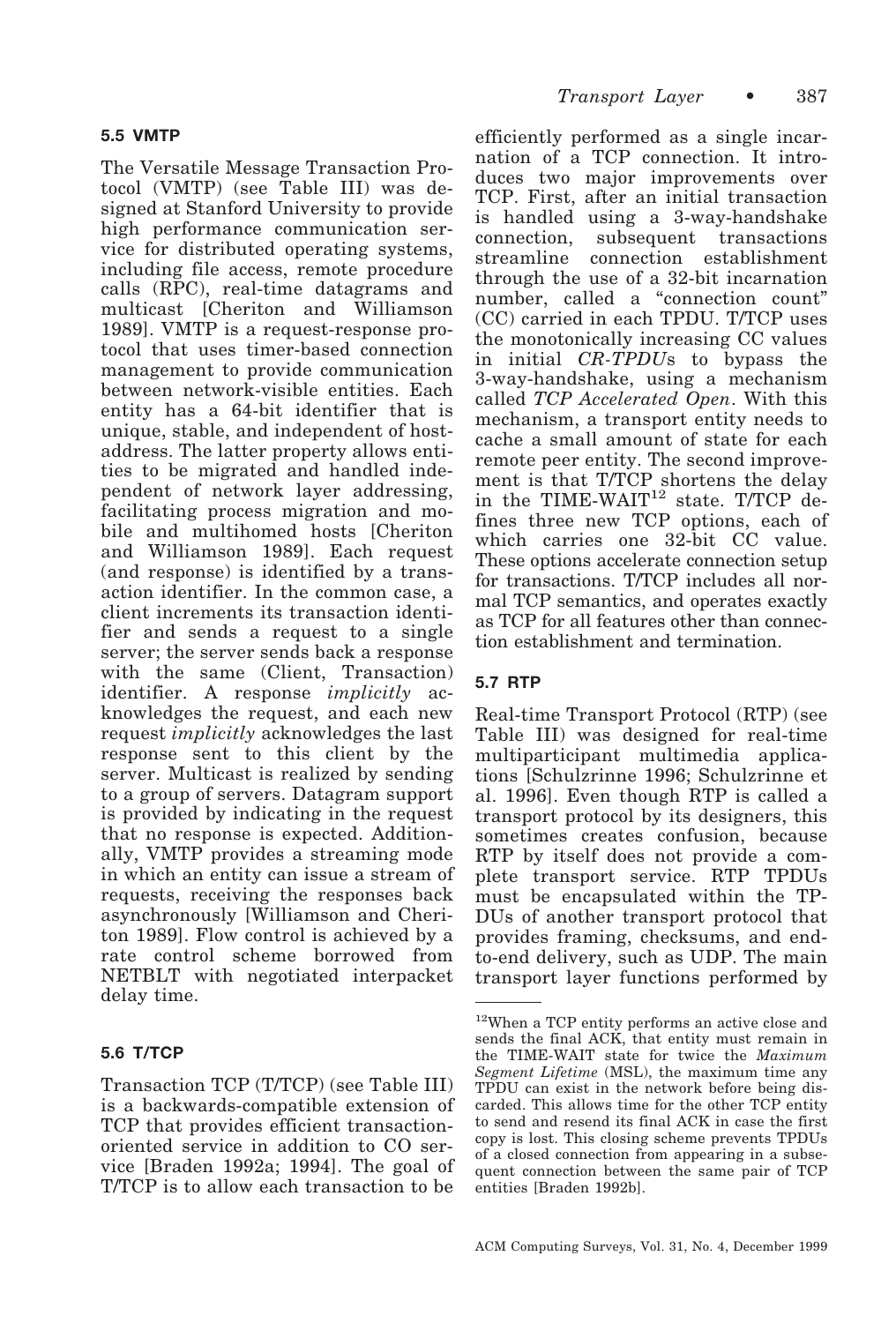### 5.5 VMTP

The Versatile Message Transaction Protocol (VMTP) (see Table III) was designed at Stanford University to provide high performance communication service for distributed operating systems, including file access, remote procedure calls (RPC), real-time datagrams and multicast [Cheriton and Williamson 1989]. VMTP is a request-response protocol that uses timer-based connection management to provide communication between network-visible entities. Each entity has a 64-bit identifier that is unique, stable, and independent of host-address. The latter property allows entities to be migrated and handled independent of network layer addressing, facilitating process migration and mobile and multihomed hosts [Cheriton and Williamson 1989]. Each request (and response) is identified by a transaction identifier. In the common case, a client increments its transaction identifier and sends a request to a single server; the server sends back a response with the same (Client, Transaction) identifier. A response *implicitly* acknowledges the request, and each new request *implicitly* acknowledges the last response sent to this client by the server. Multicast is realized by sending to a group of servers. Datagram support is provided by indicating in the request that no response is expected. Additionally, VMTP provides a streaming mode in which an entity can issue a stream of requests, receiving the responses back asynchronously [Williamson and Cheriton 1989]. Flow control is achieved by a rate control scheme borrowed from NETBLT with negotiated interpacket delay time.

### 5.6 T/TCP

Transaction TCP (T/TCP) (see Table III) is a backwards-compatible extension of TCP that provides efficient transaction-oriented service in addition to CO service [Braden 1992a; 1994]. The goal of T/TCP is to allow each transaction to be efficiently performed as a single incarnation of a TCP connection. It introduces two major improvements over TCP. First, after an initial transaction is handled using a 3-way-handshake connection, subsequent transactions streamline connection establishment through the use of a 32-bit incarnation number, called a "connection count" (CC) carried in each TPDU. T/TCP uses the monotonically increasing CC values in initial *CR-TPDU*s to bypass the 3-way-handshake, using a mechanism called *TCP Accelerated Open*. With this mechanism, a transport entity needs to cache a small amount of state for each remote peer entity. The second improvement is that T/TCP shortens the delay in the TIME-WAIT[12] state. T/TCP defines three new TCP options, each of which carries one 32-bit CC value. These options accelerate connection setup for transactions. T/TCP includes all normal TCP semantics, and operates exactly as TCP for all features other than connection establishment and termination.

### 5.7 RTP

Real-time Transport Protocol (RTP) (see Table III) was designed for real-time multiparticipant multimedia applications [Schulzrinne 1996; Schulzrinne et al. 1996]. Even though RTP is called a transport protocol by its designers, this sometimes creates confusion, because RTP by itself does not provide a complete transport service. RTP TPDUs must be encapsulated within the TPDUs of another transport protocol that provides framing, checksums, and end-to-end delivery, such as UDP. The main transport layer functions performed by

---

[12] When a TCP entity performs an active close and sends the final ACK, that entity must remain in the TIME-WAIT state for twice the *Maximum Segment Lifetime* (MSL), the maximum time any TPDU can exist in the network before being discarded. This allows time for the other TCP entity to send and resend its final ACK in case the first copy is lost. This closing scheme prevents TPDUs of a closed connection from appearing in a subsequent connection between the same pair of TCP entities [Braden 1992b].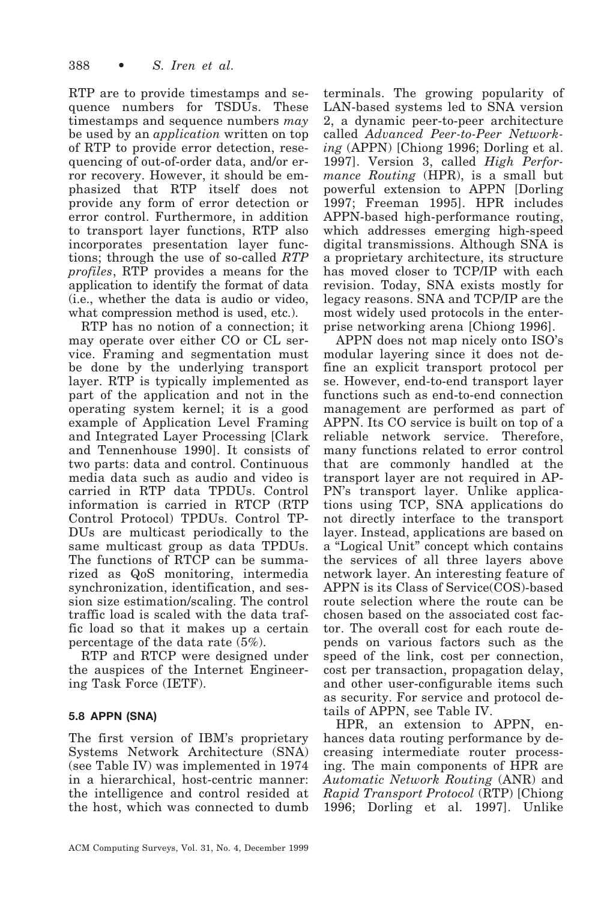RTP are to provide timestamps and sequence numbers for TSDUs. These timestamps and sequence numbers *may* be used by an *application* written on top of RTP to provide error detection, resequencing of out-of-order data, and/or error recovery. However, it should be emphasized that RTP itself does not provide any form of error detection or error control. Furthermore, in addition to transport layer functions, RTP also incorporates presentation layer functions; through the use of so-called *RTP profiles*, RTP provides a means for the application to identify the format of data (i.e., whether the data is audio or video, what compression method is used, etc.).

RTP has no notion of a connection; it may operate over either CO or CL service. Framing and segmentation must be done by the underlying transport layer. RTP is typically implemented as part of the application and not in the operating system kernel; it is a good example of Application Level Framing and Integrated Layer Processing [Clark and Tennenhouse 1990]. It consists of two parts: data and control. Continuous media data such as audio and video is carried in RTP data TPDUs. Control information is carried in RTCP (RTP Control Protocol) TPDUs. Control TPDUs are multicast periodically to the same multicast group as data TPDUs. The functions of RTCP can be summarized as QoS monitoring, intermedia synchronization, identification, and session size estimation/scaling. The control traffic load is scaled with the data traffic load so that it makes up a certain percentage of the data rate (5%).

RTP and RTCP were designed under the auspices of the Internet Engineering Task Force (IETF).

### 5.8 APPN (SNA)

The first version of IBM's proprietary Systems Network Architecture (SNA) (see Table IV) was implemented in 1974 in a hierarchical, host-centric manner: the intelligence and control resided at the host, which was connected to dumb terminals. The growing popularity of LAN-based systems led to SNA version 2, a dynamic peer-to-peer architecture called *Advanced Peer-to-Peer Networking* (APPN) [Chiong 1996; Dorling et al. 1997]. Version 3, called *High Performance Routing* (HPR), is a small but powerful extension to APPN [Dorling 1997; Freeman 1995]. HPR includes APPN-based high-performance routing, which addresses emerging high-speed digital transmissions. Although SNA is a proprietary architecture, its structure has moved closer to TCP/IP with each revision. Today, SNA exists mostly for legacy reasons. SNA and TCP/IP are the most widely used protocols in the enterprise networking arena [Chiong 1996].

APPN does not map nicely onto ISO's modular layering since it does not define an explicit transport protocol per se. However, end-to-end transport layer functions such as end-to-end connection management are performed as part of APPN. Its CO service is built on top of a reliable network service. Therefore, many functions related to error control that are commonly handled at the transport layer are not required in APPN's transport layer. Unlike applications using TCP, SNA applications do not directly interface to the transport layer. Instead, applications are based on a "Logical Unit" concept which contains the services of all three layers above network layer. An interesting feature of APPN is its Class of Service(COS)-based route selection where the route can be chosen based on the associated cost factor. The overall cost for each route depends on various factors such as the speed of the link, cost per connection, cost per transaction, propagation delay, and other user-configurable items such as security. For service and protocol details of APPN, see Table IV.

HPR, an extension to APPN, enhances data routing performance by decreasing intermediate router processing. The main components of HPR are *Automatic Network Routing* (ANR) and *Rapid Transport Protocol* (RTP) [Chiong 1996; Dorling et al. 1997]. Unlike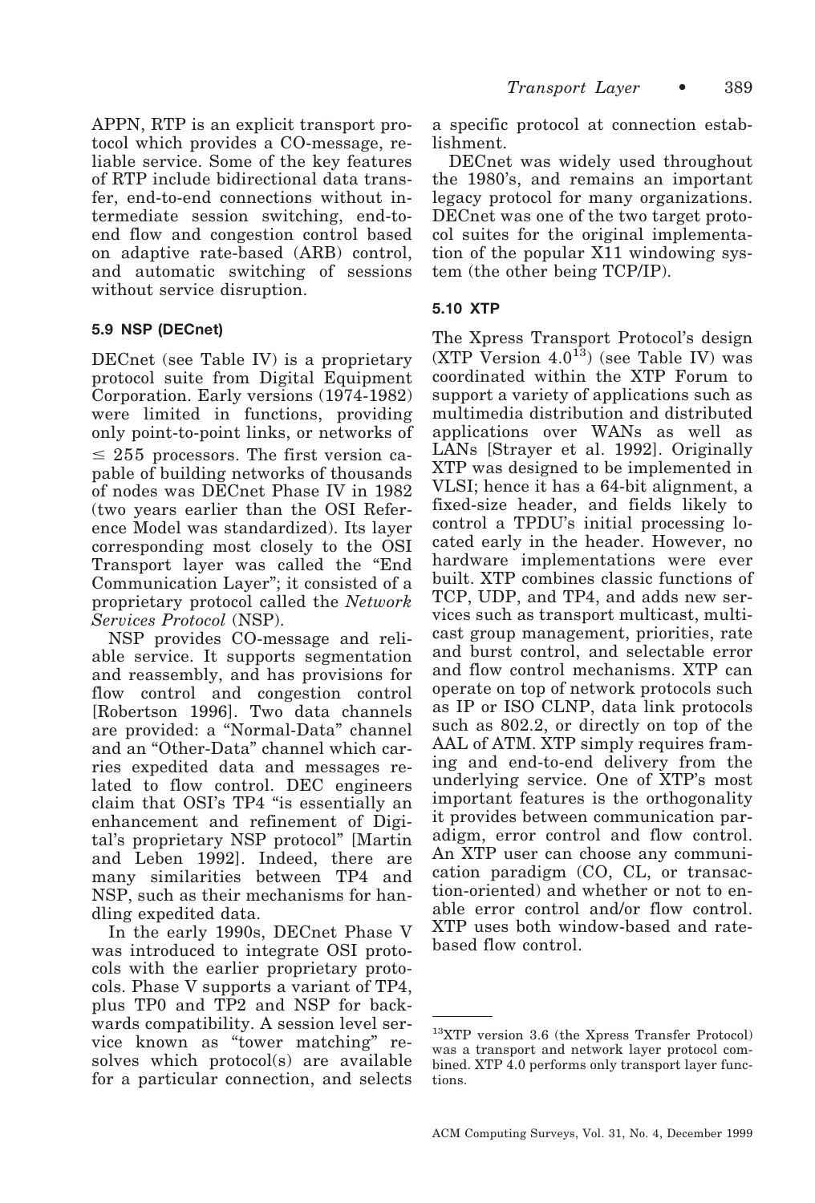APPN, RTP is an explicit transport protocol which provides a CO-message, reliable service. Some of the key features of RTP include bidirectional data transfer, end-to-end connections without intermediate session switching, end-to-end flow and congestion control based on adaptive rate-based (ARB) control, and automatic switching of sessions without service disruption.

### 5.9 NSP (DECnet)

DECnet (see Table IV) is a proprietary protocol suite from Digital Equipment Corporation. Early versions (1974-1982) were limited in functions, providing only point-to-point links, or networks of $\leq 255$ processors. The first version capable of building networks of thousands of nodes was DECnet Phase IV in 1982 (two years earlier than the OSI Reference Model was standardized). Its layer corresponding most closely to the OSI Transport layer was called the "End Communication Layer"; it consisted of a proprietary protocol called the *Network Services Protocol* (NSP).

NSP provides CO-message and reliable service. It supports segmentation and reassembly, and has provisions for flow control and congestion control [Robertson 1996]. Two data channels are provided: a "Normal-Data" channel and an "Other-Data" channel which carries expedited data and messages related to flow control. DEC engineers claim that OSI's TP4 "is essentially an enhancement and refinement of Digital's proprietary NSP protocol" [Martin and Leben 1992]. Indeed, there are many similarities between TP4 and NSP, such as their mechanisms for handling expedited data.

In the early 1990s, DECnet Phase V was introduced to integrate OSI protocols with the earlier proprietary protocols. Phase V supports a variant of TP4, plus TP0 and TP2 and NSP for backwards compatibility. A session level service known as "tower matching" resolves which protocol(s) are available for a particular connection, and selects a specific protocol at connection establishment.

DECnet was widely used throughout the 1980's, and remains an important legacy protocol for many organizations. DECnet was one of the two target protocol suites for the original implementation of the popular X11 windowing system (the other being TCP/IP).

### 5.10 XTP

The Xpress Transport Protocol's design (XTP Version 4.0[13]) (see Table IV) was coordinated within the XTP Forum to support a variety of applications such as multimedia distribution and distributed applications over WANs as well as LANs [Strayer et al. 1992]. Originally XTP was designed to be implemented in VLSI; hence it has a 64-bit alignment, a fixed-size header, and fields likely to control a TPDU's initial processing located early in the header. However, no hardware implementations were ever built. XTP combines classic functions of TCP, UDP, and TP4, and adds new services such as transport multicast, multicast group management, priorities, rate and burst control, and selectable error and flow control mechanisms. XTP can operate on top of network protocols such as IP or ISO CLNP, data link protocols such as 802.2, or directly on top of the AAL of ATM. XTP simply requires framing and end-to-end delivery from the underlying service. One of XTP's most important features is the orthogonality it provides between communication paradigm, error control and flow control. An XTP user can choose any communication paradigm (CO, CL, or transaction-oriented) and whether or not to enable error control and/or flow control. XTP uses both window-based and rate-based flow control.

---

[13] XTP version 3.6 (the Xpress Transfer Protocol) was a transport and network layer protocol combined. XTP 4.0 performs only transport layer functions.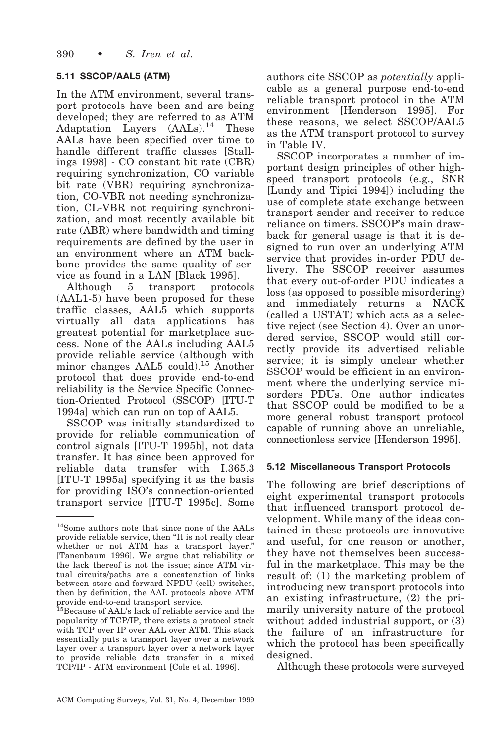### 5.11 SSCOP/AAL5 (ATM)

In the ATM environment, several transport protocols have been and are being developed; they are referred to as ATM Adaptation Layers (AALs).[14] These AALs have been specified over time to handle different traffic classes [Stallings 1998] - CO constant bit rate (CBR) requiring synchronization, CO variable bit rate (VBR) requiring synchronization, CO-VBR not needing synchronization, CL-VBR not requiring synchronization, and most recently available bit rate (ABR) where bandwidth and timing requirements are defined by the user in an environment where an ATM backbone provides the same quality of service as found in a LAN [Black 1995].

Although 5 transport protocols (AAL1-5) have been proposed for these traffic classes, AAL5 which supports virtually all data applications has greatest potential for marketplace success. None of the AALs including AAL5 provide reliable service (although with minor changes AAL5 could).[15] Another protocol that does provide end-to-end reliability is the Service Specific Connection-Oriented Protocol (SSCOP) [ITU-T 1994a] which can run on top of AAL5.

SSCOP was initially standardized to provide for reliable communication of control signals [ITU-T 1995b], not data transfer. It has since been approved for reliable data transfer with I.365.3 [ITU-T 1995a] specifying it as the basis for providing ISO's connection-oriented transport service [ITU-T 1995c]. Some authors cite SSCOP as *potentially* applicable as a general purpose end-to-end reliable transport protocol in the ATM environment [Henderson 1995]. For these reasons, we select SSCOP/AAL5 as the ATM transport protocol to survey in Table IV.

SSCOP incorporates a number of important design principles of other high-speed transport protocols (e.g., SNR [Lundy and Tipici 1994]) including the use of complete state exchange between transport sender and receiver to reduce reliance on timers. SSCOP's main drawback for general usage is that it is designed to run over an underlying ATM service that provides in-order PDU delivery. The SSCOP receiver assumes that every out-of-order PDU indicates a loss (as opposed to possible misordering) and immediately returns a NACK (called a USTAT) which acts as a selective reject (see Section 4). Over an unordered service, SSCOP would still correctly provide its advertised reliable service; it is simply unclear whether SSCOP would be efficient in an environment where the underlying service misorders PDUs. One author indicates that SSCOP could be modified to be a more general robust transport protocol capable of running above an unreliable, connectionless service [Henderson 1995].

### 5.12 Miscellaneous Transport Protocols

The following are brief descriptions of eight experimental transport protocols that influenced transport protocol development. While many of the ideas contained in these protocols are innovative and useful, for one reason or another, they have not themselves been successful in the marketplace. This may be the result of: (1) the marketing problem of introducing new transport protocols into an existing infrastructure, (2) the primarily university nature of the protocol without added industrial support, or (3) the failure of an infrastructure for which the protocol has been specifically designed.

Although these protocols were surveyed

---

[14] Some authors note that since none of the AALs provide reliable service, then "It is not really clear whether or not ATM has a transport layer." [Tanenbaum 1996]. We argue that reliability or the lack thereof is not the issue; since ATM virtual circuits/paths are a concatenation of links between store-and-forward NPDU (cell) switches, then by definition, the AAL protocols above ATM provide end-to-end transport service.

[15] Because of AAL's lack of reliable service and the popularity of TCP/IP, there exists a protocol stack with TCP over IP over AAL over ATM. This stack essentially puts a transport layer over a network layer over a transport layer over a network layer to provide reliable data transfer in a mixed TCP/IP - ATM environment [Cole et al. 1996].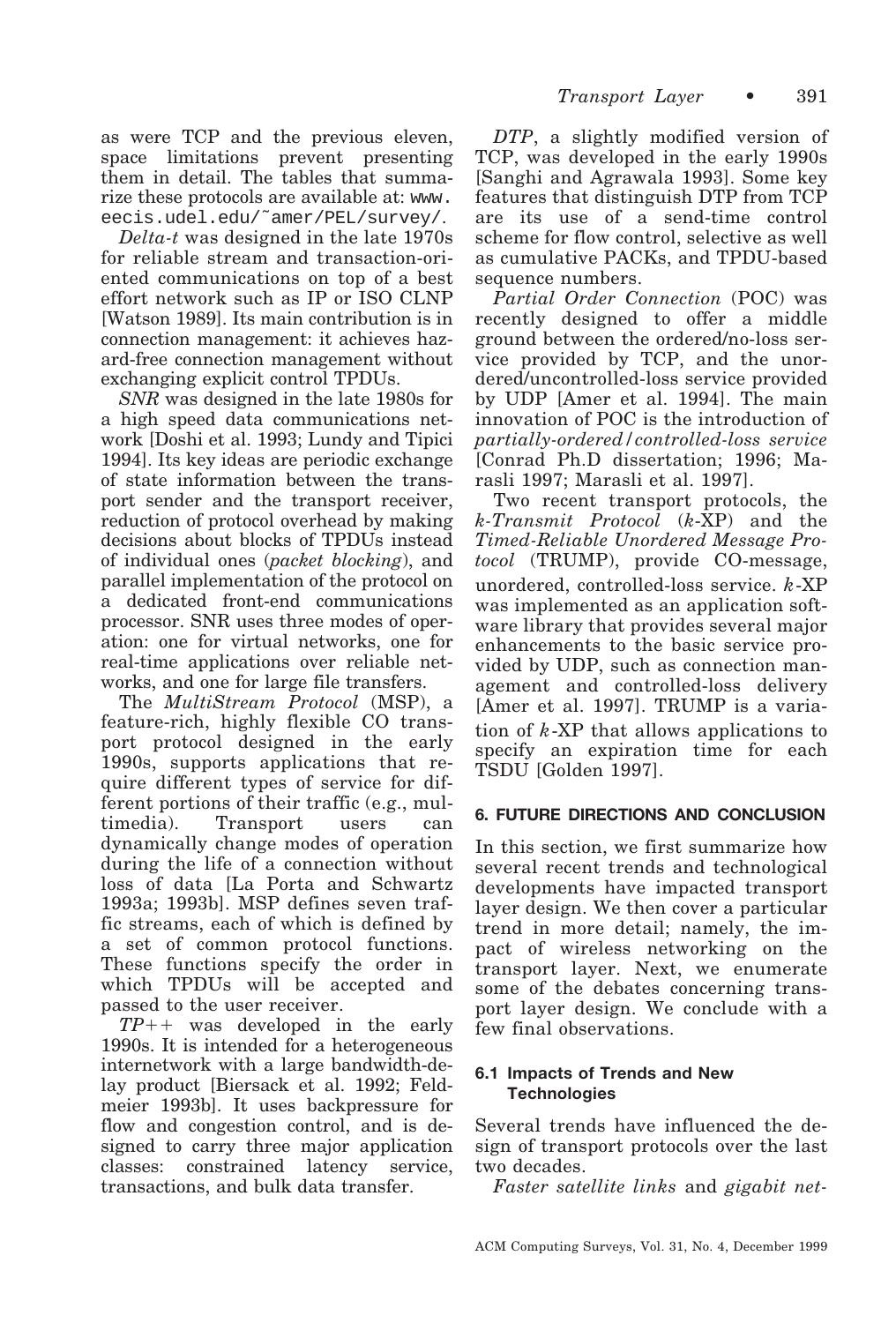as were TCP and the previous eleven, space limitations prevent presenting them in detail. The tables that summarize these protocols are available at: www.eecis.udel.edu/~amer/PEL/survey/.

*Delta-t* was designed in the late 1970s for reliable stream and transaction-oriented communications on top of a best effort network such as IP or ISO CLNP [Watson 1989]. Its main contribution is in connection management: it achieves hazard-free connection management without exchanging explicit control TPDUs.

*SNR* was designed in the late 1980s for a high speed data communications network [Doshi et al. 1993; Lundy and Tipici 1994]. Its key ideas are periodic exchange of state information between the transport sender and the transport receiver, reduction of protocol overhead by making decisions about blocks of TPDUs instead of individual ones (*packet blocking*), and parallel implementation of the protocol on a dedicated front-end communications processor. SNR uses three modes of operation: one for virtual networks, one for real-time applications over reliable networks, and one for large file transfers.

The *MultiStream Protocol* (MSP), a feature-rich, highly flexible CO transport protocol designed in the early 1990s, supports applications that require different types of service for different portions of their traffic (e.g., multimedia). Transport users can dynamically change modes of operation during the life of a connection without loss of data [La Porta and Schwartz 1993a; 1993b]. MSP defines seven traffic streams, each of which is defined by a set of common protocol functions. These functions specify the order in which TPDUs will be accepted and passed to the user receiver.

*TP++* was developed in the early 1990s. It is intended for a heterogeneous internetwork with a large bandwidth-delay product [Biersack et al. 1992; Feldmeier 1993b]. It uses backpressure for flow and congestion control, and is designed to carry three major application classes: constrained latency service, transactions, and bulk data transfer.

*DTP*, a slightly modified version of TCP, was developed in the early 1990s [Sanghi and Agrawala 1993]. Some key features that distinguish DTP from TCP are its use of a send-time control scheme for flow control, selective as well as cumulative PACKs, and TPDU-based sequence numbers.

*Partial Order Connection* (POC) was recently designed to offer a middle ground between the ordered/no-loss service provided by TCP, and the unordered/uncontrolled-loss service provided by UDP [Amer et al. 1994]. The main innovation of POC is the introduction of *partially-ordered/controlled-loss service* [Conrad Ph.D dissertation; 1996; Marasli 1997; Marasli et al. 1997].

Two recent transport protocols, the *k-Transmit Protocol* (*k*-XP) and the *Timed-Reliable Unordered Message Protocol* (TRUMP), provide CO-message, unordered, controlled-loss service. *k*-XP was implemented as an application software library that provides several major enhancements to the basic service provided by UDP, such as connection management and controlled-loss delivery [Amer et al. 1997]. TRUMP is a variation of *k*-XP that allows applications to specify an expiration time for each TSDU [Golden 1997].

## 6. FUTURE DIRECTIONS AND CONCLUSION

In this section, we first summarize how several recent trends and technological developments have impacted transport layer design. We then cover a particular trend in more detail; namely, the impact of wireless networking on the transport layer. Next, we enumerate some of the debates concerning transport layer design. We conclude with a few final observations.

### 6.1 Impacts of Trends and New Technologies

Several trends have influenced the design of transport protocols over the last two decades.

*Faster satellite links* and *gigabit net-*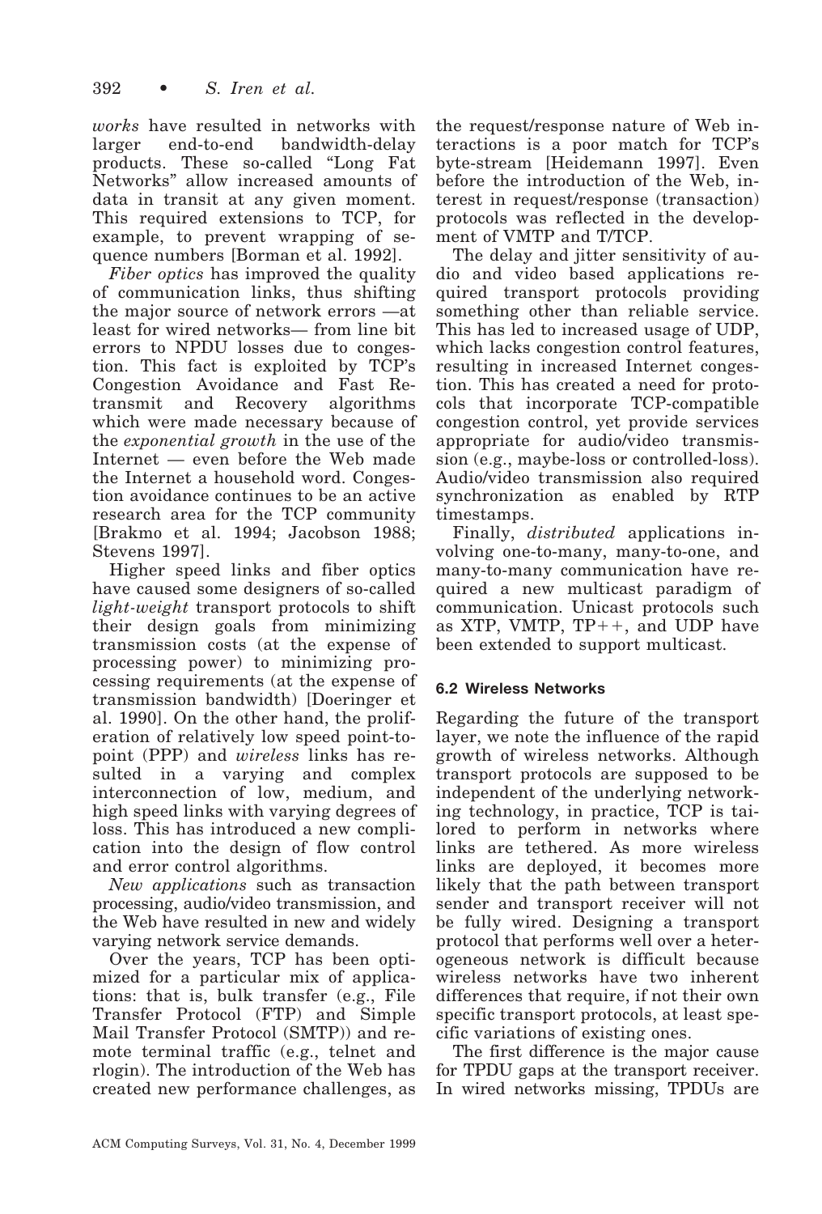*works* have resulted in networks with larger end-to-end bandwidth-delay products. These so-called "Long Fat Networks" allow increased amounts of data in transit at any given moment. This required extensions to TCP, for example, to prevent wrapping of sequence numbers [Borman et al. 1992].

*Fiber optics* has improved the quality of communication links, thus shifting the major source of network errors —at least for wired networks— from line bit errors to NPDU losses due to congestion. This fact is exploited by TCP's Congestion Avoidance and Fast Retransmit and Recovery algorithms which were made necessary because of the *exponential growth* in the use of the Internet — even before the Web made the Internet a household word. Congestion avoidance continues to be an active research area for the TCP community [Brakmo et al. 1994; Jacobson 1988; Stevens 1997].

Higher speed links and fiber optics have caused some designers of so-called *light-weight* transport protocols to shift their design goals from minimizing transmission costs (at the expense of processing power) to minimizing processing requirements (at the expense of transmission bandwidth) [Doeringer et al. 1990]. On the other hand, the proliferation of relatively low speed point-to-point (PPP) and *wireless* links has resulted in a varying and complex interconnection of low, medium, and high speed links with varying degrees of loss. This has introduced a new complication into the design of flow control and error control algorithms.

*New applications* such as transaction processing, audio/video transmission, and the Web have resulted in new and widely varying network service demands.

Over the years, TCP has been optimized for a particular mix of applications: that is, bulk transfer (e.g., File Transfer Protocol (FTP) and Simple Mail Transfer Protocol (SMTP)) and remote terminal traffic (e.g., telnet and rlogin). The introduction of the Web has created new performance challenges, as the request/response nature of Web interactions is a poor match for TCP's byte-stream [Heidemann 1997]. Even before the introduction of the Web, interest in request/response (transaction) protocols was reflected in the development of VMTP and T/TCP.

The delay and jitter sensitivity of audio and video based applications required transport protocols providing something other than reliable service. This has led to increased usage of UDP, which lacks congestion control features, resulting in increased Internet congestion. This has created a need for protocols that incorporate TCP-compatible congestion control, yet provide services appropriate for audio/video transmission (e.g., maybe-loss or controlled-loss). Audio/video transmission also required synchronization as enabled by RTP timestamps.

Finally, *distributed* applications involving one-to-many, many-to-one, and many-to-many communication have required a new multicast paradigm of communication. Unicast protocols such as XTP, VMTP, TP++, and UDP have been extended to support multicast.

### 6.2 Wireless Networks

Regarding the future of the transport layer, we note the influence of the rapid growth of wireless networks. Although transport protocols are supposed to be independent of the underlying networking technology, in practice, TCP is tailored to perform in networks where links are tethered. As more wireless links are deployed, it becomes more likely that the path between transport sender and transport receiver will not be fully wired. Designing a transport protocol that performs well over a heterogeneous network is difficult because wireless networks have two inherent differences that require, if not their own specific transport protocols, at least specific variations of existing ones.

The first difference is the major cause for TPDU gaps at the transport receiver. In wired networks missing, TPDUs are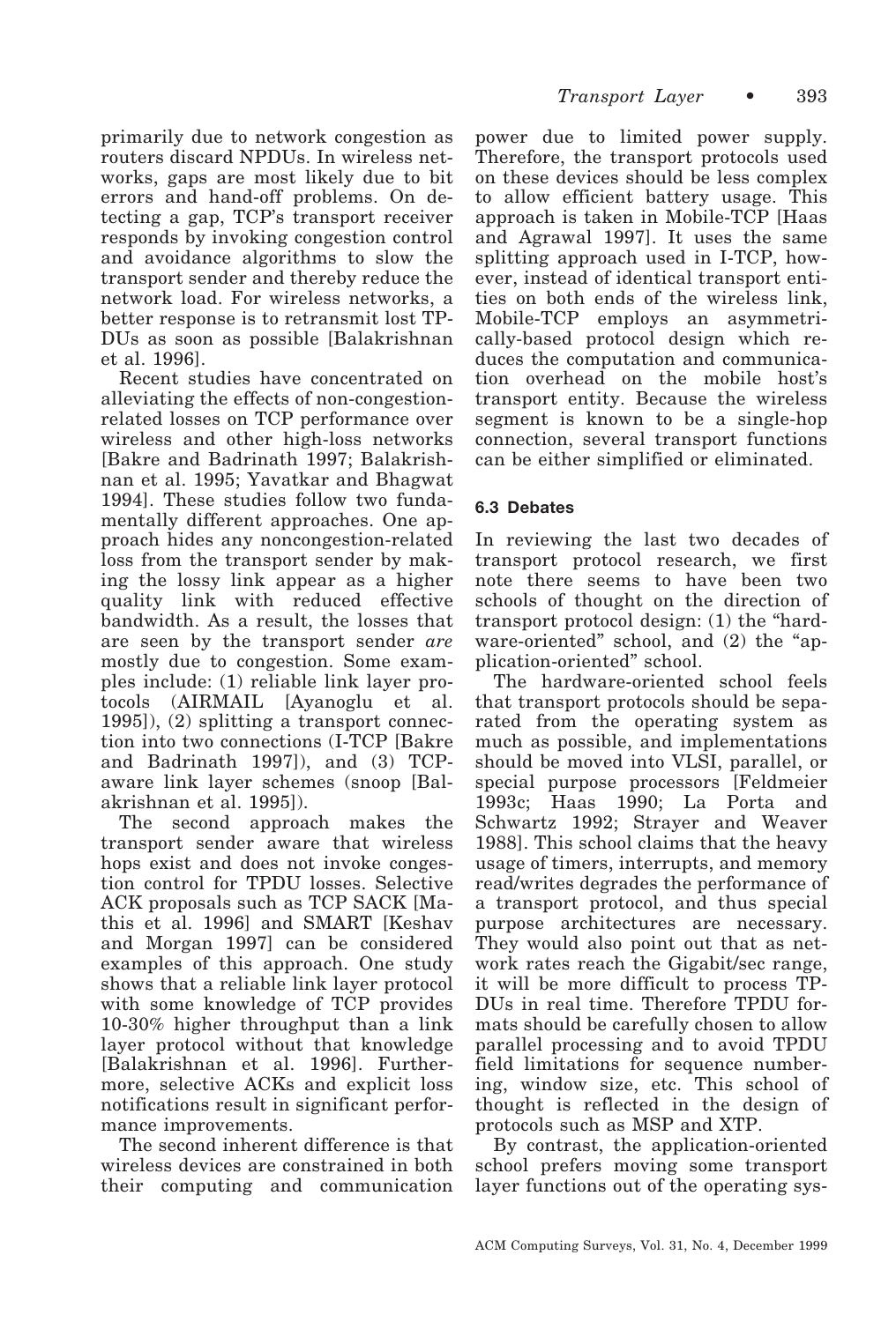primarily due to network congestion as routers discard NPDUs. In wireless networks, gaps are most likely due to bit errors and hand-off problems. On detecting a gap, TCP's transport receiver responds by invoking congestion control and avoidance algorithms to slow the transport sender and thereby reduce the network load. For wireless networks, a better response is to retransmit lost TPDUs as soon as possible [Balakrishnan et al. 1996].

Recent studies have concentrated on alleviating the effects of non-congestion-related losses on TCP performance over wireless and other high-loss networks [Bakre and Badrinath 1997; Balakrishnan et al. 1995; Yavatkar and Bhagwat 1994]. These studies follow two fundamentally different approaches. One approach hides any noncongestion-related loss from the transport sender by making the lossy link appear as a higher quality link with reduced effective bandwidth. As a result, the losses that are seen by the transport sender *are* mostly due to congestion. Some examples include: (1) reliable link layer protocols (AIRMAIL [Ayanoglu et al. 1995]), (2) splitting a transport connection into two connections (I-TCP [Bakre and Badrinath 1997]), and (3) TCP-aware link layer schemes (snoop [Balakrishnan et al. 1995]).

The second approach makes the transport sender aware that wireless hops exist and does not invoke congestion control for TPDU losses. Selective ACK proposals such as TCP SACK [Mathis et al. 1996] and SMART [Keshav and Morgan 1997] can be considered examples of this approach. One study shows that a reliable link layer protocol with some knowledge of TCP provides 10-30% higher throughput than a link layer protocol without that knowledge [Balakrishnan et al. 1996]. Furthermore, selective ACKs and explicit loss notifications result in significant performance improvements.

The second inherent difference is that wireless devices are constrained in both their computing and communication power due to limited power supply. Therefore, the transport protocols used on these devices should be less complex to allow efficient battery usage. This approach is taken in Mobile-TCP [Haas and Agrawal 1997]. It uses the same splitting approach used in I-TCP, however, instead of identical transport entities on both ends of the wireless link, Mobile-TCP employs an asymmetrically-based protocol design which reduces the computation and communication overhead on the mobile host's transport entity. Because the wireless segment is known to be a single-hop connection, several transport functions can be either simplified or eliminated.

### 6.3 Debates

In reviewing the last two decades of transport protocol research, we first note there seems to have been two schools of thought on the direction of transport protocol design: (1) the "hardware-oriented" school, and (2) the "application-oriented" school.

The hardware-oriented school feels that transport protocols should be separated from the operating system as much as possible, and implementations should be moved into VLSI, parallel, or special purpose processors [Feldmeier 1993c; Haas 1990; La Porta and Schwartz 1992; Strayer and Weaver 1988]. This school claims that the heavy usage of timers, interrupts, and memory read/writes degrades the performance of a transport protocol, and thus special purpose architectures are necessary. They would also point out that as network rates reach the Gigabit/sec range, it will be more difficult to process TPDUs in real time. Therefore TPDU formats should be carefully chosen to allow parallel processing and to avoid TPDU field limitations for sequence numbering, window size, etc. This school of thought is reflected in the design of protocols such as MSP and XTP.

By contrast, the application-oriented school prefers moving some transport layer functions out of the operating sys-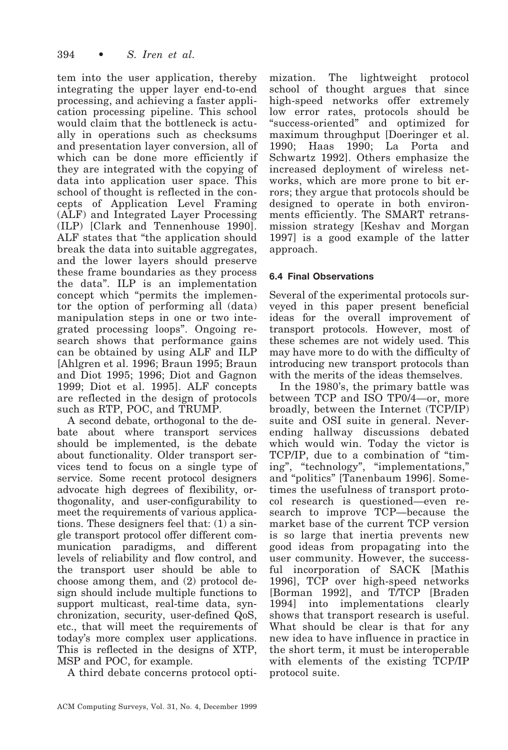tem into the user application, thereby integrating the upper layer end-to-end processing, and achieving a faster application processing pipeline. This school would claim that the bottleneck is actually in operations such as checksums and presentation layer conversion, all of which can be done more efficiently if they are integrated with the copying of data into application user space. This school of thought is reflected in the concepts of Application Level Framing (ALF) and Integrated Layer Processing (ILP) [Clark and Tennenhouse 1990]. ALF states that "the application should break the data into suitable aggregates, and the lower layers should preserve these frame boundaries as they process the data". ILP is an implementation concept which "permits the implementor the option of performing all (data) manipulation steps in one or two integrated processing loops". Ongoing research shows that performance gains can be obtained by using ALF and ILP [Ahlgren et al. 1996; Braun 1995; Braun and Diot 1995; 1996; Diot and Gagnon 1999; Diot et al. 1995]. ALF concepts are reflected in the design of protocols such as RTP, POC, and TRUMP.

A second debate, orthogonal to the debate about where transport services should be implemented, is the debate about functionality. Older transport services tend to focus on a single type of service. Some recent protocol designers advocate high degrees of flexibility, orthogonality, and user-configurability to meet the requirements of various applications. These designers feel that: (1) a single transport protocol offer different communication paradigms, and different levels of reliability and flow control, and the transport user should be able to choose among them, and (2) protocol design should include multiple functions to support multicast, real-time data, synchronization, security, user-defined QoS, etc., that will meet the requirements of today's more complex user applications. This is reflected in the designs of XTP, MSP and POC, for example.

A third debate concerns protocol optimization. The lightweight protocol school of thought argues that since high-speed networks offer extremely low error rates, protocols should be "success-oriented" and optimized for maximum throughput [Doeringer et al. 1990; Haas 1990; La Porta and Schwartz 1992]. Others emphasize the increased deployment of wireless networks, which are more prone to bit errors; they argue that protocols should be designed to operate in both environments efficiently. The SMART retransmission strategy [Keshav and Morgan 1997] is a good example of the latter approach.

### 6.4 Final Observations

Several of the experimental protocols surveyed in this paper present beneficial ideas for the overall improvement of transport protocols. However, most of these schemes are not widely used. This may have more to do with the difficulty of introducing new transport protocols than with the merits of the ideas themselves.

In the 1980's, the primary battle was between TCP and ISO TP0/4—or, more broadly, between the Internet (TCP/IP) suite and OSI suite in general. Neverending hallway discussions debated which would win. Today the victor is TCP/IP, due to a combination of "timing", "technology", "implementations," and "politics" [Tanenbaum 1996]. Sometimes the usefulness of transport protocol research is questioned—even research to improve TCP—because the market base of the current TCP version is so large that inertia prevents new good ideas from propagating into the user community. However, the successful incorporation of SACK [Mathis 1996], TCP over high-speed networks [Borman 1992], and T/TCP [Braden 1994] into implementations clearly shows that transport research is useful. What should be clear is that for any new idea to have influence in practice in the short term, it must be interoperable with elements of the existing TCP/IP protocol suite.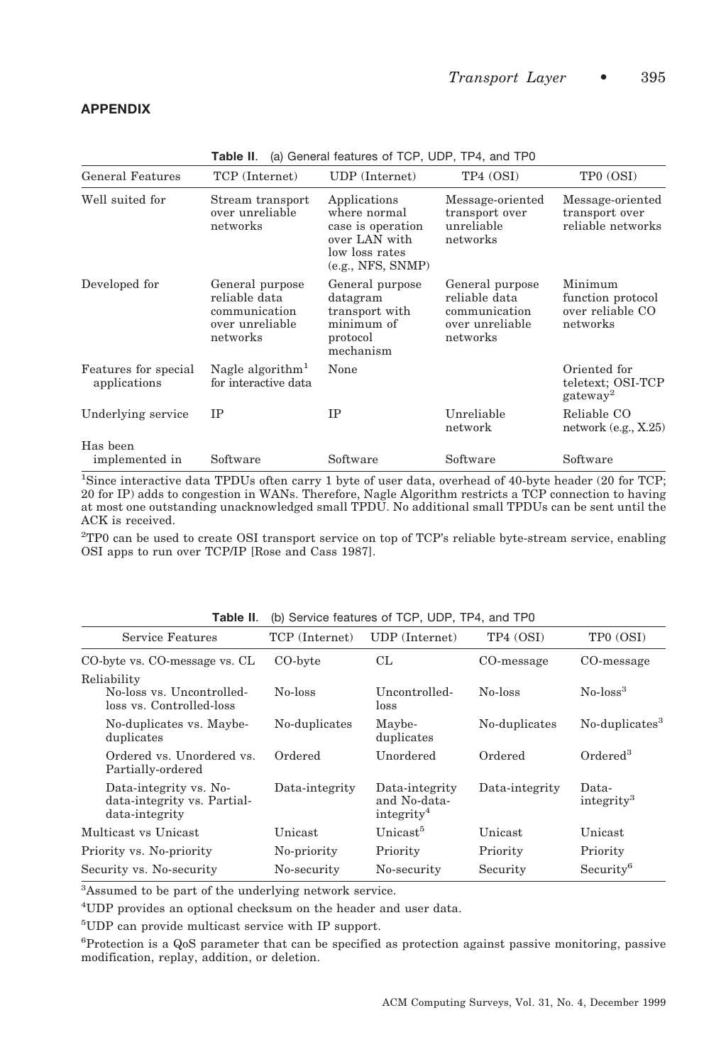## APPENDIX

**Table II.** (a) General features of TCP, UDP, TP4, and TP0

| General Features | TCP (Internet) | UDP (Internet) | TP4 (OSI) | TP0 (OSI) |
|---|---|---|---|---|
| Well suited for | Stream transport over unreliable networks | Applications where normal case is operation over LAN with low loss rates (e.g., NFS, SNMP) | Message-oriented transport over unreliable networks | Message-oriented transport over reliable networks |
| Developed for | General purpose reliable data communication over unreliable networks | General purpose datagram transport with minimum of protocol mechanism | General purpose reliable data communication over unreliable networks | Minimum function protocol over reliable CO networks |
| Features for special applications | Nagle algorithm[1] for interactive data | None | | Oriented for teletext; OSI-TCP gateway[2] |
| Underlying service | IP | IP | Unreliable network | Reliable CO network (e.g., X.25) |
| Has been implemented in | Software | Software | Software | Software |

[1]Since interactive data TPDUs often carry 1 byte of user data, overhead of 40-byte header (20 for TCP; 20 for IP) adds to congestion in WANs. Therefore, Nagle Algorithm restricts a TCP connection to having at most one outstanding unacknowledged small TPDU. No additional small TPDUs can be sent until the ACK is received.

[2]TP0 can be used to create OSI transport service on top of TCP's reliable byte-stream service, enabling OSI apps to run over TCP/IP [Rose and Cass 1987].

**Table II.** (b) Service features of TCP, UDP, TP4, and TP0

| Service Features | TCP (Internet) | UDP (Internet) | TP4 (OSI) | TP0 (OSI) |
|---|---|---|---|---|
| CO-byte vs. CO-message vs. CL | CO-byte | CL | CO-message | CO-message |
| Reliability | | | | |
| No-loss vs. Uncontrolled-loss vs. Controlled-loss | No-loss | Uncontrolled-loss | No-loss | No-loss[3] |
| No-duplicates vs. Maybe-duplicates | No-duplicates | Maybe-duplicates | No-duplicates | No-duplicates[3] |
| Ordered vs. Unordered vs. Partially-ordered | Ordered | Unordered | Ordered | Ordered[3] |
| Data-integrity vs. No-data-integrity vs. Partial-data-integrity | Data-integrity | Data-integrity and No-data-integrity[4] | Data-integrity | Data-integrity[3] |
| Multicast vs Unicast | Unicast | Unicast[5] | Unicast | Unicast |
| Priority vs. No-priority | No-priority | Priority | Priority | Priority |
| Security vs. No-security | No-security | No-security | Security | Security[6] |

[3]Assumed to be part of the underlying network service.

[4]UDP provides an optional checksum on the header and user data.

[5]UDP can provide multicast service with IP support.

[6]Protection is a QoS parameter that can be specified as protection against passive monitoring, passive modification, replay, addition, or deletion.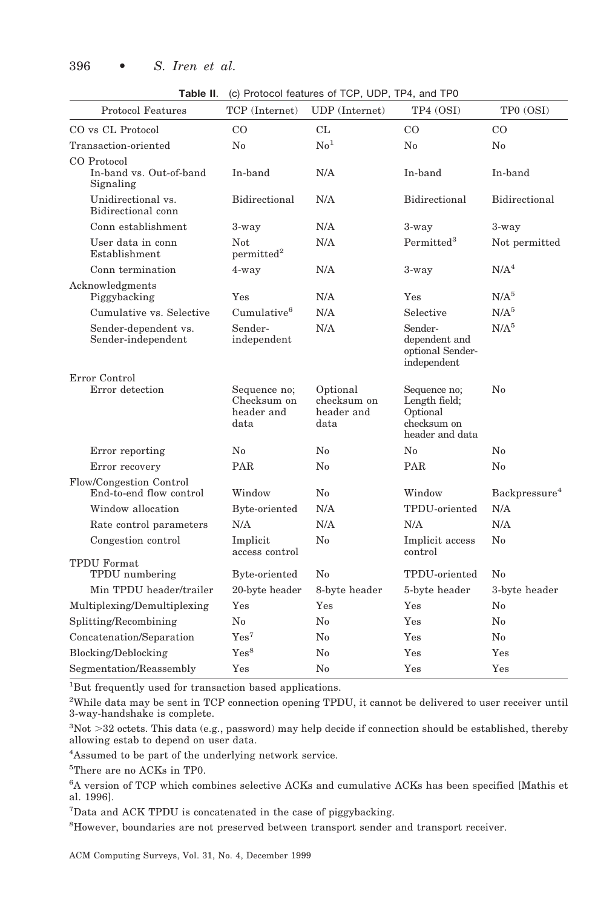**Table II.** (c) Protocol features of TCP, UDP, TP4, and TP0

| Protocol Features | TCP (Internet) | UDP (Internet) | TP4 (OSI) | TP0 (OSI) |
|---|---|---|---|---|
| CO vs CL Protocol | CO | CL | CO | CO |
| Transaction-oriented | No | No[1] | No | No |
| CO Protocol | | | | |
| In-band vs. Out-of-band Signaling | In-band | N/A | In-band | In-band |
| Unidirectional vs. Bidirectional conn | Bidirectional | N/A | Bidirectional | Bidirectional |
| Conn establishment | 3-way | N/A | 3-way | 3-way |
| User data in conn Establishment | Not permitted[2] | N/A | Permitted[3] | Not permitted |
| Conn termination | 4-way | N/A | 3-way | N/A[4] |
| Acknowledgments | | | | |
| Piggybacking | Yes | N/A | Yes | N/A[5] |
| Cumulative vs. Selective | Cumulative[6] | N/A | Selective | N/A[5] |
| Sender-dependent vs. Sender-independent | Sender-independent | N/A | Sender-dependent and optional Sender-independent | N/A[5] |
| Error Control | | | | |
| Error detection | Sequence no; Checksum on header and data | Optional checksum on header and data | Sequence no; Length field; Optional checksum on header and data | No |
| Error reporting | No | No | No | No |
| Error recovery | PAR | No | PAR | No |
| Flow/Congestion Control | | | | |
| End-to-end flow control | Window | No | Window | Backpressure[4] |
| Window allocation | Byte-oriented | N/A | TPDU-oriented | N/A |
| Rate control parameters | N/A | N/A | N/A | N/A |
| Congestion control | Implicit access control | No | Implicit access control | No |
| TPDU Format | | | | |
| TPDU numbering | Byte-oriented | No | TPDU-oriented | No |
| Min TPDU header/trailer | 20-byte header | 8-byte header | 5-byte header | 3-byte header |
| Multiplexing/Demultiplexing | Yes | Yes | Yes | No |
| Splitting/Recombining | No | No | Yes | No |
| Concatenation/Separation | Yes[7] | No | Yes | No |
| Blocking/Deblocking | Yes[8] | No | Yes | Yes |
| Segmentation/Reassembly | Yes | No | Yes | Yes |

[1]But frequently used for transaction based applications.

[2]While data may be sent in TCP connection opening TPDU, it cannot be delivered to user receiver until 3-way-handshake is complete.

[3]Not >32 octets. This data (e.g., password) may help decide if connection should be established, thereby allowing estab to depend on user data.

[4]Assumed to be part of the underlying network service.

[5]There are no ACKs in TP0.

[6]A version of TCP which combines selective ACKs and cumulative ACKs has been specified [Mathis et al. 1996].

[7]Data and ACK TPDU is concatenated in the case of piggybacking.

[8]However, boundaries are not preserved between transport sender and transport receiver.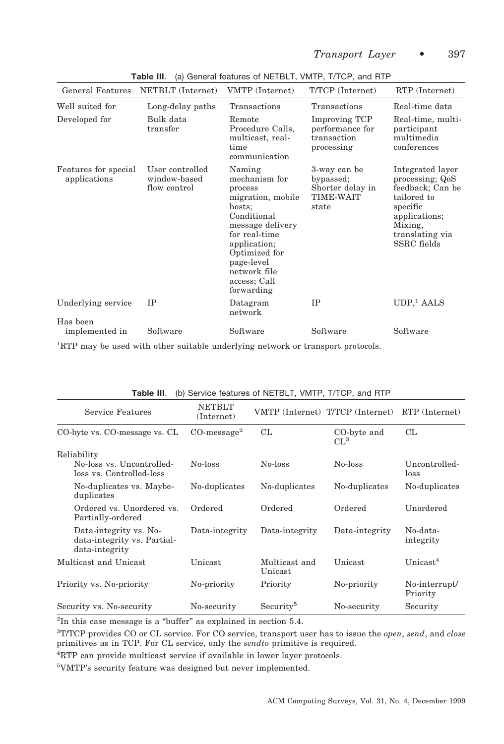**Table III.** (a) General features of NETBLT, VMTP, T/TCP, and RTP

| General Features | NETBLT (Internet) | VMTP (Internet) | T/TCP (Internet) | RTP (Internet) |
|---|---|---|---|---|
| Well suited for | Long-delay paths | Transactions | Transactions | Real-time data |
| Developed for | Bulk data transfer | Remote Procedure Calls, multicast, real-time communication | Improving TCP performance for transaction processing | Real-time, multi-participant multimedia conferences |
| Features for special applications | User controlled window-based flow control | Naming mechanism for process migration, mobile hosts; Conditional message delivery for real-time application; Optimized for page-level network file access; Call forwarding | 3-way can be bypassed; Shorter delay in TIME-WAIT state | Integrated layer processing; QoS feedback; Can be tailored to specific applications; Mixing, translating via SSRC fields |
| Underlying service | IP | Datagram network | IP | UDP,[1] AALS |
| Has been implemented in | Software | Software | Software | Software |

[1]RTP may be used with other suitable underlying network or transport protocols.

**Table III.** (b) Service features of NETBLT, VMTP, T/TCP, and RTP

| Service Features | NETBLT (Internet) | VMTP (Internet) | T/TCP (Internet) | RTP (Internet) |
|---|---|---|---|---|
| CO-byte vs. CO-message vs. CL | CO-message[2] | CL | CO-byte and CL[3] | CL |
| Reliability | | | | |
| No-loss vs. Uncontrolled-loss vs. Controlled-loss | No-loss | No-loss | No-loss | Uncontrolled-loss |
| No-duplicates vs. Maybe-duplicates | No-duplicates | No-duplicates | No-duplicates | No-duplicates |
| Ordered vs. Unordered vs. Partially-ordered | Ordered | Ordered | Ordered | Unordered |
| Data-integrity vs. No-data-integrity vs. Partial-data-integrity | Data-integrity | Data-integrity | Data-integrity | No-data-integrity |
| Multicast and Unicast | Unicast | Multicast and Unicast | Unicast | Unicast[4] |
| Priority vs. No-priority | No-priority | Priority | No-priority | No-interrupt/ Priority |
| Security vs. No-security | No-security | Security[5] | No-security | Security |

[2]In this case message is a "buffer" as explained in section 5.4.

[3]T/TCP provides CO or CL service. For CO service, transport user has to issue the *open*, *send*, and *close* primitives as in TCP. For CL service, only the *sendto* primitive is required.

[4]RTP can provide multicast service if available in lower layer protocols.

[5]VMTP's security feature was designed but never implemented.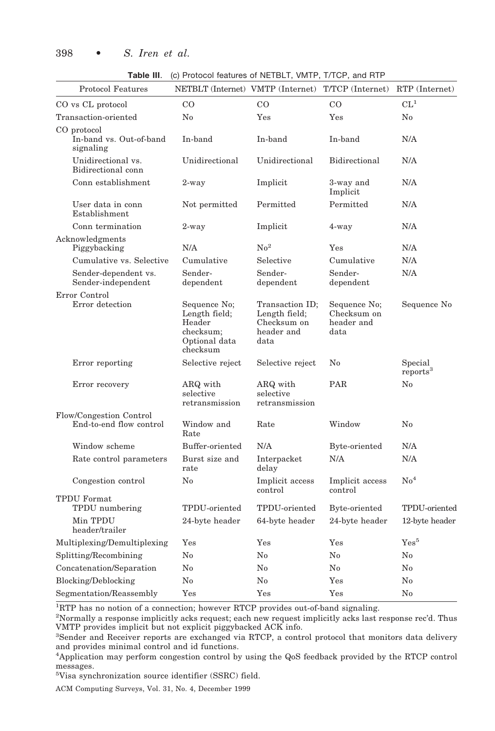**Table III.** (c) Protocol features of NETBLT, VMTP, T/TCP, and RTP

| Protocol Features | NETBLT (Internet) | VMTP (Internet) | T/TCP (Internet) | RTP (Internet) |
|---|---|---|---|---|
| CO vs CL protocol | CO | CO | CO | CL[1] |
| Transaction-oriented | No | Yes | Yes | No |
| CO protocol | | | | |
| In-band vs. Out-of-band signaling | In-band | In-band | In-band | N/A |
| Unidirectional vs. Bidirectional conn | Unidirectional | Unidirectional | Bidirectional | N/A |
| Conn establishment | 2-way | Implicit | 3-way and Implicit | N/A |
| User data in conn Establishment | Not permitted | Permitted | Permitted | N/A |
| Conn termination | 2-way | Implicit | 4-way | N/A |
| Acknowledgments | | | | |
| Piggybacking | N/A | No[2] | Yes | N/A |
| Cumulative vs. Selective | Cumulative | Selective | Cumulative | N/A |
| Sender-dependent vs. Sender-independent | Sender-dependent | Sender-dependent | Sender-dependent | N/A |
| Error Control | | | | |
| Error detection | Sequence No; Length field; Header checksum; Optional data checksum | Transaction ID; Length field; Checksum on header and data | Sequence No; Checksum on header and data | Sequence No |
| Error reporting | Selective reject | Selective reject | No | Special reports[3] |
| Error recovery | ARQ with selective retransmission | ARQ with selective retransmission | PAR | No |
| Flow/Congestion Control | | | | |
| End-to-end flow control | Window and Rate | Rate | Window | No |
| Window scheme | Buffer-oriented | N/A | Byte-oriented | N/A |
| Rate control parameters | Burst size and rate | Interpacket delay | N/A | N/A |
| Congestion control | No | Implicit access control | Implicit access control | No[4] |
| TPDU Format | | | | |
| TPDU numbering | TPDU-oriented | TPDU-oriented | Byte-oriented | TPDU-oriented |
| Min TPDU header/trailer | 24-byte header | 64-byte header | 24-byte header | 12-byte header |
| Multiplexing/Demultiplexing | Yes | Yes | Yes | Yes[5] |
| Splitting/Recombining | No | No | No | No |
| Concatenation/Separation | No | No | No | No |
| Blocking/Deblocking | No | No | Yes | No |
| Segmentation/Reassembly | Yes | Yes | Yes | No |

[1]RTP has no notion of a connection; however RTCP provides out-of-band signaling.

[2]Normally a response implicitly acks request; each new request implicitly acks last response rec'd. Thus VMTP provides implicit but not explicit piggybacked ACK info.

[3]Sender and Receiver reports are exchanged via RTCP, a control protocol that monitors data delivery and provides minimal control and id functions.

[4]Application may perform congestion control by using the QoS feedback provided by the RTCP control messages.

[5]Visa synchronization source identifier (SSRC) field.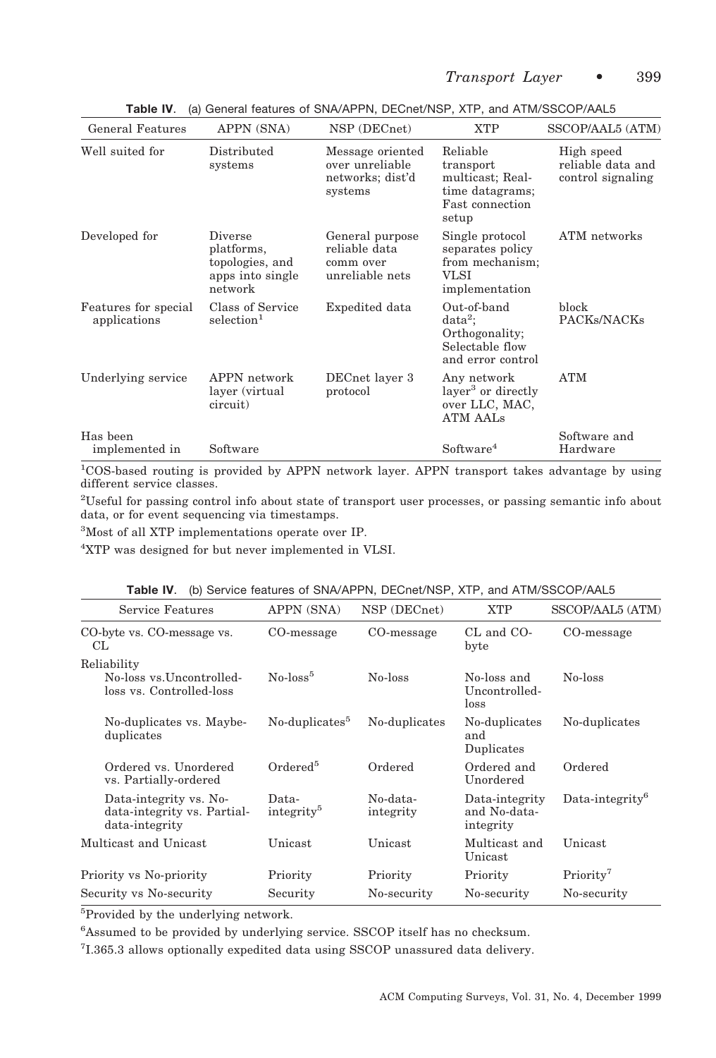**Table IV.** (a) General features of SNA/APPN, DECnet/NSP, XTP, and ATM/SSCOP/AAL5

| General Features | APPN (SNA) | NSP (DECnet) | XTP | SSCOP/AAL5 (ATM) |
|---|---|---|---|---|
| Well suited for | Distributed systems | Message oriented over unreliable networks; dist'd systems | Reliable transport multicast; Real-time datagrams; Fast connection setup | High speed reliable data and control signaling |
| Developed for | Diverse platforms, topologies, and apps into single network | General purpose reliable data comm over unreliable nets | Single protocol separates policy from mechanism; VLSI implementation | ATM networks |
| Features for special applications | Class of Service selection[1] | Expedited data | Out-of-band data[2]; Orthogonality; Selectable flow and error control | block PACKs/NACKs |
| Underlying service | APPN network layer (virtual circuit) | DECnet layer 3 protocol | Any network layer[3] or directly over LLC, MAC, ATM AALs | ATM |
| Has been implemented in | Software | | Software[4] | Software and Hardware |

[1]COS-based routing is provided by APPN network layer. APPN transport takes advantage by using different service classes.

[2]Useful for passing control info about state of transport user processes, or passing semantic info about data, or for event sequencing via timestamps.

[3]Most of all XTP implementations operate over IP.

[4]XTP was designed for but never implemented in VLSI.

**Table IV.** (b) Service features of SNA/APPN, DECnet/NSP, XTP, and ATM/SSCOP/AAL5

| Service Features | APPN (SNA) | NSP (DECnet) | XTP | SSCOP/AAL5 (ATM) |
|---|---|---|---|---|
| CO-byte vs. CO-message vs. CL | CO-message | CO-message | CL and CO-byte | CO-message |
| Reliability | | | | |
| No-loss vs. Uncontrolled-loss vs. Controlled-loss | No-loss[5] | No-loss | No-loss and Uncontrolled-loss | No-loss |
| No-duplicates vs. Maybe-duplicates | No-duplicates[5] | No-duplicates | No-duplicates and Duplicates | No-duplicates |
| Ordered vs. Unordered vs. Partially-ordered | Ordered[5] | Ordered | Ordered and Unordered | Ordered |
| Data-integrity vs. No-data-integrity vs. Partial-data-integrity | Data-integrity[5] | No-data-integrity | Data-integrity and No-data-integrity | Data-integrity[6] |
| Multicast and Unicast | Unicast | Unicast | Multicast and Unicast | Unicast |
| Priority vs No-priority | Priority | Priority | Priority | Priority[7] |
| Security vs No-security | Security | No-security | No-security | No-security |

[5]Provided by the underlying network.

[6]Assumed to be provided by underlying service. SSCOP itself has no checksum.

[7]I.365.3 allows optionally expedited data using SSCOP unassured data delivery.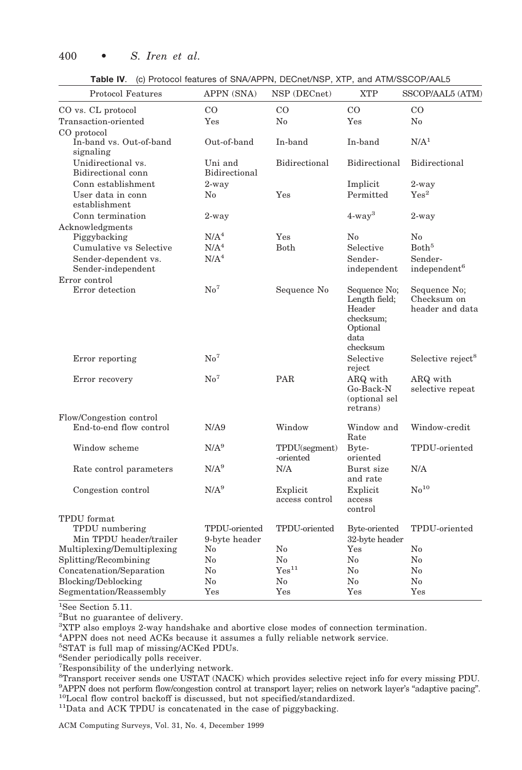**Table IV.** (c) Protocol features of SNA/APPN, DECnet/NSP, XTP, and ATM/SSCOP/AAL5

| Protocol Features | APPN (SNA) | NSP (DECnet) | XTP | SSCOP/AAL5 (ATM) |
|---|---|---|---|---|
| CO vs. CL protocol | CO | CO | CO | CO |
| Transaction-oriented | Yes | No | Yes | No |
| CO protocol | | | | |
| In-band vs. Out-of-band signaling | Out-of-band | In-band | In-band | N/A[1] |
| Unidirectional vs. Bidirectional conn | Uni and Bidirectional | Bidirectional | Bidirectional | Bidirectional |
| Conn establishment | 2-way | | Implicit | 2-way |
| User data in conn establishment | No | Yes | Permitted | Yes[2] |
| Conn termination | 2-way | | 4-way[3] | 2-way |
| Acknowledgments | | | | |
| Piggybacking | N/A[4] | Yes | No | No |
| Cumulative vs Selective | N/A[4] | Both | Selective | Both[5] |
| Sender-dependent vs. Sender-independent | N/A[4] | | Sender-independent | Sender-independent[6] |
| Error control | | | | |
| Error detection | No[7] | Sequence No | Sequence No; Length field; Header checksum; Optional data checksum | Sequence No; Checksum on header and data |
| Error reporting | No[7] | | Selective reject | Selective reject[8] |
| Error recovery | No[7] | PAR | ARQ with Go-Back-N (optional sel retrans) | ARQ with selective repeat |
| Flow/Congestion control | | | | |
| End-to-end flow control | N/A9 | Window | Window and Rate | Window-credit |
| Window scheme | N/A[9] | TPDU(segment) -oriented | Byte-oriented | TPDU-oriented |
| Rate control parameters | N/A[9] | N/A | Burst size and rate | N/A |
| Congestion control | N/A[9] | Explicit access control | Explicit access control | No[10] |
| TPDU format | | | | |
| TPDU numbering | TPDU-oriented | TPDU-oriented | Byte-oriented | TPDU-oriented |
| Min TPDU header/trailer | 9-byte header | | 32-byte header | |
| Multiplexing/Demultiplexing | No | No | Yes | No |
| Splitting/Recombining | No | No | No | No |
| Concatenation/Separation | No | Yes[11] | No | No |
| Blocking/Deblocking | No | No | No | No |
| Segmentation/Reassembly | Yes | Yes | Yes | Yes |

[1]See Section 5.11.
[2]But no guarantee of delivery.
[3]XTP also employs 2-way handshake and abortive close modes of connection termination.
[4]APPN does not need ACKs because it assumes a fully reliable network service.
[5]STAT is full map of missing/ACKed PDUs.
[6]Sender periodically polls receiver.
[7]Responsibility of the underlying network.
[8]Transport receiver sends one USTAT (NACK) which provides selective reject info for every missing PDU.
[9]APPN does not perform flow/congestion control at transport layer; relies on network layer's "adaptive pacing".
[10]Local flow control backoff is discussed, but not specified/standardized.
[11]Data and ACK TPDU is concatenated in the case of piggybacking.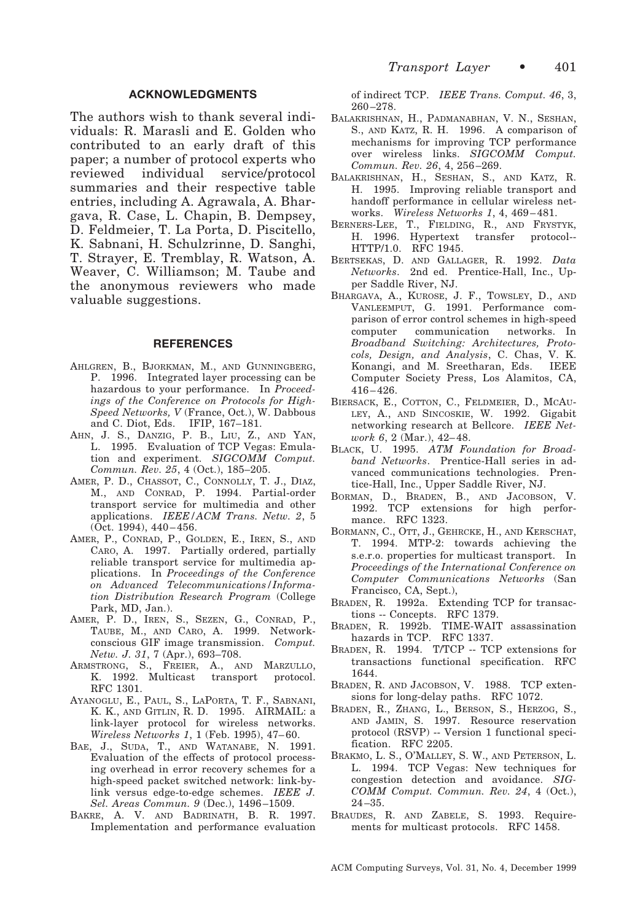## ACKNOWLEDGMENTS

The authors wish to thank several individuals: R. Marasli and E. Golden who contributed to an early draft of this paper; a number of protocol experts who reviewed individual service/protocol summaries and their respective table entries, including A. Agrawala, A. Bhargava, R. Case, L. Chapin, B. Dempsey, D. Feldmeier, T. La Porta, D. Piscitello, K. Sabnani, H. Schulzrinne, D. Sanghi, T. Strayer, E. Tremblay, R. Watson, A. Weaver, C. Williamson; M. Taube and the anonymous reviewers who made valuable suggestions.

## REFERENCES

AHLGREN, B., BJORKMAN, M., AND GUNNINGBERG, P. 1996. Integrated layer processing can be hazardous to your performance. In *Proceedings of the Conference on Protocols for High-Speed Networks, V* (France, Oct.), W. Dabbous and C. Diot, Eds. IFIP, 167–181.

AHN, J. S., DANZIG, P. B., LIU, Z., AND YAN, L. 1995. Evaluation of TCP Vegas: Emulation and experiment. *SIGCOMM Comput. Commun. Rev. 25*, 4 (Oct.), 185–205.

AMER, P. D., CHASSOT, C., CONNOLLY, T. J., DIAZ, M., AND CONRAD, P. 1994. Partial-order transport service for multimedia and other applications. *IEEE/ACM Trans. Netw. 2*, 5 (Oct. 1994), 440–456.

AMER, P., CONRAD, P., GOLDEN, E., IREN, S., AND CARO, A. 1997. Partially ordered, partially reliable transport service for multimedia applications. In *Proceedings of the Conference on Advanced Telecommunications/Information Distribution Research Program* (College Park, MD, Jan.).

AMER, P. D., IREN, S., SEZEN, G., CONRAD, P., TAUBE, M., AND CARO, A. 1999. Network-conscious GIF image transmission. *Comput. Netw. J. 31*, 7 (Apr.), 693–708.

ARMSTRONG, S., FREIER, A., AND MARZULLO, K. 1992. Multicast transport protocol. RFC 1301.

AYANOGLU, E., PAUL, S., LAPORTA, T. F., SABNANI, K. K., AND GITLIN, R. D. 1995. AIRMAIL: a link-layer protocol for wireless networks. *Wireless Networks 1*, 1 (Feb. 1995), 47–60.

BAE, J., SUDA, T., AND WATANABE, N. 1991. Evaluation of the effects of protocol processing overhead in error recovery schemes for a high-speed packet switched network: link-by-link versus edge-to-edge schemes. *IEEE J. Sel. Areas Commun. 9* (Dec.), 1496–1509.

BAKRE, A. V. AND BADRINATH, B. R. 1997. Implementation and performance evaluation of indirect TCP. *IEEE Trans. Comput. 46*, 3, 260–278.

BALAKRISHNAN, H., PADMANABHAN, V. N., SESHAN, S., AND KATZ, R. H. 1996. A comparison of mechanisms for improving TCP performance over wireless links. *SIGCOMM Comput. Commun. Rev. 26*, 4, 256–269.

BALAKRISHNAN, H., SESHAN, S., AND KATZ, R. H. 1995. Improving reliable transport and handoff performance in cellular wireless networks. *Wireless Networks 1*, 4, 469–481.

BERNERS-LEE, T., FIELDING, R., AND FRYSTYK, H. 1996. Hypertext transfer protocol--HTTP/1.0. RFC 1945.

BERTSEKAS, D. AND GALLAGER, R. 1992. *Data Networks*. 2nd ed. Prentice-Hall, Inc., Upper Saddle River, NJ.

BHARGAVA, A., KUROSE, J. F., TOWSLEY, D., AND VANLEEMPUT, G. 1991. Performance comparison of error control schemes in high-speed computer communication networks. In *Broadband Switching: Architectures, Protocols, Design, and Analysis*, C. Chas, V. K. Konangi, and M. Sreetharan, Eds. IEEE Computer Society Press, Los Alamitos, CA, 416–426.

BIERSACK, E., COTTON, C., FELDMEIER, D., MCAULEY, A., AND SINCOSKIE, W. 1992. Gigabit networking research at Bellcore. *IEEE Network 6*, 2 (Mar.), 42–48.

BLACK, U. 1995. *ATM Foundation for Broadband Networks*. Prentice-Hall series in advanced communications technologies. Prentice-Hall, Inc., Upper Saddle River, NJ.

BORMAN, D., BRADEN, B., AND JACOBSON, V. 1992. TCP extensions for high performance. RFC 1323.

BORMANN, C., OTT, J., GEHRCKE, H., AND KERSCHAT, T. 1994. MTP-2: towards achieving the s.e.r.o. properties for multicast transport. In *Proceedings of the International Conference on Computer Communications Networks* (San Francisco, CA, Sept.),

BRADEN, R. 1992a. Extending TCP for transactions -- Concepts. RFC 1379.

BRADEN, R. 1992b. TIME-WAIT assassination hazards in TCP. RFC 1337.

BRADEN, R. 1994. T/TCP -- TCP extensions for transactions functional specification. RFC 1644.

BRADEN, R. AND JACOBSON, V. 1988. TCP extensions for long-delay paths. RFC 1072.

BRADEN, R., ZHANG, L., BERSON, S., HERZOG, S., AND JAMIN, S. 1997. Resource reservation protocol (RSVP) -- Version 1 functional specification. RFC 2205.

BRAKMO, L. S., O'MALLEY, S. W., AND PETERSON, L. L. 1994. TCP Vegas: New techniques for congestion detection and avoidance. *SIGCOMM Comput. Commun. Rev. 24*, 4 (Oct.), 24–35.

BRAUDES, R. AND ZABELE, S. 1993. Requirements for multicast protocols. RFC 1458.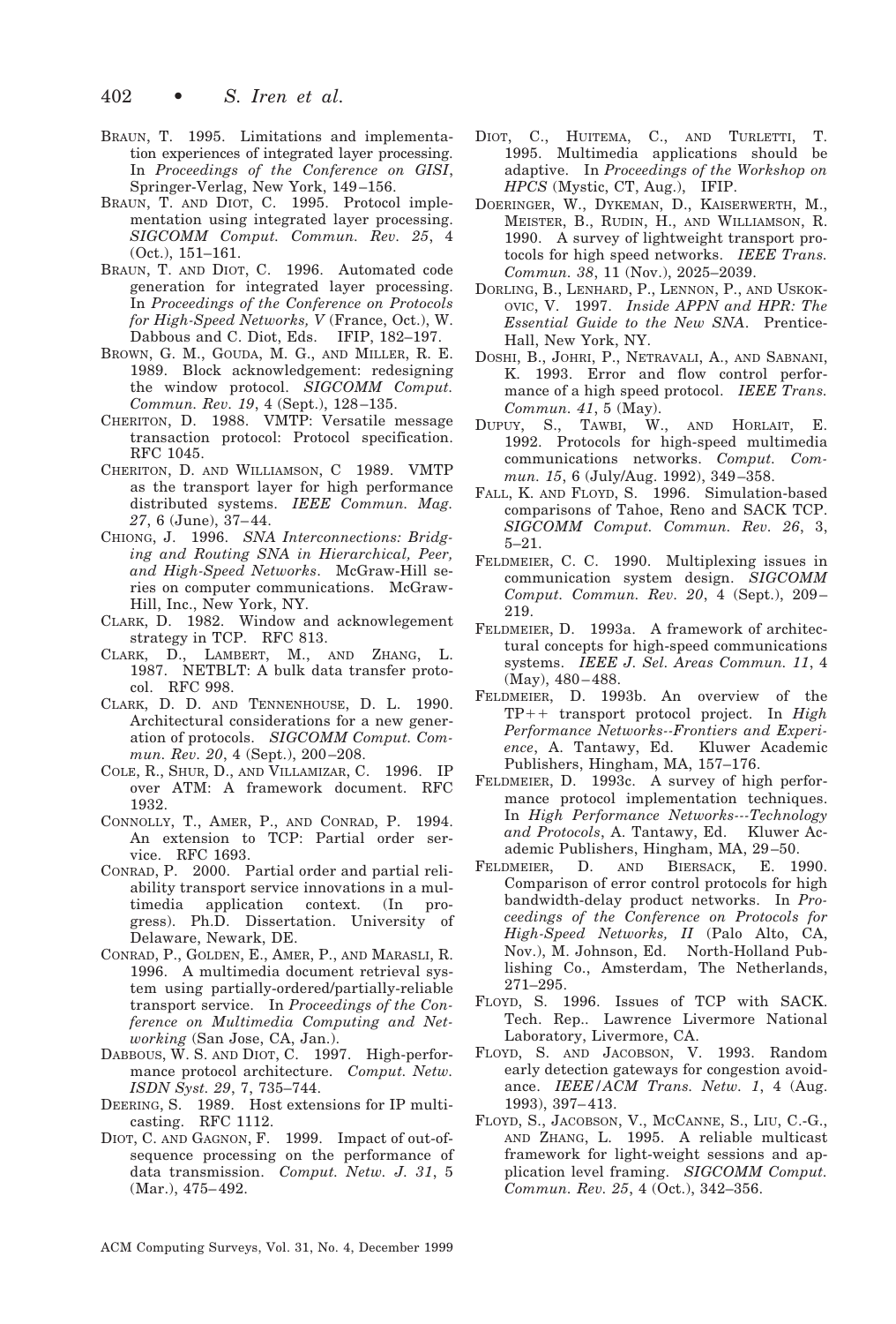BRAUN, T. 1995. Limitations and implementation experiences of integrated layer processing. In *Proceedings of the Conference on GISI*, Springer-Verlag, New York, 149–156.

BRAUN, T. AND DIOT, C. 1995. Protocol implementation using integrated layer processing. *SIGCOMM Comput. Commun. Rev. 25*, 4 (Oct.), 151–161.

BRAUN, T. AND DIOT, C. 1996. Automated code generation for integrated layer processing. In *Proceedings of the Conference on Protocols for High-Speed Networks, V* (France, Oct.), W. Dabbous and C. Diot, Eds. IFIP, 182–197.

BROWN, G. M., GOUDA, M. G., AND MILLER, R. E. 1989. Block acknowledgement: redesigning the window protocol. *SIGCOMM Comput. Commun. Rev. 19*, 4 (Sept.), 128–135.

CHERITON, D. 1988. VMTP: Versatile message transaction protocol: Protocol specification. RFC 1045.

CHERITON, D. AND WILLIAMSON, C 1989. VMTP as the transport layer for high performance distributed systems. *IEEE Commun. Mag. 27*, 6 (June), 37–44.

CHIONG, J. 1996. *SNA Interconnections: Bridging and Routing SNA in Hierarchical, Peer, and High-Speed Networks*. McGraw-Hill series on computer communications. McGraw-Hill, Inc., New York, NY.

CLARK, D. 1982. Window and acknowlegement strategy in TCP. RFC 813.

CLARK, D., LAMBERT, M., AND ZHANG, L. 1987. NETBLT: A bulk data transfer protocol. RFC 998.

CLARK, D. D. AND TENNENHOUSE, D. L. 1990. Architectural considerations for a new generation of protocols. *SIGCOMM Comput. Commun. Rev. 20*, 4 (Sept.), 200–208.

COLE, R., SHUR, D., AND VILLAMIZAR, C. 1996. IP over ATM: A framework document. RFC 1932.

CONNOLLY, T., AMER, P., AND CONRAD, P. 1994. An extension to TCP: Partial order service. RFC 1693.

CONRAD, P. 2000. Partial order and partial reliability transport service innovations in a multimedia application context. (In progress). Ph.D. Dissertation. University of Delaware, Newark, DE.

CONRAD, P., GOLDEN, E., AMER, P., AND MARASLI, R. 1996. A multimedia document retrieval system using partially-ordered/partially-reliable transport service. In *Proceedings of the Conference on Multimedia Computing and Networking* (San Jose, CA, Jan.).

DABBOUS, W. S. AND DIOT, C. 1997. High-performance protocol architecture. *Comput. Netw. ISDN Syst. 29*, 7, 735–744.

DEERING, S. 1989. Host extensions for IP multicasting. RFC 1112.

DIOT, C. AND GAGNON, F. 1999. Impact of out-of-sequence processing on the performance of data transmission. *Comput. Netw. J. 31*, 5 (Mar.), 475–492.

DIOT, C., HUITEMA, C., AND TURLETTI, T. 1995. Multimedia applications should be adaptive. In *Proceedings of the Workshop on HPCS* (Mystic, CT, Aug.), IFIP.

DOERINGER, W., DYKEMAN, D., KAISERWERTH, M., MEISTER, B., RUDIN, H., AND WILLIAMSON, R. 1990. A survey of lightweight transport protocols for high speed networks. *IEEE Trans. Commun. 38*, 11 (Nov.), 2025–2039.

DORLING, B., LENHARD, P., LENNON, P., AND USKOKOVIC, V. 1997. *Inside APPN and HPR: The Essential Guide to the New SNA*. Prentice-Hall, New York, NY.

DOSHI, B., JOHRI, P., NETRAVALI, A., AND SABNANI, K. 1993. Error and flow control performance of a high speed protocol. *IEEE Trans. Commun. 41*, 5 (May).

DUPUY, S., TAWBI, W., AND HORLAIT, E. 1992. Protocols for high-speed multimedia communications networks. *Comput. Commun. 15*, 6 (July/Aug. 1992), 349–358.

FALL, K. AND FLOYD, S. 1996. Simulation-based comparisons of Tahoe, Reno and SACK TCP. *SIGCOMM Comput. Commun. Rev. 26*, 3, 5–21.

FELDMEIER, C. C. 1990. Multiplexing issues in communication system design. *SIGCOMM Comput. Commun. Rev. 20*, 4 (Sept.), 209–219.

FELDMEIER, D. 1993a. A framework of architectural concepts for high-speed communications systems. *IEEE J. Sel. Areas Commun. 11*, 4 (May), 480–488.

FELDMEIER, D. 1993b. An overview of the TP++ transport protocol project. In *High Performance Networks--Frontiers and Experience*, A. Tantawy, Ed. Kluwer Academic Publishers, Hingham, MA, 157–176.

FELDMEIER, D. 1993c. A survey of high performance protocol implementation techniques. In *High Performance Networks---Technology and Protocols*, A. Tantawy, Ed. Kluwer Academic Publishers, Hingham, MA, 29–50.

FELDMEIER, D. AND BIERSACK, E. 1990. Comparison of error control protocols for high bandwidth-delay product networks. In *Proceedings of the Conference on Protocols for High-Speed Networks, II* (Palo Alto, CA, Nov.), M. Johnson, Ed. North-Holland Publishing Co., Amsterdam, The Netherlands, 271–295.

FLOYD, S. 1996. Issues of TCP with SACK. Tech. Rep.. Lawrence Livermore National Laboratory, Livermore, CA.

FLOYD, S. AND JACOBSON, V. 1993. Random early detection gateways for congestion avoidance. *IEEE/ACM Trans. Netw. 1*, 4 (Aug. 1993), 397–413.

FLOYD, S., JACOBSON, V., MCCANNE, S., LIU, C.-G., AND ZHANG, L. 1995. A reliable multicast framework for light-weight sessions and application level framing. *SIGCOMM Comput. Commun. Rev. 25*, 4 (Oct.), 342–356.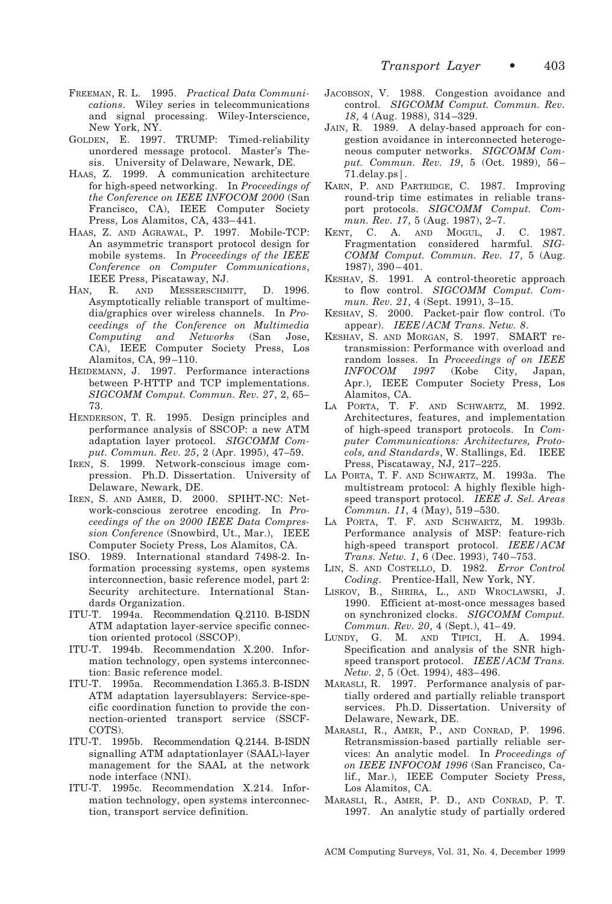FREEMAN, R. L. 1995. *Practical Data Communications*. Wiley series in telecommunications and signal processing. Wiley-Interscience, New York, NY.

GOLDEN, E. 1997. TRUMP: Timed-reliability unordered message protocol. Master's Thesis. University of Delaware, Newark, DE.

HAAS, Z. 1999. A communication architecture for high-speed networking. In *Proceedings of the Conference on IEEE INFOCOM 2000* (San Francisco, CA), IEEE Computer Society Press, Los Alamitos, CA, 433–441.

HAAS, Z. AND AGRAWAL, P. 1997. Mobile-TCP: An asymmetric transport protocol design for mobile systems. In *Proceedings of the IEEE Conference on Computer Communications*, IEEE Press, Piscataway, NJ.

HAN, R. AND MESSERSCHMITT, D. 1996. Asymptotically reliable transport of multimedia/graphics over wireless channels. In *Proceedings of the Conference on Multimedia Computing and Networks* (San Jose, CA), IEEE Computer Society Press, Los Alamitos, CA, 99–110.

HEIDEMANN, J. 1997. Performance interactions between P-HTTP and TCP implementations. *SIGCOMM Comput. Commun. Rev. 27*, 2, 65–73.

HENDERSON, T. R. 1995. Design principles and performance analysis of SSCOP: a new ATM adaptation layer protocol. *SIGCOMM Comput. Commun. Rev. 25*, 2 (Apr. 1995), 47–59.

IREN, S. 1999. Network-conscious image compression. Ph.D. Dissertation. University of Delaware, Newark, DE.

IREN, S. AND AMER, D. 2000. SPIHT-NC: Network-conscious zerotree encoding. In *Proceedings of the on 2000 IEEE Data Compression Conference* (Snowbird, Ut., Mar.), IEEE Computer Society Press, Los Alamitos, CA.

ISO. 1989. International standard 7498-2. Information processing systems, open systems interconnection, basic reference model, part 2: Security architecture. International Standards Organization.

ITU-T. 1994a. Recommendation Q.2110. B-ISDN ATM adaptation layer-service specific connection oriented protocol (SSCOP).

ITU-T. 1994b. Recommendation X.200. Information technology, open systems interconnection: Basic reference model.

ITU-T. 1995a. Recommendation I.365.3. B-ISDN ATM adaptation layersublayers: Service-specific coordination function to provide the connection-oriented transport service (SSCF-COTS).

ITU-T. 1995b. Recommendation Q.2144. B-ISDN signalling ATM adaptationlayer (SAAL)-layer management for the SAAL at the network node interface (NNI).

ITU-T. 1995c. Recommendation X.214. Information technology, open systems interconnection, transport service definition.

JACOBSON, V. 1988. Congestion avoidance and control. *SIGCOMM Comput. Commun. Rev. 18*, 4 (Aug. 1988), 314–329.

JAIN, R. 1989. A delay-based approach for congestion avoidance in interconnected heterogeneous computer networks. *SIGCOMM Comput. Commun. Rev. 19*, 5 (Oct. 1989), 56–71.delay.ps|.

KARN, P. AND PARTRIDGE, C. 1987. Improving round-trip time estimates in reliable transport protocols. *SIGCOMM Comput. Commun. Rev. 17*, 5 (Aug. 1987), 2–7.

KENT, C. A. AND MOGUL, J. C. 1987. Fragmentation considered harmful. *SIGCOMM Comput. Commun. Rev. 17*, 5 (Aug. 1987), 390–401.

KESHAV, S. 1991. A control-theoretic approach to flow control. *SIGCOMM Comput. Commun. Rev. 21*, 4 (Sept. 1991), 3–15.

KESHAV, S. 2000. Packet-pair flow control. (To appear). *IEEE/ACM Trans. Netw. 8*.

KESHAV, S. AND MORGAN, S. 1997. SMART retransmission: Performance with overload and random losses. In *Proceedings of on IEEE INFOCOM 1997* (Kobe City, Japan, Apr.), IEEE Computer Society Press, Los Alamitos, CA.

LA PORTA, T. F. AND SCHWARTZ, M. 1992. Architectures, features, and implementation of high-speed transport protocols. In *Computer Communications: Architectures, Protocols, and Standards*, W. Stallings, Ed. IEEE Press, Piscataway, NJ, 217–225.

LA PORTA, T. F. AND SCHWARTZ, M. 1993a. The multistream protocol: A highly flexible high-speed transport protocol. *IEEE J. Sel. Areas Commun. 11*, 4 (May), 519–530.

LA PORTA, T. F. AND SCHWARTZ, M. 1993b. Performance analysis of MSP: feature-rich high-speed transport protocol. *IEEE/ACM Trans. Netw. 1*, 6 (Dec. 1993), 740–753.

LIN, S. AND COSTELLO, D. 1982. *Error Control Coding*. Prentice-Hall, New York, NY.

LISKOV, B., SHRIRA, L., AND WROCLAWSKI, J. 1990. Efficient at-most-once messages based on synchronized clocks. *SIGCOMM Comput. Commun. Rev. 20*, 4 (Sept.), 41–49.

LUNDY, G. M. AND TIPICI, H. A. 1994. Specification and analysis of the SNR high-speed transport protocol. *IEEE/ACM Trans. Netw. 2*, 5 (Oct. 1994), 483–496.

MARASLI, R. 1997. Performance analysis of partially ordered and partially reliable transport services. Ph.D. Dissertation. University of Delaware, Newark, DE.

MARASLI, R., AMER, P., AND CONRAD, P. 1996. Retransmission-based partially reliable services: An analytic model. In *Proceedings of on IEEE INFOCOM 1996* (San Francisco, Calif., Mar.), IEEE Computer Society Press, Los Alamitos, CA.

MARASLI, R., AMER, P. D., AND CONRAD, P. T. 1997. An analytic study of partially ordered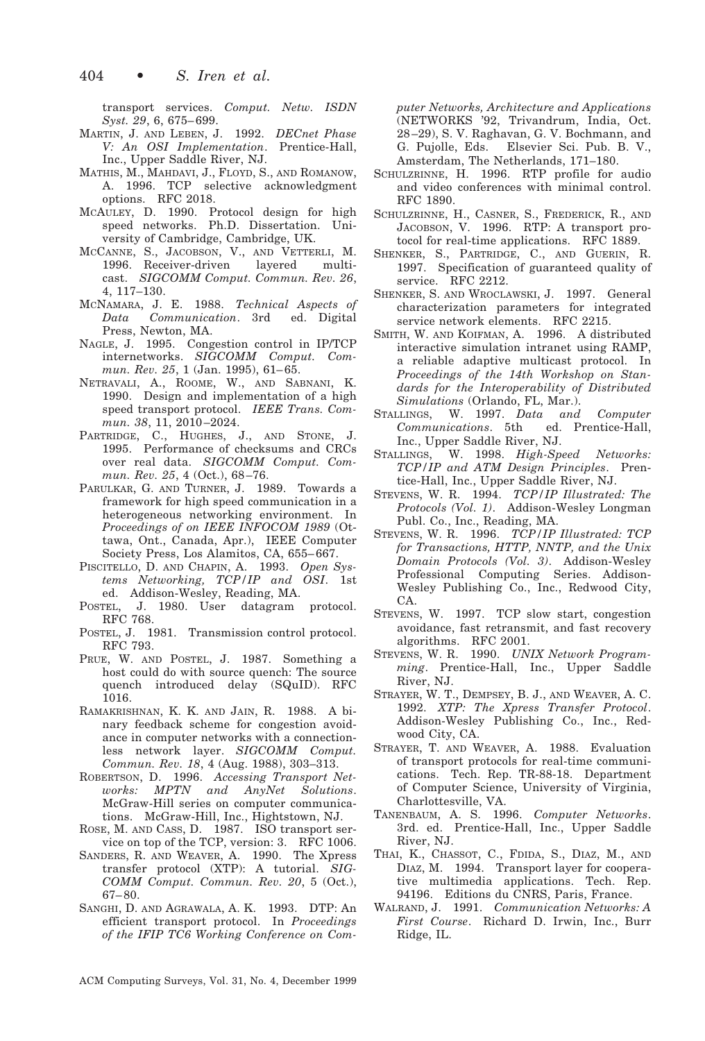transport services. *Comput. Netw. ISDN Syst. 29*, 6, 675–699.

MARTIN, J. AND LEBEN, J. 1992. *DECnet Phase V: An OSI Implementation*. Prentice-Hall, Inc., Upper Saddle River, NJ.

MATHIS, M., MAHDAVI, J., FLOYD, S., AND ROMANOW, A. 1996. TCP selective acknowledgment options. RFC 2018.

MCAULEY, D. 1990. Protocol design for high speed networks. Ph.D. Dissertation. University of Cambridge, Cambridge, UK.

MCCANNE, S., JACOBSON, V., AND VETTERLI, M. 1996. Receiver-driven layered multicast. *SIGCOMM Comput. Commun. Rev. 26*, 4, 117–130.

MCNAMARA, J. E. 1988. *Technical Aspects of Data Communication*. 3rd ed. Digital Press, Newton, MA.

NAGLE, J. 1995. Congestion control in IP/TCP internetworks. *SIGCOMM Comput. Commun. Rev. 25*, 1 (Jan. 1995), 61–65.

NETRAVALI, A., ROOME, W., AND SABNANI, K. 1990. Design and implementation of a high speed transport protocol. *IEEE Trans. Commun. 38*, 11, 2010–2024.

PARTRIDGE, C., HUGHES, J., AND STONE, J. 1995. Performance of checksums and CRCs over real data. *SIGCOMM Comput. Commun. Rev. 25*, 4 (Oct.), 68–76.

PARULKAR, G. AND TURNER, J. 1989. Towards a framework for high speed communication in a heterogeneous networking environment. In *Proceedings of on IEEE INFOCOM 1989* (Ottawa, Ont., Canada, Apr.), IEEE Computer Society Press, Los Alamitos, CA, 655–667.

PISCITELLO, D. AND CHAPIN, A. 1993. *Open Systems Networking, TCP/IP and OSI*. 1st ed. Addison-Wesley, Reading, MA.

POSTEL, J. 1980. User datagram protocol. RFC 768.

POSTEL, J. 1981. Transmission control protocol. RFC 793.

PRUE, W. AND POSTEL, J. 1987. Something a host could do with source quench: The source quench introduced delay (SQuID). RFC 1016.

RAMAKRISHNAN, K. K. AND JAIN, R. 1988. A binary feedback scheme for congestion avoidance in computer networks with a connectionless network layer. *SIGCOMM Comput. Commun. Rev. 18*, 4 (Aug. 1988), 303–313.

ROBERTSON, D. 1996. *Accessing Transport Networks: MPTN and AnyNet Solutions*. McGraw-Hill series on computer communications. McGraw-Hill, Inc., Hightstown, NJ.

ROSE, M. AND CASS, D. 1987. ISO transport service on top of the TCP, version: 3. RFC 1006.

SANDERS, R. AND WEAVER, A. 1990. The Xpress transfer protocol (XTP): A tutorial. *SIGCOMM Comput. Commun. Rev. 20*, 5 (Oct.), 67–80.

SANGHI, D. AND AGRAWALA, A. K. 1993. DTP: An efficient transport protocol. In *Proceedings of the IFIP TC6 Working Conference on Computer Networks, Architecture and Applications* (NETWORKS '92, Trivandrum, India, Oct. 28–29), S. V. Raghavan, G. V. Bochmann, and G. Pujolle, Eds. Elsevier Sci. Pub. B. V., Amsterdam, The Netherlands, 171–180.

SCHULZRINNE, H. 1996. RTP profile for audio and video conferences with minimal control. RFC 1890.

SCHULZRINNE, H., CASNER, S., FREDERICK, R., AND JACOBSON, V. 1996. RTP: A transport protocol for real-time applications. RFC 1889.

SHENKER, S., PARTRIDGE, C., AND GUERIN, R. 1997. Specification of guaranteed quality of service. RFC 2212.

SHENKER, S. AND WROCLAWSKI, J. 1997. General characterization parameters for integrated service network elements. RFC 2215.

SMITH, W. AND KOIFMAN, A. 1996. A distributed interactive simulation intranet using RAMP, a reliable adaptive multicast protocol. In *Proceedings of the 14th Workshop on Standards for the Interoperability of Distributed Simulations* (Orlando, FL, Mar.).

STALLINGS, W. 1997. *Data and Computer Communications*. 5th ed. Prentice-Hall, Inc., Upper Saddle River, NJ.

STALLINGS, W. 1998. *High-Speed Networks: TCP/IP and ATM Design Principles*. Prentice-Hall, Inc., Upper Saddle River, NJ.

STEVENS, W. R. 1994. *TCP/IP Illustrated: The Protocols (Vol. 1)*. Addison-Wesley Longman Publ. Co., Inc., Reading, MA.

STEVENS, W. R. 1996. *TCP/IP Illustrated: TCP for Transactions, HTTP, NNTP, and the Unix Domain Protocols (Vol. 3)*. Addison-Wesley Professional Computing Series. Addison-Wesley Publishing Co., Inc., Redwood City, CA.

STEVENS, W. 1997. TCP slow start, congestion avoidance, fast retransmit, and fast recovery algorithms. RFC 2001.

STEVENS, W. R. 1990. *UNIX Network Programming*. Prentice-Hall, Inc., Upper Saddle River, NJ.

STRAYER, W. T., DEMPSEY, B. J., AND WEAVER, A. C. 1992. *XTP: The Xpress Transfer Protocol*. Addison-Wesley Publishing Co., Inc., Redwood City, CA.

STRAYER, T. AND WEAVER, A. 1988. Evaluation of transport protocols for real-time communications. Tech. Rep. TR-88-18. Department of Computer Science, University of Virginia, Charlottesville, VA.

TANENBAUM, A. S. 1996. *Computer Networks*. 3rd. ed. Prentice-Hall, Inc., Upper Saddle River, NJ.

THAI, K., CHASSOT, C., FDIDA, S., DIAZ, M., AND DIAZ, M. 1994. Transport layer for cooperative multimedia applications. Tech. Rep. 94196. Editions du CNRS, Paris, France.

WALRAND, J. 1991. *Communication Networks: A First Course*. Richard D. Irwin, Inc., Burr Ridge, IL.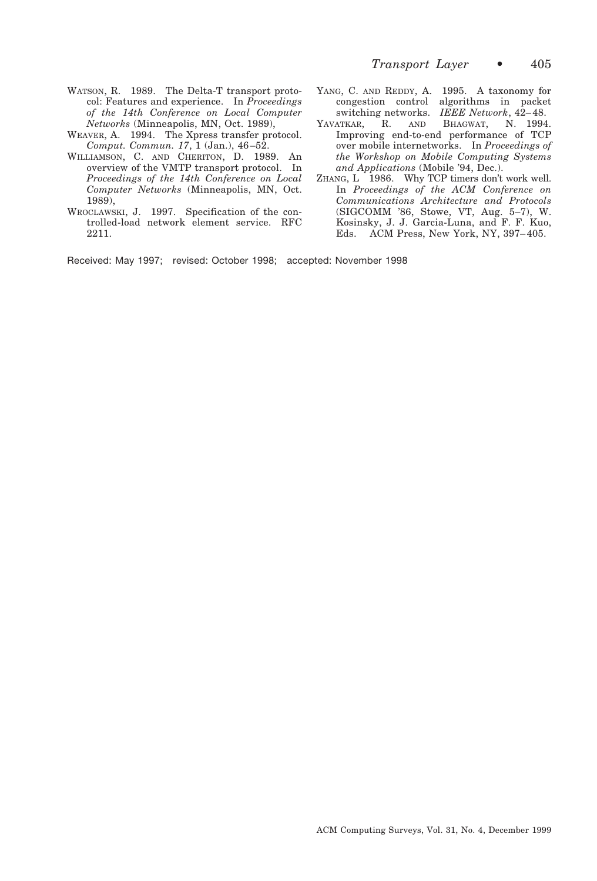WATSON, R. 1989. The Delta-T transport protocol: Features and experience. In *Proceedings of the 14th Conference on Local Computer Networks* (Minneapolis, MN, Oct. 1989),

WEAVER, A. 1994. The Xpress transfer protocol. *Comput. Commun. 17*, 1 (Jan.), 46–52.

WILLIAMSON, C. AND CHERITON, D. 1989. An overview of the VMTP transport protocol. In *Proceedings of the 14th Conference on Local Computer Networks* (Minneapolis, MN, Oct. 1989),

WROCLAWSKI, J. 1997. Specification of the controlled-load network element service. RFC 2211.

YANG, C. AND REDDY, A. 1995. A taxonomy for congestion control algorithms in packet switching networks. *IEEE Network*, 42–48.

YAVATKAR, R. AND BHAGWAT, N. 1994. Improving end-to-end performance of TCP over mobile internetworks. In *Proceedings of the Workshop on Mobile Computing Systems and Applications* (Mobile '94, Dec.).

ZHANG, L 1986. Why TCP timers don't work well. In *Proceedings of the ACM Conference on Communications Architecture and Protocols* (SIGCOMM '86, Stowe, VT, Aug. 5–7), W. Kosinsky, J. J. Garcia-Luna, and F. F. Kuo, Eds. ACM Press, New York, NY, 397–405.

Received: May 1997; revised: October 1998; accepted: November 1998